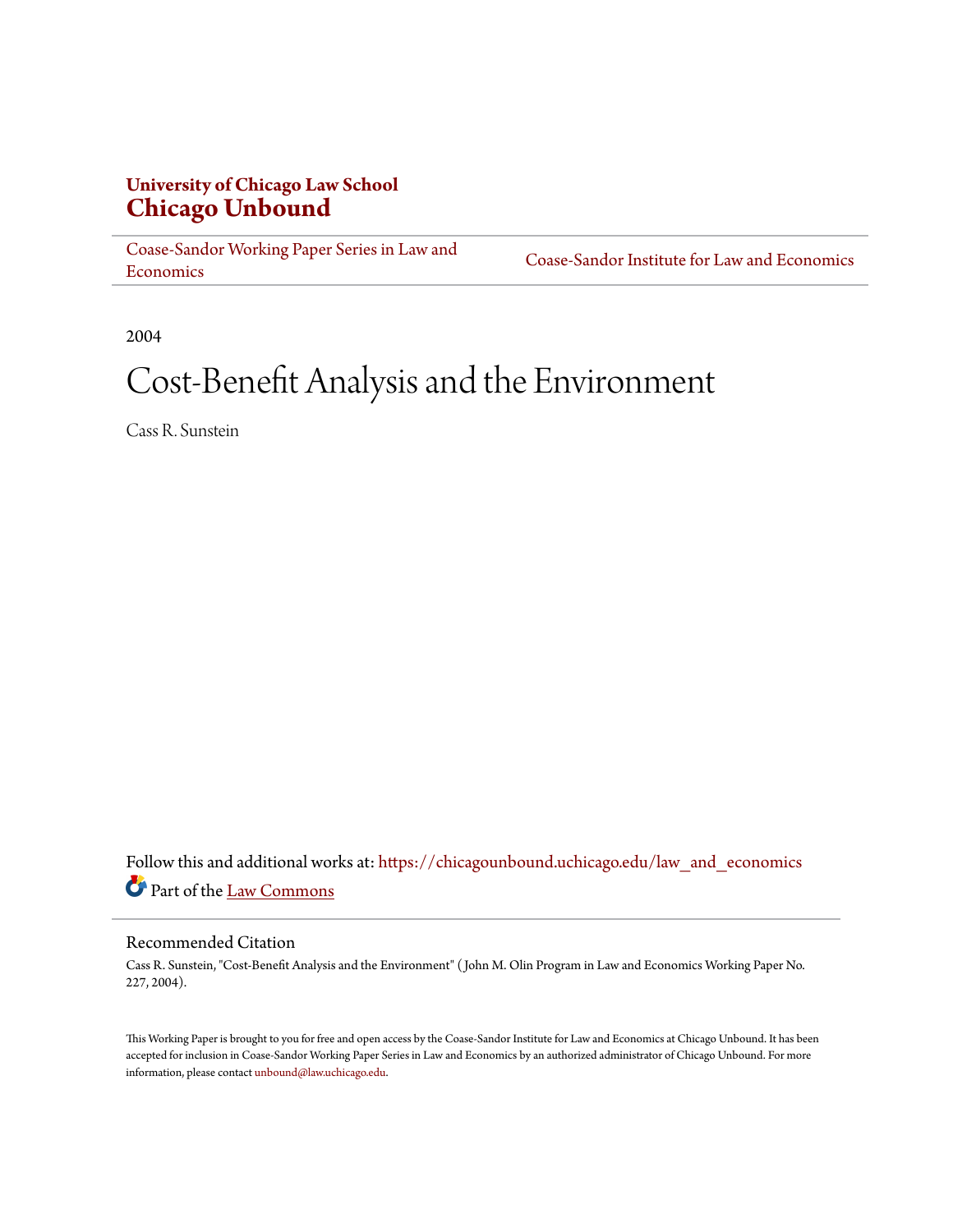**University of Chicago Law School**
**Chicago Unbound**

Coase-Sandor Working Paper Series in Law and Economics | Coase-Sandor Institute for Law and Economics

2004

# Cost-Benefit Analysis and the Environment

Cass R. Sunstein

Follow this and additional works at: https://chicagounbound.uchicago.edu/law_and_economics

Part of the Law Commons

## Recommended Citation

Cass R. Sunstein, "Cost-Benefit Analysis and the Environment" ( John M. Olin Program in Law and Economics Working Paper No. 227, 2004).

This Working Paper is brought to you for free and open access by the Coase-Sandor Institute for Law and Economics at Chicago Unbound. It has been accepted for inclusion in Coase-Sandor Working Paper Series in Law and Economics by an authorized administrator of Chicago Unbound. For more information, please contact unbound@law.uchicago.edu.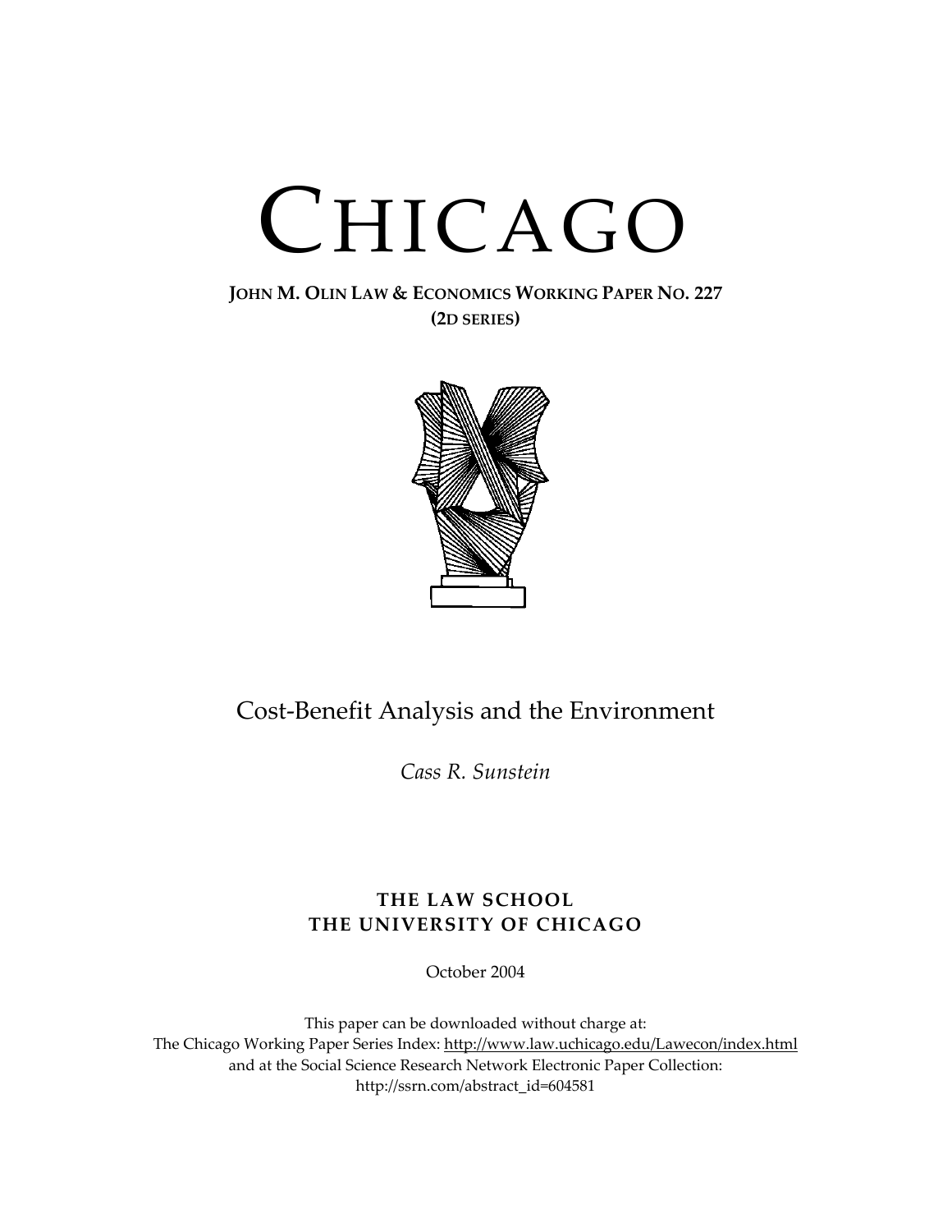# CHICAGO

**JOHN M. OLIN LAW & ECONOMICS WORKING PAPER NO. 227**
**(2D SERIES)**

## Cost-Benefit Analysis and the Environment

*Cass R. Sunstein*

**THE LAW SCHOOL**
**THE UNIVERSITY OF CHICAGO**

October 2004

This paper can be downloaded without charge at:
The Chicago Working Paper Series Index: http://www.law.uchicago.edu/Lawecon/index.html
and at the Social Science Research Network Electronic Paper Collection:
http://ssrn.com/abstract_id=604581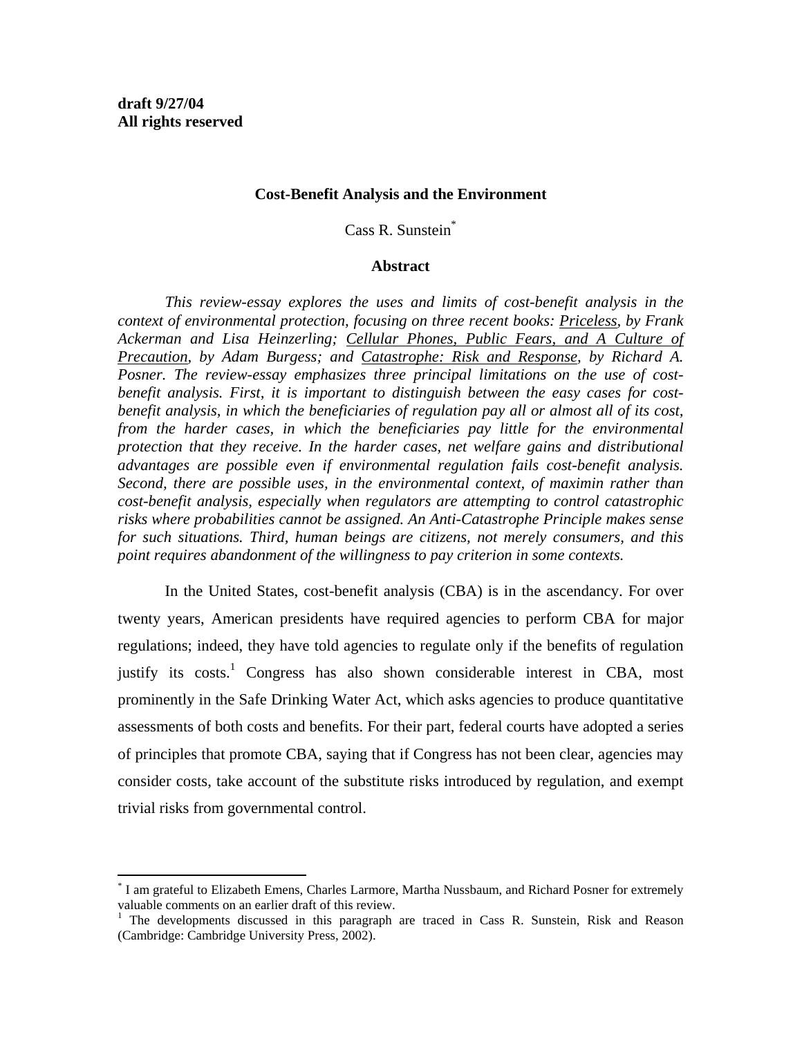**draft 9/27/04**
**All rights reserved**

### Cost-Benefit Analysis and the Environment

Cass R. Sunstein[*]

#### Abstract

*This review-essay explores the uses and limits of cost-benefit analysis in the context of environmental protection, focusing on three recent books: Priceless, by Frank Ackerman and Lisa Heinzerling; Cellular Phones, Public Fears, and A Culture of Precaution, by Adam Burgess; and Catastrophe: Risk and Response, by Richard A. Posner. The review-essay emphasizes three principal limitations on the use of cost-benefit analysis. First, it is important to distinguish between the easy cases for cost-benefit analysis, in which the beneficiaries of regulation pay all or almost all of its cost, from the harder cases, in which the beneficiaries pay little for the environmental protection that they receive. In the harder cases, net welfare gains and distributional advantages are possible even if environmental regulation fails cost-benefit analysis. Second, there are possible uses, in the environmental context, of maximin rather than cost-benefit analysis, especially when regulators are attempting to control catastrophic risks where probabilities cannot be assigned. An Anti-Catastrophe Principle makes sense for such situations. Third, human beings are citizens, not merely consumers, and this point requires abandonment of the willingness to pay criterion in some contexts.*

In the United States, cost-benefit analysis (CBA) is in the ascendancy. For over twenty years, American presidents have required agencies to perform CBA for major regulations; indeed, they have told agencies to regulate only if the benefits of regulation justify its costs.[1] Congress has also shown considerable interest in CBA, most prominently in the Safe Drinking Water Act, which asks agencies to produce quantitative assessments of both costs and benefits. For their part, federal courts have adopted a series of principles that promote CBA, saying that if Congress has not been clear, agencies may consider costs, take account of the substitute risks introduced by regulation, and exempt trivial risks from governmental control.

---

[*] I am grateful to Elizabeth Emens, Charles Larmore, Martha Nussbaum, and Richard Posner for extremely valuable comments on an earlier draft of this review.

[1] The developments discussed in this paragraph are traced in Cass R. Sunstein, Risk and Reason (Cambridge: Cambridge University Press, 2002).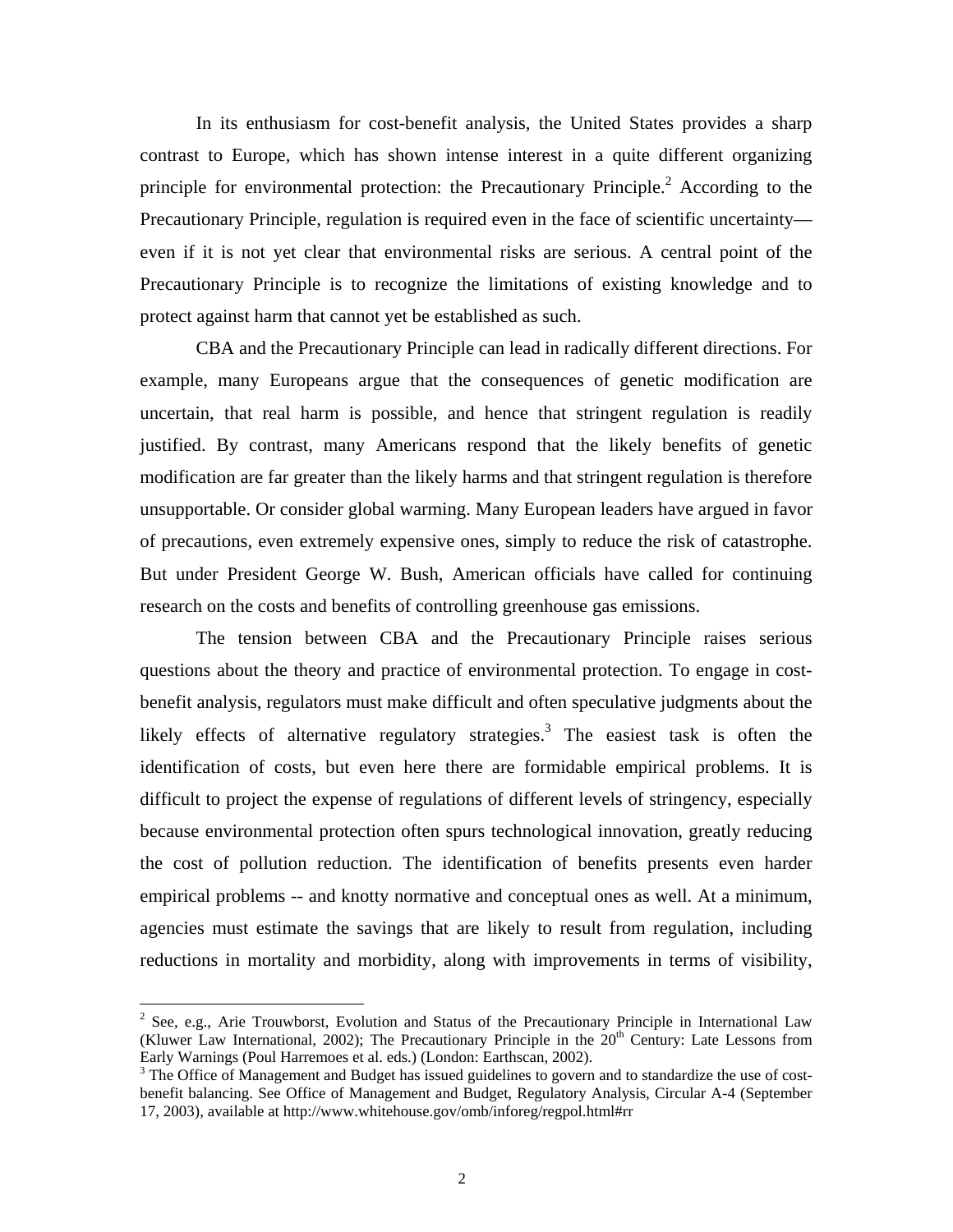In its enthusiasm for cost-benefit analysis, the United States provides a sharp contrast to Europe, which has shown intense interest in a quite different organizing principle for environmental protection: the Precautionary Principle.[2] According to the Precautionary Principle, regulation is required even in the face of scientific uncertainty—even if it is not yet clear that environmental risks are serious. A central point of the Precautionary Principle is to recognize the limitations of existing knowledge and to protect against harm that cannot yet be established as such.

CBA and the Precautionary Principle can lead in radically different directions. For example, many Europeans argue that the consequences of genetic modification are uncertain, that real harm is possible, and hence that stringent regulation is readily justified. By contrast, many Americans respond that the likely benefits of genetic modification are far greater than the likely harms and that stringent regulation is therefore unsupportable. Or consider global warming. Many European leaders have argued in favor of precautions, even extremely expensive ones, simply to reduce the risk of catastrophe. But under President George W. Bush, American officials have called for continuing research on the costs and benefits of controlling greenhouse gas emissions.

The tension between CBA and the Precautionary Principle raises serious questions about the theory and practice of environmental protection. To engage in cost-benefit analysis, regulators must make difficult and often speculative judgments about the likely effects of alternative regulatory strategies.[3] The easiest task is often the identification of costs, but even here there are formidable empirical problems. It is difficult to project the expense of regulations of different levels of stringency, especially because environmental protection often spurs technological innovation, greatly reducing the cost of pollution reduction. The identification of benefits presents even harder empirical problems -- and knotty normative and conceptual ones as well. At a minimum, agencies must estimate the savings that are likely to result from regulation, including reductions in mortality and morbidity, along with improvements in terms of visibility,

---

[2] See, e.g., Arie Trouwborst, Evolution and Status of the Precautionary Principle in International Law (Kluwer Law International, 2002); The Precautionary Principle in the 20th Century: Late Lessons from Early Warnings (Poul Harremoes et al. eds.) (London: Earthscan, 2002).

[3] The Office of Management and Budget has issued guidelines to govern and to standardize the use of cost-benefit balancing. See Office of Management and Budget, Regulatory Analysis, Circular A-4 (September 17, 2003), available at http://www.whitehouse.gov/omb/inforeg/regpol.html#rr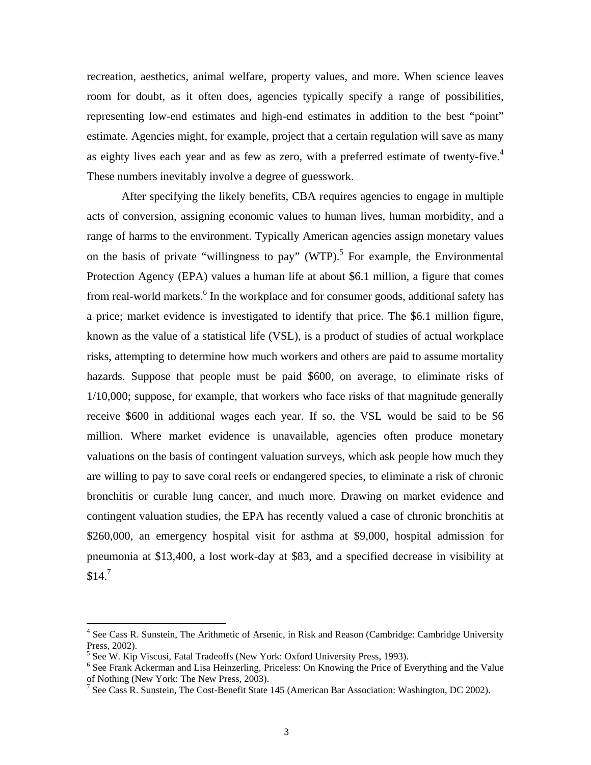recreation, aesthetics, animal welfare, property values, and more. When science leaves room for doubt, as it often does, agencies typically specify a range of possibilities, representing low-end estimates and high-end estimates in addition to the best "point" estimate. Agencies might, for example, project that a certain regulation will save as many as eighty lives each year and as few as zero, with a preferred estimate of twenty-five.[4] These numbers inevitably involve a degree of guesswork.

After specifying the likely benefits, CBA requires agencies to engage in multiple acts of conversion, assigning economic values to human lives, human morbidity, and a range of harms to the environment. Typically American agencies assign monetary values on the basis of private "willingness to pay" (WTP).[5] For example, the Environmental Protection Agency (EPA) values a human life at about $6.1 million, a figure that comes from real-world markets.[6] In the workplace and for consumer goods, additional safety has a price; market evidence is investigated to identify that price. The $6.1 million figure, known as the value of a statistical life (VSL), is a product of studies of actual workplace risks, attempting to determine how much workers and others are paid to assume mortality hazards. Suppose that people must be paid $600, on average, to eliminate risks of 1/10,000; suppose, for example, that workers who face risks of that magnitude generally receive $600 in additional wages each year. If so, the VSL would be said to be $6 million. Where market evidence is unavailable, agencies often produce monetary valuations on the basis of contingent valuation surveys, which ask people how much they are willing to pay to save coral reefs or endangered species, to eliminate a risk of chronic bronchitis or curable lung cancer, and much more. Drawing on market evidence and contingent valuation studies, the EPA has recently valued a case of chronic bronchitis at $260,000, an emergency hospital visit for asthma at $9,000, hospital admission for pneumonia at $13,400, a lost work-day at $83, and a specified decrease in visibility at $14.[7]

---

[4] See Cass R. Sunstein, The Arithmetic of Arsenic, in Risk and Reason (Cambridge: Cambridge University Press, 2002).

[5] See W. Kip Viscusi, Fatal Tradeoffs (New York: Oxford University Press, 1993).

[6] See Frank Ackerman and Lisa Heinzerling, Priceless: On Knowing the Price of Everything and the Value of Nothing (New York: The New Press, 2003).

[7] See Cass R. Sunstein, The Cost-Benefit State 145 (American Bar Association: Washington, DC 2002).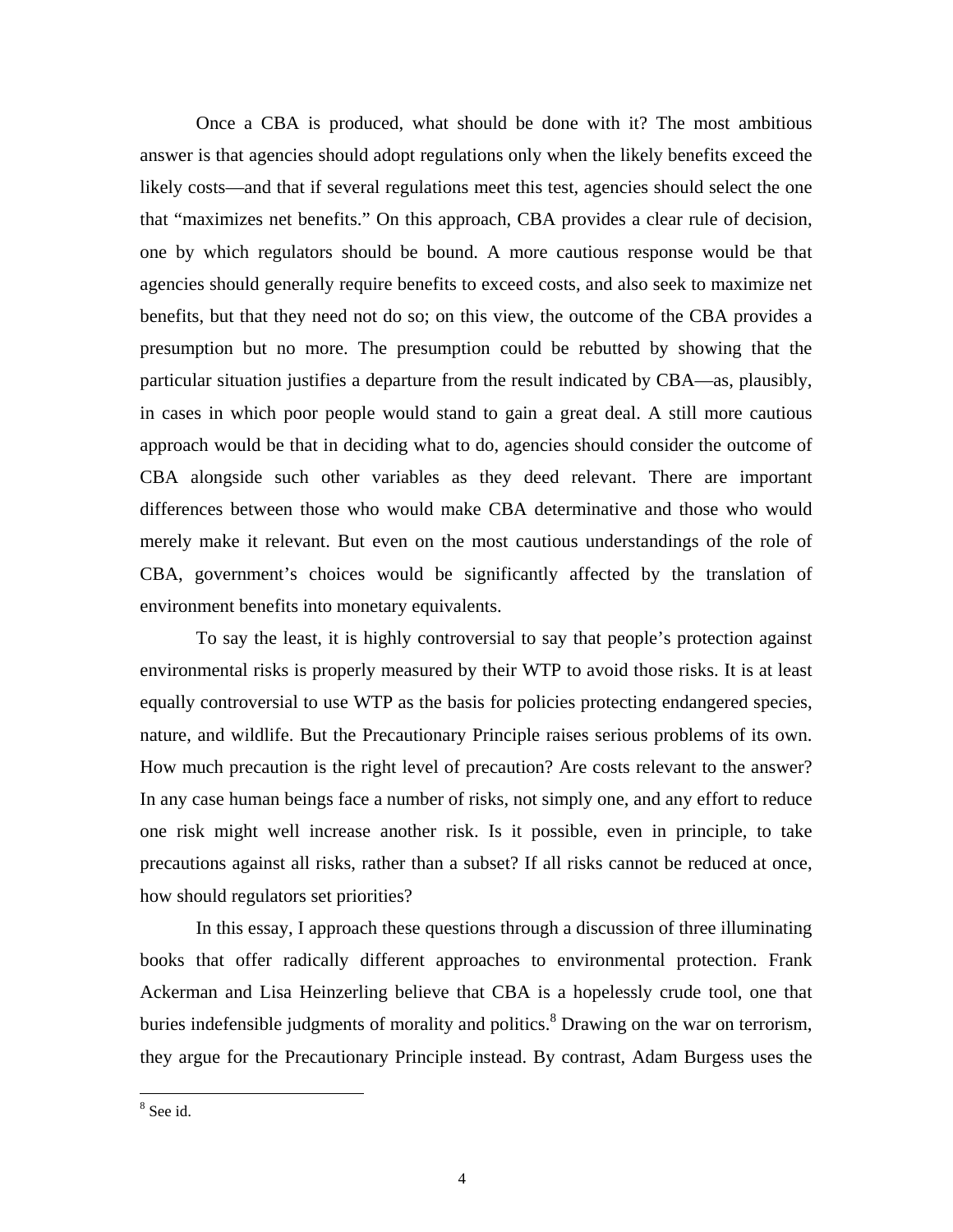Once a CBA is produced, what should be done with it? The most ambitious answer is that agencies should adopt regulations only when the likely benefits exceed the likely costs—and that if several regulations meet this test, agencies should select the one that "maximizes net benefits." On this approach, CBA provides a clear rule of decision, one by which regulators should be bound. A more cautious response would be that agencies should generally require benefits to exceed costs, and also seek to maximize net benefits, but that they need not do so; on this view, the outcome of the CBA provides a presumption but no more. The presumption could be rebutted by showing that the particular situation justifies a departure from the result indicated by CBA—as, plausibly, in cases in which poor people would stand to gain a great deal. A still more cautious approach would be that in deciding what to do, agencies should consider the outcome of CBA alongside such other variables as they deed relevant. There are important differences between those who would make CBA determinative and those who would merely make it relevant. But even on the most cautious understandings of the role of CBA, government's choices would be significantly affected by the translation of environment benefits into monetary equivalents.

To say the least, it is highly controversial to say that people's protection against environmental risks is properly measured by their WTP to avoid those risks. It is at least equally controversial to use WTP as the basis for policies protecting endangered species, nature, and wildlife. But the Precautionary Principle raises serious problems of its own. How much precaution is the right level of precaution? Are costs relevant to the answer? In any case human beings face a number of risks, not simply one, and any effort to reduce one risk might well increase another risk. Is it possible, even in principle, to take precautions against all risks, rather than a subset? If all risks cannot be reduced at once, how should regulators set priorities?

In this essay, I approach these questions through a discussion of three illuminating books that offer radically different approaches to environmental protection. Frank Ackerman and Lisa Heinzerling believe that CBA is a hopelessly crude tool, one that buries indefensible judgments of morality and politics.[8] Drawing on the war on terrorism, they argue for the Precautionary Principle instead. By contrast, Adam Burgess uses the

[8] See id.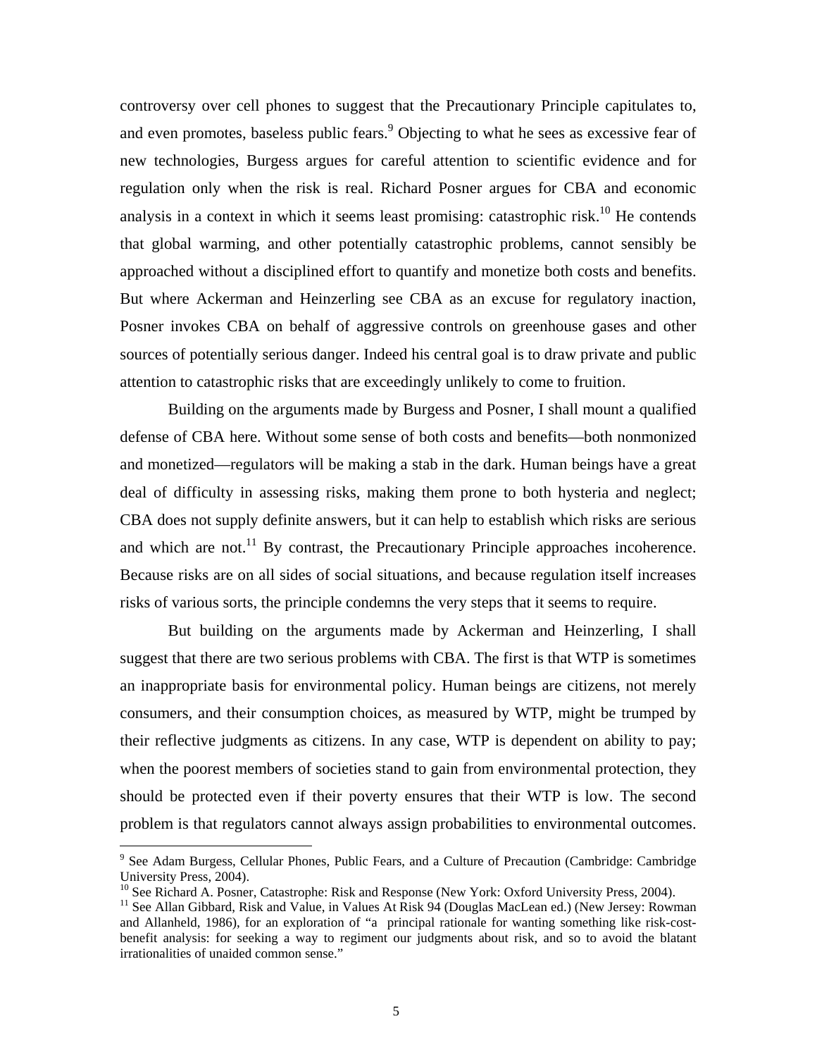controversy over cell phones to suggest that the Precautionary Principle capitulates to, and even promotes, baseless public fears.[9] Objecting to what he sees as excessive fear of new technologies, Burgess argues for careful attention to scientific evidence and for regulation only when the risk is real. Richard Posner argues for CBA and economic analysis in a context in which it seems least promising: catastrophic risk.[10] He contends that global warming, and other potentially catastrophic problems, cannot sensibly be approached without a disciplined effort to quantify and monetize both costs and benefits. But where Ackerman and Heinzerling see CBA as an excuse for regulatory inaction, Posner invokes CBA on behalf of aggressive controls on greenhouse gases and other sources of potentially serious danger. Indeed his central goal is to draw private and public attention to catastrophic risks that are exceedingly unlikely to come to fruition.

Building on the arguments made by Burgess and Posner, I shall mount a qualified defense of CBA here. Without some sense of both costs and benefits—both nonmonized and monetized—regulators will be making a stab in the dark. Human beings have a great deal of difficulty in assessing risks, making them prone to both hysteria and neglect; CBA does not supply definite answers, but it can help to establish which risks are serious and which are not.[11] By contrast, the Precautionary Principle approaches incoherence. Because risks are on all sides of social situations, and because regulation itself increases risks of various sorts, the principle condemns the very steps that it seems to require.

But building on the arguments made by Ackerman and Heinzerling, I shall suggest that there are two serious problems with CBA. The first is that WTP is sometimes an inappropriate basis for environmental policy. Human beings are citizens, not merely consumers, and their consumption choices, as measured by WTP, might be trumped by their reflective judgments as citizens. In any case, WTP is dependent on ability to pay; when the poorest members of societies stand to gain from environmental protection, they should be protected even if their poverty ensures that their WTP is low. The second problem is that regulators cannot always assign probabilities to environmental outcomes.

---

[9] See Adam Burgess, Cellular Phones, Public Fears, and a Culture of Precaution (Cambridge: Cambridge University Press, 2004).

[10] See Richard A. Posner, Catastrophe: Risk and Response (New York: Oxford University Press, 2004).

[11] See Allan Gibbard, Risk and Value, in Values At Risk 94 (Douglas MacLean ed.) (New Jersey: Rowman and Allanheld, 1986), for an exploration of "a principal rationale for wanting something like risk-cost-benefit analysis: for seeking a way to regiment our judgments about risk, and so to avoid the blatant irrationalities of unaided common sense."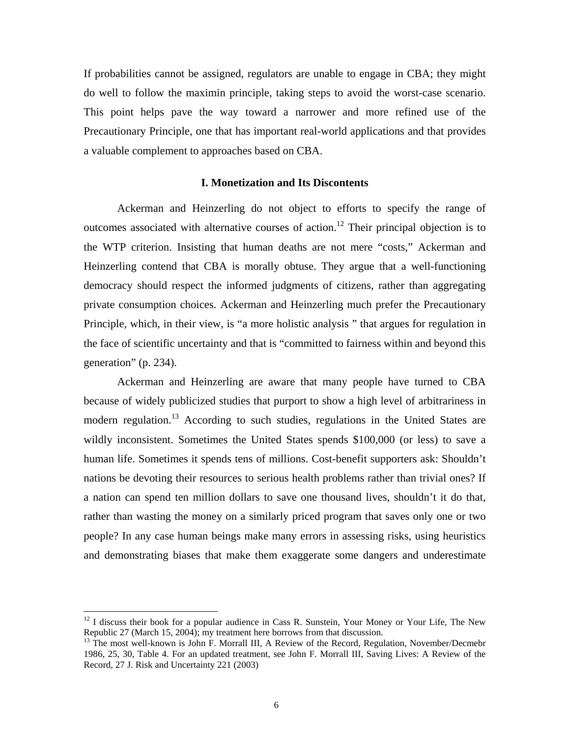If probabilities cannot be assigned, regulators are unable to engage in CBA; they might do well to follow the maximin principle, taking steps to avoid the worst-case scenario. This point helps pave the way toward a narrower and more refined use of the Precautionary Principle, one that has important real-world applications and that provides a valuable complement to approaches based on CBA.

## I. Monetization and Its Discontents

Ackerman and Heinzerling do not object to efforts to specify the range of outcomes associated with alternative courses of action.[12] Their principal objection is to the WTP criterion. Insisting that human deaths are not mere "costs," Ackerman and Heinzerling contend that CBA is morally obtuse. They argue that a well-functioning democracy should respect the informed judgments of citizens, rather than aggregating private consumption choices. Ackerman and Heinzerling much prefer the Precautionary Principle, which, in their view, is "a more holistic analysis " that argues for regulation in the face of scientific uncertainty and that is "committed to fairness within and beyond this generation" (p. 234).

Ackerman and Heinzerling are aware that many people have turned to CBA because of widely publicized studies that purport to show a high level of arbitrariness in modern regulation.[13] According to such studies, regulations in the United States are wildly inconsistent. Sometimes the United States spends $100,000 (or less) to save a human life. Sometimes it spends tens of millions. Cost-benefit supporters ask: Shouldn't nations be devoting their resources to serious health problems rather than trivial ones? If a nation can spend ten million dollars to save one thousand lives, shouldn't it do that, rather than wasting the money on a similarly priced program that saves only one or two people? In any case human beings make many errors in assessing risks, using heuristics and demonstrating biases that make them exaggerate some dangers and underestimate

---

[12] I discuss their book for a popular audience in Cass R. Sunstein, Your Money or Your Life, The New Republic 27 (March 15, 2004); my treatment here borrows from that discussion.

[13] The most well-known is John F. Morrall III, A Review of the Record, Regulation, November/Decmebr 1986, 25, 30, Table 4. For an updated treatment, see John F. Morrall III, Saving Lives: A Review of the Record, 27 J. Risk and Uncertainty 221 (2003)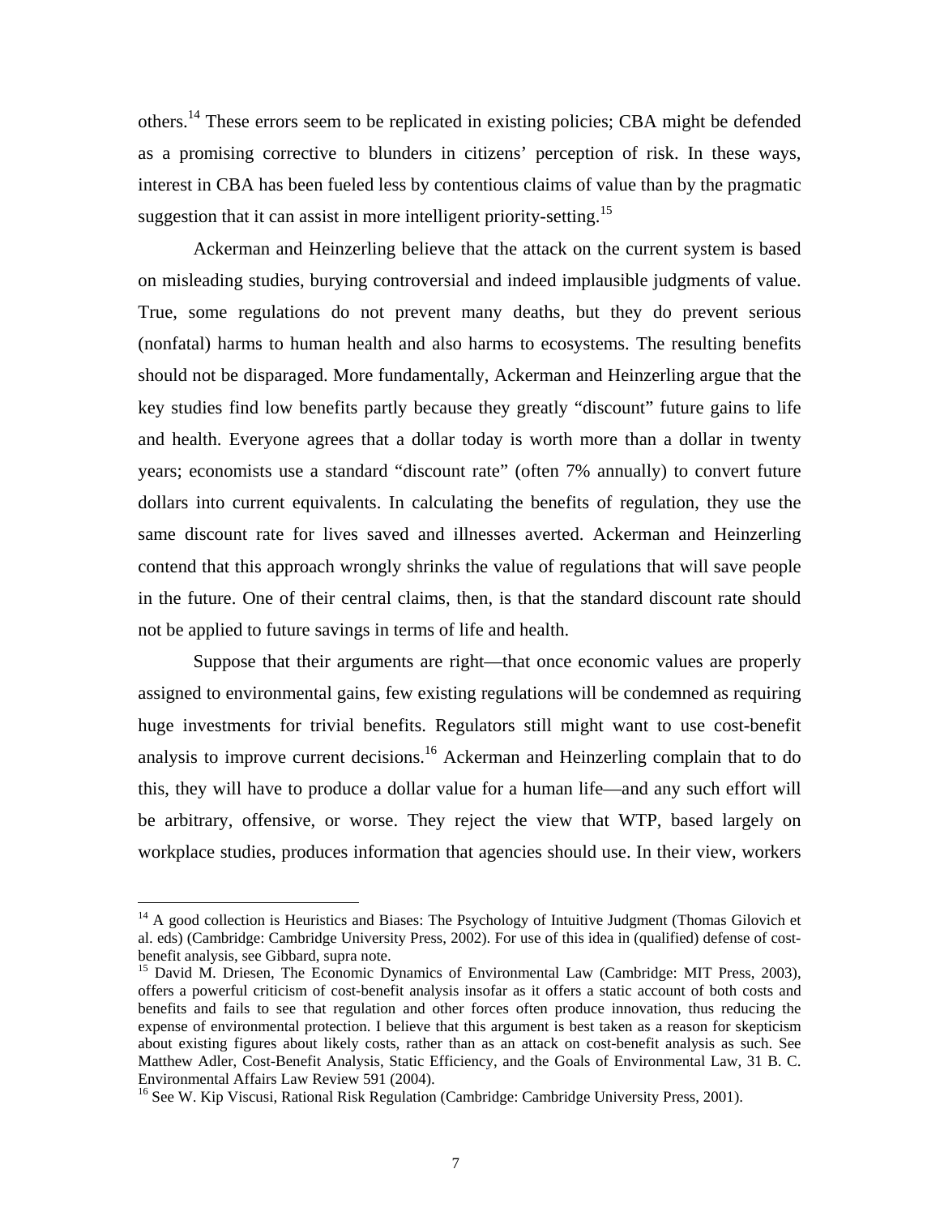others.[14] These errors seem to be replicated in existing policies; CBA might be defended as a promising corrective to blunders in citizens' perception of risk. In these ways, interest in CBA has been fueled less by contentious claims of value than by the pragmatic suggestion that it can assist in more intelligent priority-setting.[15]

Ackerman and Heinzerling believe that the attack on the current system is based on misleading studies, burying controversial and indeed implausible judgments of value. True, some regulations do not prevent many deaths, but they do prevent serious (nonfatal) harms to human health and also harms to ecosystems. The resulting benefits should not be disparaged. More fundamentally, Ackerman and Heinzerling argue that the key studies find low benefits partly because they greatly "discount" future gains to life and health. Everyone agrees that a dollar today is worth more than a dollar in twenty years; economists use a standard "discount rate" (often 7% annually) to convert future dollars into current equivalents. In calculating the benefits of regulation, they use the same discount rate for lives saved and illnesses averted. Ackerman and Heinzerling contend that this approach wrongly shrinks the value of regulations that will save people in the future. One of their central claims, then, is that the standard discount rate should not be applied to future savings in terms of life and health.

Suppose that their arguments are right—that once economic values are properly assigned to environmental gains, few existing regulations will be condemned as requiring huge investments for trivial benefits. Regulators still might want to use cost-benefit analysis to improve current decisions.[16] Ackerman and Heinzerling complain that to do this, they will have to produce a dollar value for a human life—and any such effort will be arbitrary, offensive, or worse. They reject the view that WTP, based largely on workplace studies, produces information that agencies should use. In their view, workers

---

[14] A good collection is Heuristics and Biases: The Psychology of Intuitive Judgment (Thomas Gilovich et al. eds) (Cambridge: Cambridge University Press, 2002). For use of this idea in (qualified) defense of cost-benefit analysis, see Gibbard, supra note.

[15] David M. Driesen, The Economic Dynamics of Environmental Law (Cambridge: MIT Press, 2003), offers a powerful criticism of cost-benefit analysis insofar as it offers a static account of both costs and benefits and fails to see that regulation and other forces often produce innovation, thus reducing the expense of environmental protection. I believe that this argument is best taken as a reason for skepticism about existing figures about likely costs, rather than as an attack on cost-benefit analysis as such. See Matthew Adler, Cost-Benefit Analysis, Static Efficiency, and the Goals of Environmental Law, 31 B. C. Environmental Affairs Law Review 591 (2004).

[16] See W. Kip Viscusi, Rational Risk Regulation (Cambridge: Cambridge University Press, 2001).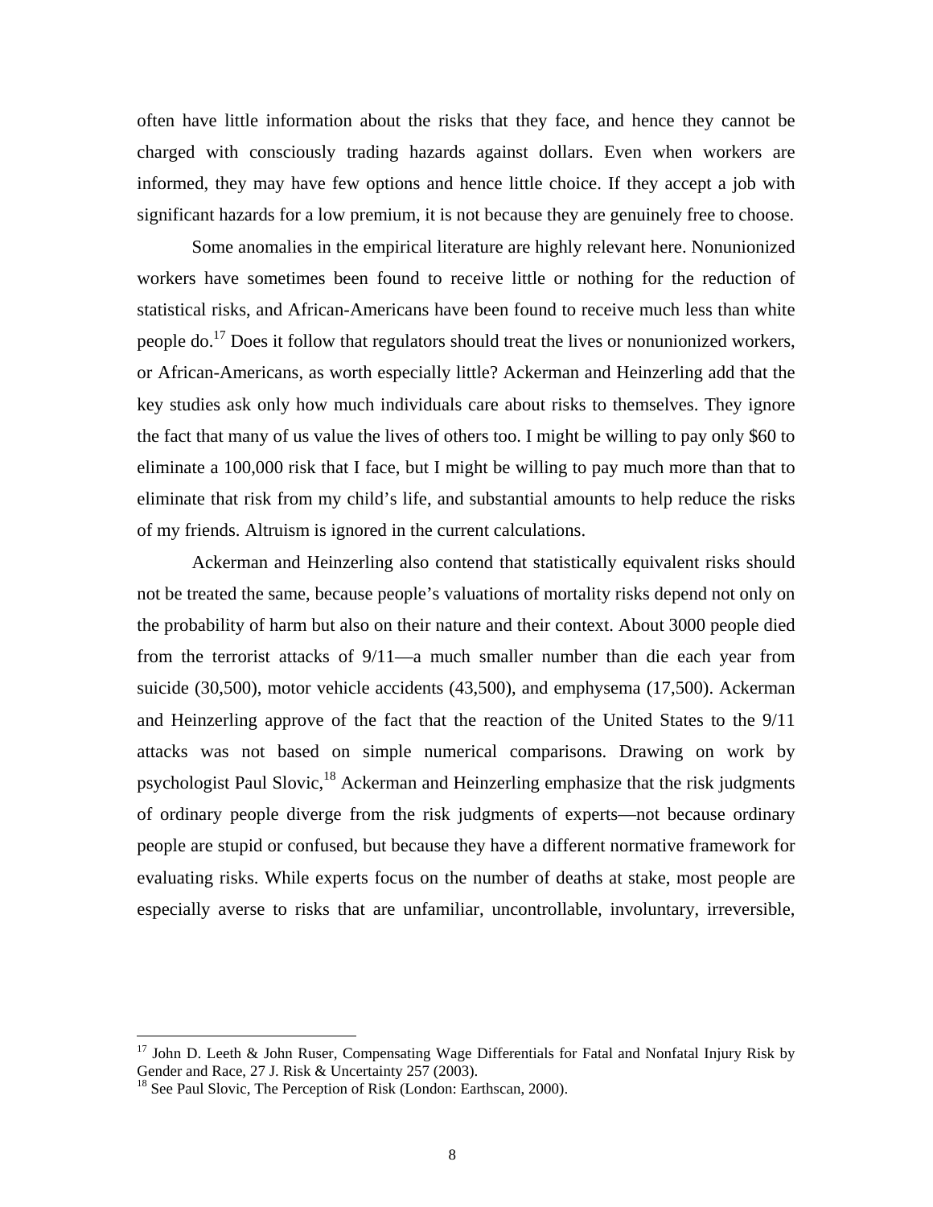often have little information about the risks that they face, and hence they cannot be charged with consciously trading hazards against dollars. Even when workers are informed, they may have few options and hence little choice. If they accept a job with significant hazards for a low premium, it is not because they are genuinely free to choose.

Some anomalies in the empirical literature are highly relevant here. Nonunionized workers have sometimes been found to receive little or nothing for the reduction of statistical risks, and African-Americans have been found to receive much less than white people do.[17] Does it follow that regulators should treat the lives or nonunionized workers, or African-Americans, as worth especially little? Ackerman and Heinzerling add that the key studies ask only how much individuals care about risks to themselves. They ignore the fact that many of us value the lives of others too. I might be willing to pay only $60 to eliminate a 100,000 risk that I face, but I might be willing to pay much more than that to eliminate that risk from my child's life, and substantial amounts to help reduce the risks of my friends. Altruism is ignored in the current calculations.

Ackerman and Heinzerling also contend that statistically equivalent risks should not be treated the same, because people's valuations of mortality risks depend not only on the probability of harm but also on their nature and their context. About 3000 people died from the terrorist attacks of 9/11—a much smaller number than die each year from suicide (30,500), motor vehicle accidents (43,500), and emphysema (17,500). Ackerman and Heinzerling approve of the fact that the reaction of the United States to the 9/11 attacks was not based on simple numerical comparisons. Drawing on work by psychologist Paul Slovic,[18] Ackerman and Heinzerling emphasize that the risk judgments of ordinary people diverge from the risk judgments of experts—not because ordinary people are stupid or confused, but because they have a different normative framework for evaluating risks. While experts focus on the number of deaths at stake, most people are especially averse to risks that are unfamiliar, uncontrollable, involuntary, irreversible,

---

[17] John D. Leeth & John Ruser, Compensating Wage Differentials for Fatal and Nonfatal Injury Risk by Gender and Race, 27 J. Risk & Uncertainty 257 (2003).

[18] See Paul Slovic, The Perception of Risk (London: Earthscan, 2000).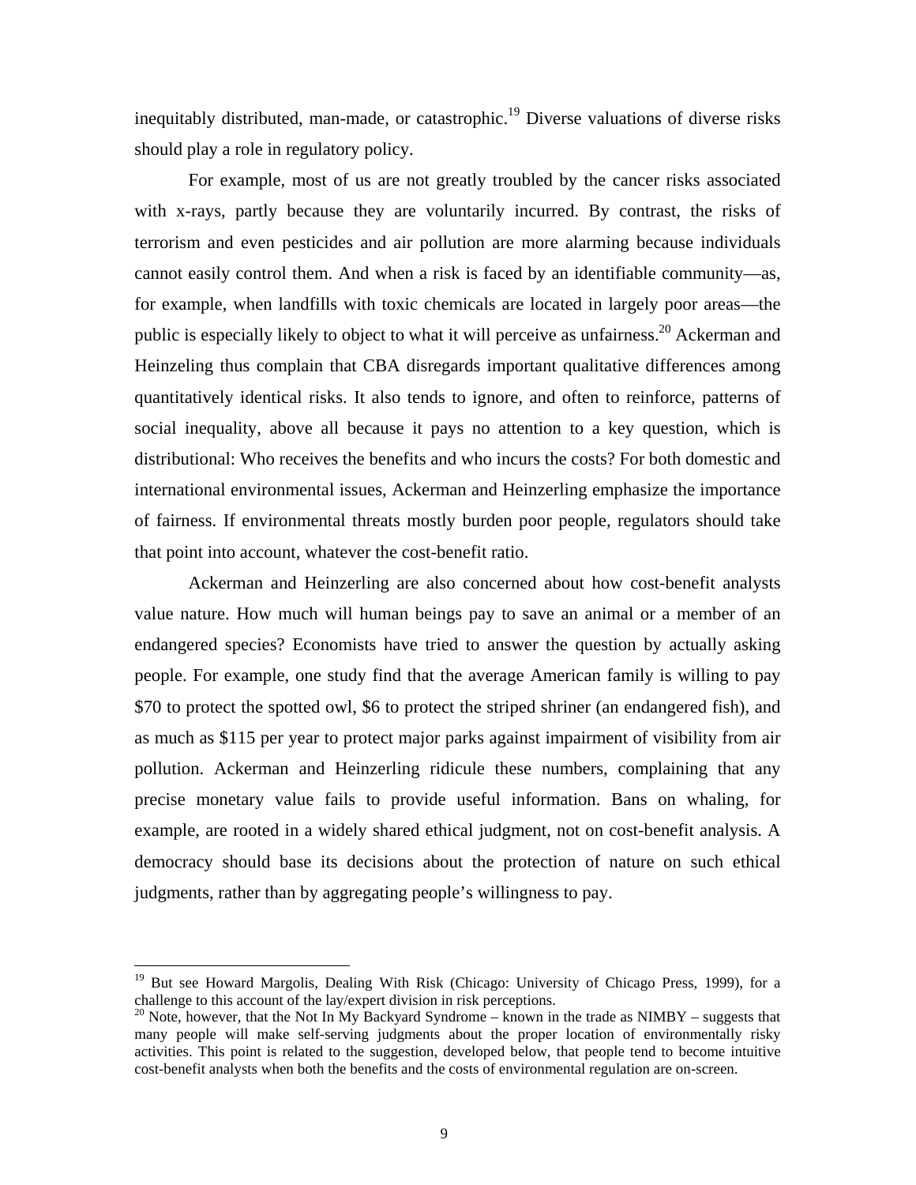inequitably distributed, man-made, or catastrophic.[19] Diverse valuations of diverse risks should play a role in regulatory policy.

For example, most of us are not greatly troubled by the cancer risks associated with x-rays, partly because they are voluntarily incurred. By contrast, the risks of terrorism and even pesticides and air pollution are more alarming because individuals cannot easily control them. And when a risk is faced by an identifiable community—as, for example, when landfills with toxic chemicals are located in largely poor areas—the public is especially likely to object to what it will perceive as unfairness.[20] Ackerman and Heinzeling thus complain that CBA disregards important qualitative differences among quantitatively identical risks. It also tends to ignore, and often to reinforce, patterns of social inequality, above all because it pays no attention to a key question, which is distributional: Who receives the benefits and who incurs the costs? For both domestic and international environmental issues, Ackerman and Heinzerling emphasize the importance of fairness. If environmental threats mostly burden poor people, regulators should take that point into account, whatever the cost-benefit ratio.

Ackerman and Heinzerling are also concerned about how cost-benefit analysts value nature. How much will human beings pay to save an animal or a member of an endangered species? Economists have tried to answer the question by actually asking people. For example, one study find that the average American family is willing to pay $70 to protect the spotted owl, $6 to protect the striped shriner (an endangered fish), and as much as $115 per year to protect major parks against impairment of visibility from air pollution. Ackerman and Heinzerling ridicule these numbers, complaining that any precise monetary value fails to provide useful information. Bans on whaling, for example, are rooted in a widely shared ethical judgment, not on cost-benefit analysis. A democracy should base its decisions about the protection of nature on such ethical judgments, rather than by aggregating people's willingness to pay.

---

[19] But see Howard Margolis, Dealing With Risk (Chicago: University of Chicago Press, 1999), for a challenge to this account of the lay/expert division in risk perceptions.

[20] Note, however, that the Not In My Backyard Syndrome – known in the trade as NIMBY – suggests that many people will make self-serving judgments about the proper location of environmentally risky activities. This point is related to the suggestion, developed below, that people tend to become intuitive cost-benefit analysts when both the benefits and the costs of environmental regulation are on-screen.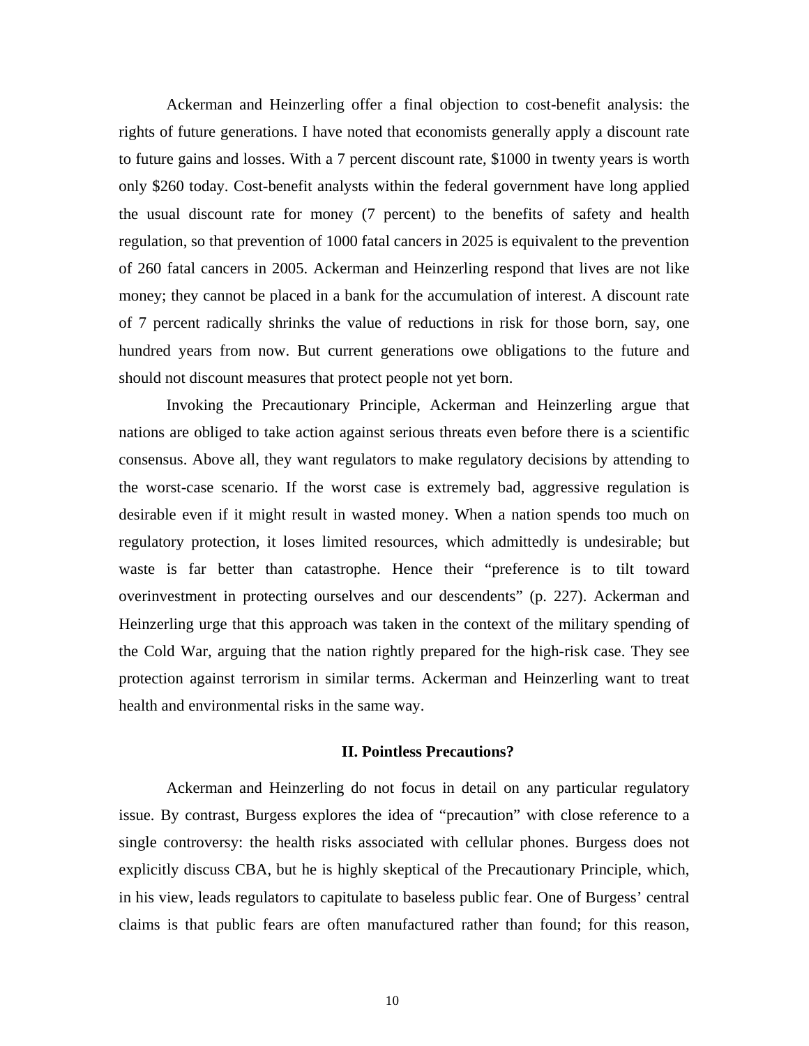Ackerman and Heinzerling offer a final objection to cost-benefit analysis: the rights of future generations. I have noted that economists generally apply a discount rate to future gains and losses. With a 7 percent discount rate, $1000 in twenty years is worth only $260 today. Cost-benefit analysts within the federal government have long applied the usual discount rate for money (7 percent) to the benefits of safety and health regulation, so that prevention of 1000 fatal cancers in 2025 is equivalent to the prevention of 260 fatal cancers in 2005. Ackerman and Heinzerling respond that lives are not like money; they cannot be placed in a bank for the accumulation of interest. A discount rate of 7 percent radically shrinks the value of reductions in risk for those born, say, one hundred years from now. But current generations owe obligations to the future and should not discount measures that protect people not yet born.

Invoking the Precautionary Principle, Ackerman and Heinzerling argue that nations are obliged to take action against serious threats even before there is a scientific consensus. Above all, they want regulators to make regulatory decisions by attending to the worst-case scenario. If the worst case is extremely bad, aggressive regulation is desirable even if it might result in wasted money. When a nation spends too much on regulatory protection, it loses limited resources, which admittedly is undesirable; but waste is far better than catastrophe. Hence their "preference is to tilt toward overinvestment in protecting ourselves and our descendents" (p. 227). Ackerman and Heinzerling urge that this approach was taken in the context of the military spending of the Cold War, arguing that the nation rightly prepared for the high-risk case. They see protection against terrorism in similar terms. Ackerman and Heinzerling want to treat health and environmental risks in the same way.

## II. Pointless Precautions?

Ackerman and Heinzerling do not focus in detail on any particular regulatory issue. By contrast, Burgess explores the idea of "precaution" with close reference to a single controversy: the health risks associated with cellular phones. Burgess does not explicitly discuss CBA, but he is highly skeptical of the Precautionary Principle, which, in his view, leads regulators to capitulate to baseless public fear. One of Burgess' central claims is that public fears are often manufactured rather than found; for this reason,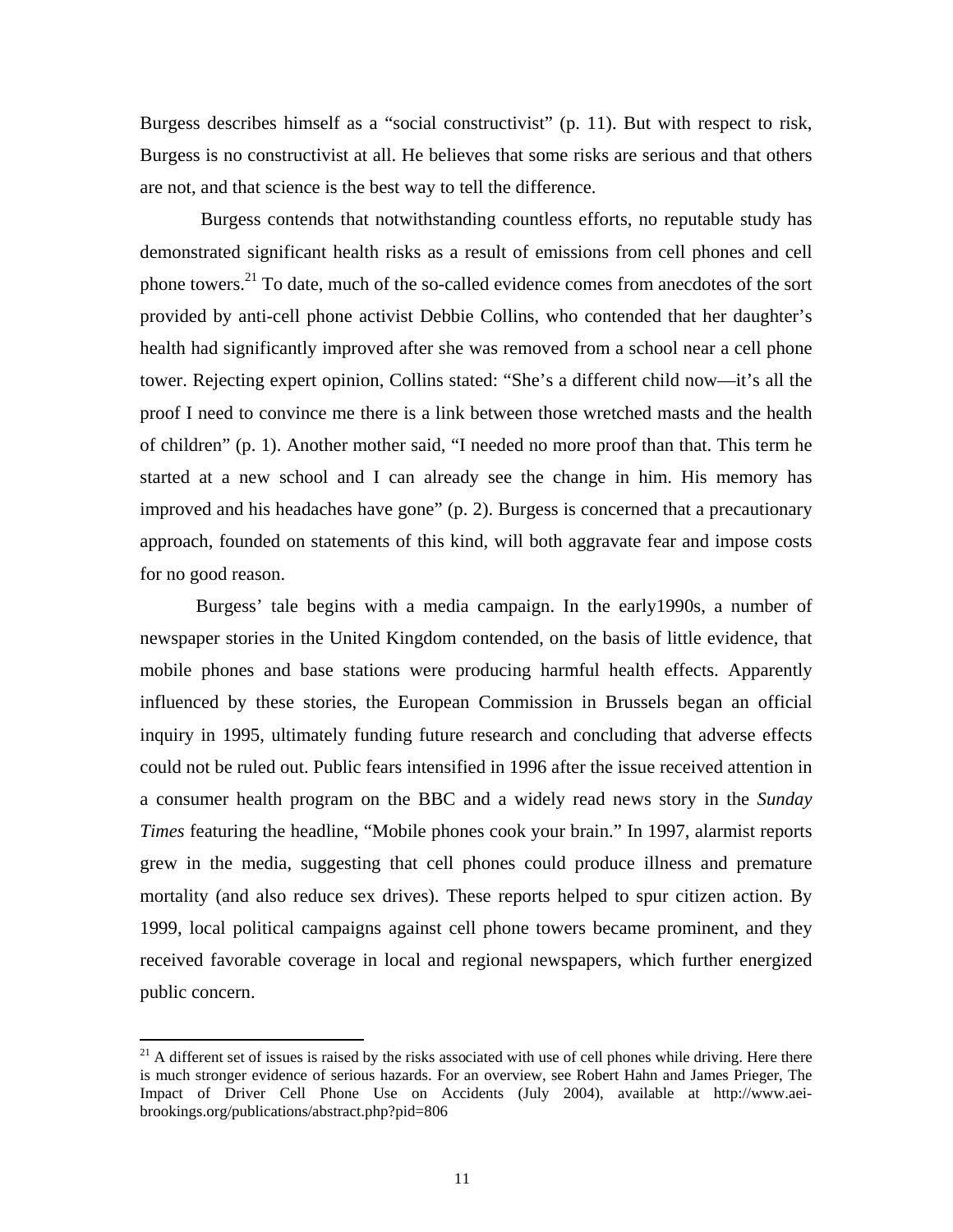Burgess describes himself as a "social constructivist" (p. 11). But with respect to risk, Burgess is no constructivist at all. He believes that some risks are serious and that others are not, and that science is the best way to tell the difference.

Burgess contends that notwithstanding countless efforts, no reputable study has demonstrated significant health risks as a result of emissions from cell phones and cell phone towers.[21] To date, much of the so-called evidence comes from anecdotes of the sort provided by anti-cell phone activist Debbie Collins, who contended that her daughter's health had significantly improved after she was removed from a school near a cell phone tower. Rejecting expert opinion, Collins stated: "She's a different child now—it's all the proof I need to convince me there is a link between those wretched masts and the health of children" (p. 1). Another mother said, "I needed no more proof than that. This term he started at a new school and I can already see the change in him. His memory has improved and his headaches have gone" (p. 2). Burgess is concerned that a precautionary approach, founded on statements of this kind, will both aggravate fear and impose costs for no good reason.

Burgess' tale begins with a media campaign. In the early1990s, a number of newspaper stories in the United Kingdom contended, on the basis of little evidence, that mobile phones and base stations were producing harmful health effects. Apparently influenced by these stories, the European Commission in Brussels began an official inquiry in 1995, ultimately funding future research and concluding that adverse effects could not be ruled out. Public fears intensified in 1996 after the issue received attention in a consumer health program on the BBC and a widely read news story in the *Sunday Times* featuring the headline, "Mobile phones cook your brain." In 1997, alarmist reports grew in the media, suggesting that cell phones could produce illness and premature mortality (and also reduce sex drives). These reports helped to spur citizen action. By 1999, local political campaigns against cell phone towers became prominent, and they received favorable coverage in local and regional newspapers, which further energized public concern.

[21] A different set of issues is raised by the risks associated with use of cell phones while driving. Here there is much stronger evidence of serious hazards. For an overview, see Robert Hahn and James Prieger, The Impact of Driver Cell Phone Use on Accidents (July 2004), available at http://www.aei-brookings.org/publications/abstract.php?pid=806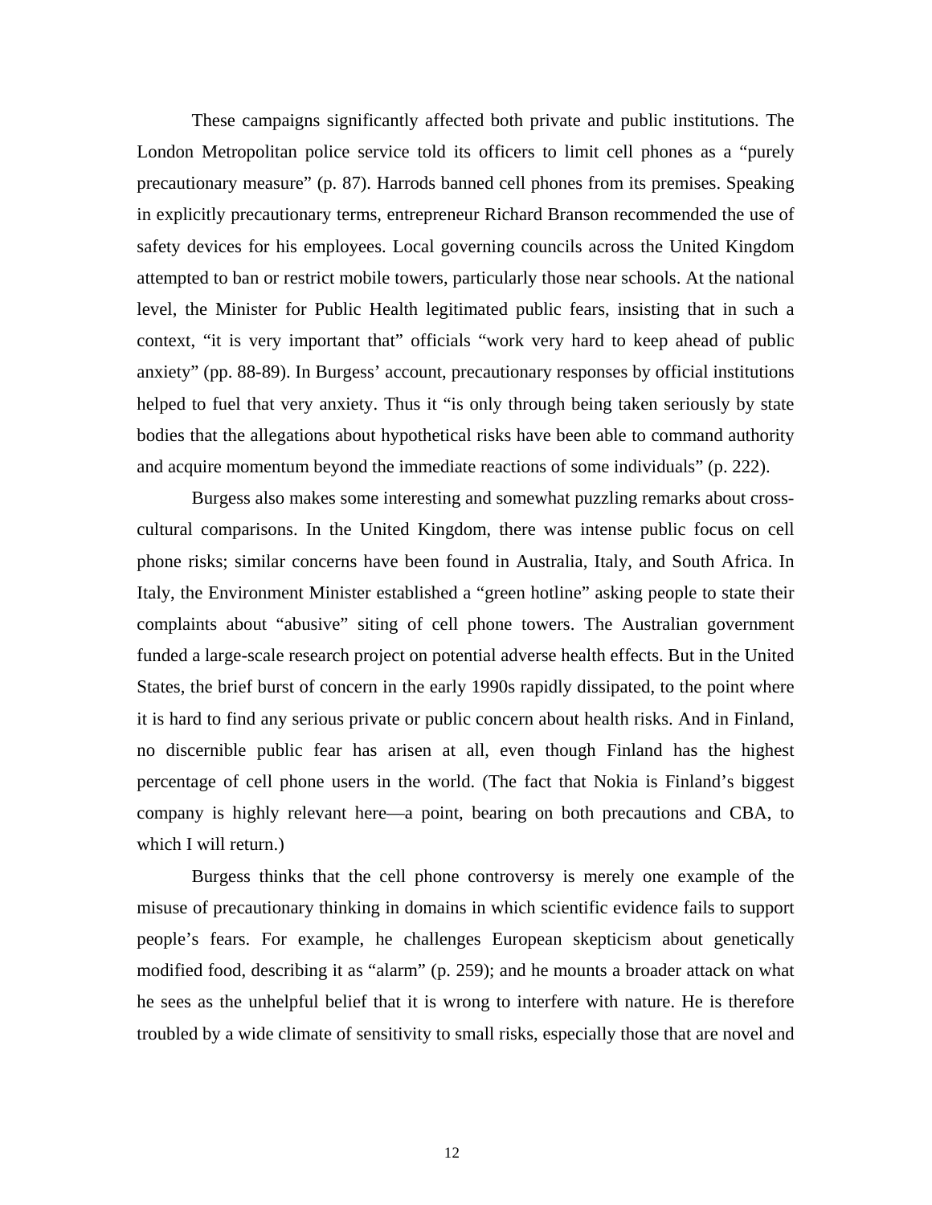These campaigns significantly affected both private and public institutions. The London Metropolitan police service told its officers to limit cell phones as a "purely precautionary measure" (p. 87). Harrods banned cell phones from its premises. Speaking in explicitly precautionary terms, entrepreneur Richard Branson recommended the use of safety devices for his employees. Local governing councils across the United Kingdom attempted to ban or restrict mobile towers, particularly those near schools. At the national level, the Minister for Public Health legitimated public fears, insisting that in such a context, "it is very important that" officials "work very hard to keep ahead of public anxiety" (pp. 88-89). In Burgess' account, precautionary responses by official institutions helped to fuel that very anxiety. Thus it "is only through being taken seriously by state bodies that the allegations about hypothetical risks have been able to command authority and acquire momentum beyond the immediate reactions of some individuals" (p. 222).

Burgess also makes some interesting and somewhat puzzling remarks about cross-cultural comparisons. In the United Kingdom, there was intense public focus on cell phone risks; similar concerns have been found in Australia, Italy, and South Africa. In Italy, the Environment Minister established a "green hotline" asking people to state their complaints about "abusive" siting of cell phone towers. The Australian government funded a large-scale research project on potential adverse health effects. But in the United States, the brief burst of concern in the early 1990s rapidly dissipated, to the point where it is hard to find any serious private or public concern about health risks. And in Finland, no discernible public fear has arisen at all, even though Finland has the highest percentage of cell phone users in the world. (The fact that Nokia is Finland's biggest company is highly relevant here—a point, bearing on both precautions and CBA, to which I will return.)

Burgess thinks that the cell phone controversy is merely one example of the misuse of precautionary thinking in domains in which scientific evidence fails to support people's fears. For example, he challenges European skepticism about genetically modified food, describing it as "alarm" (p. 259); and he mounts a broader attack on what he sees as the unhelpful belief that it is wrong to interfere with nature. He is therefore troubled by a wide climate of sensitivity to small risks, especially those that are novel and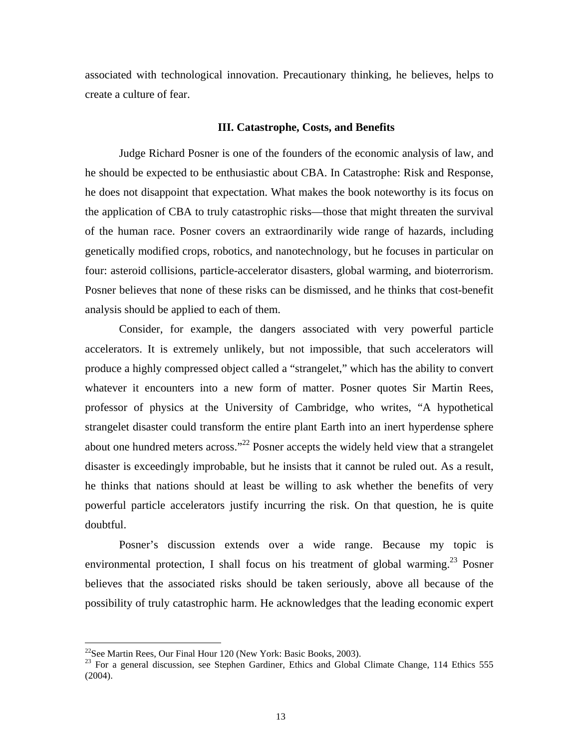associated with technological innovation. Precautionary thinking, he believes, helps to create a culture of fear.

### III. Catastrophe, Costs, and Benefits

Judge Richard Posner is one of the founders of the economic analysis of law, and he should be expected to be enthusiastic about CBA. In Catastrophe: Risk and Response, he does not disappoint that expectation. What makes the book noteworthy is its focus on the application of CBA to truly catastrophic risks—those that might threaten the survival of the human race. Posner covers an extraordinarily wide range of hazards, including genetically modified crops, robotics, and nanotechnology, but he focuses in particular on four: asteroid collisions, particle-accelerator disasters, global warming, and bioterrorism. Posner believes that none of these risks can be dismissed, and he thinks that cost-benefit analysis should be applied to each of them.

Consider, for example, the dangers associated with very powerful particle accelerators. It is extremely unlikely, but not impossible, that such accelerators will produce a highly compressed object called a "strangelet," which has the ability to convert whatever it encounters into a new form of matter. Posner quotes Sir Martin Rees, professor of physics at the University of Cambridge, who writes, "A hypothetical strangelet disaster could transform the entire plant Earth into an inert hyperdense sphere about one hundred meters across."[22] Posner accepts the widely held view that a strangelet disaster is exceedingly improbable, but he insists that it cannot be ruled out. As a result, he thinks that nations should at least be willing to ask whether the benefits of very powerful particle accelerators justify incurring the risk. On that question, he is quite doubtful.

Posner's discussion extends over a wide range. Because my topic is environmental protection, I shall focus on his treatment of global warming.[23] Posner believes that the associated risks should be taken seriously, above all because of the possibility of truly catastrophic harm. He acknowledges that the leading economic expert

[22] See Martin Rees, Our Final Hour 120 (New York: Basic Books, 2003).

[23] For a general discussion, see Stephen Gardiner, Ethics and Global Climate Change, 114 Ethics 555 (2004).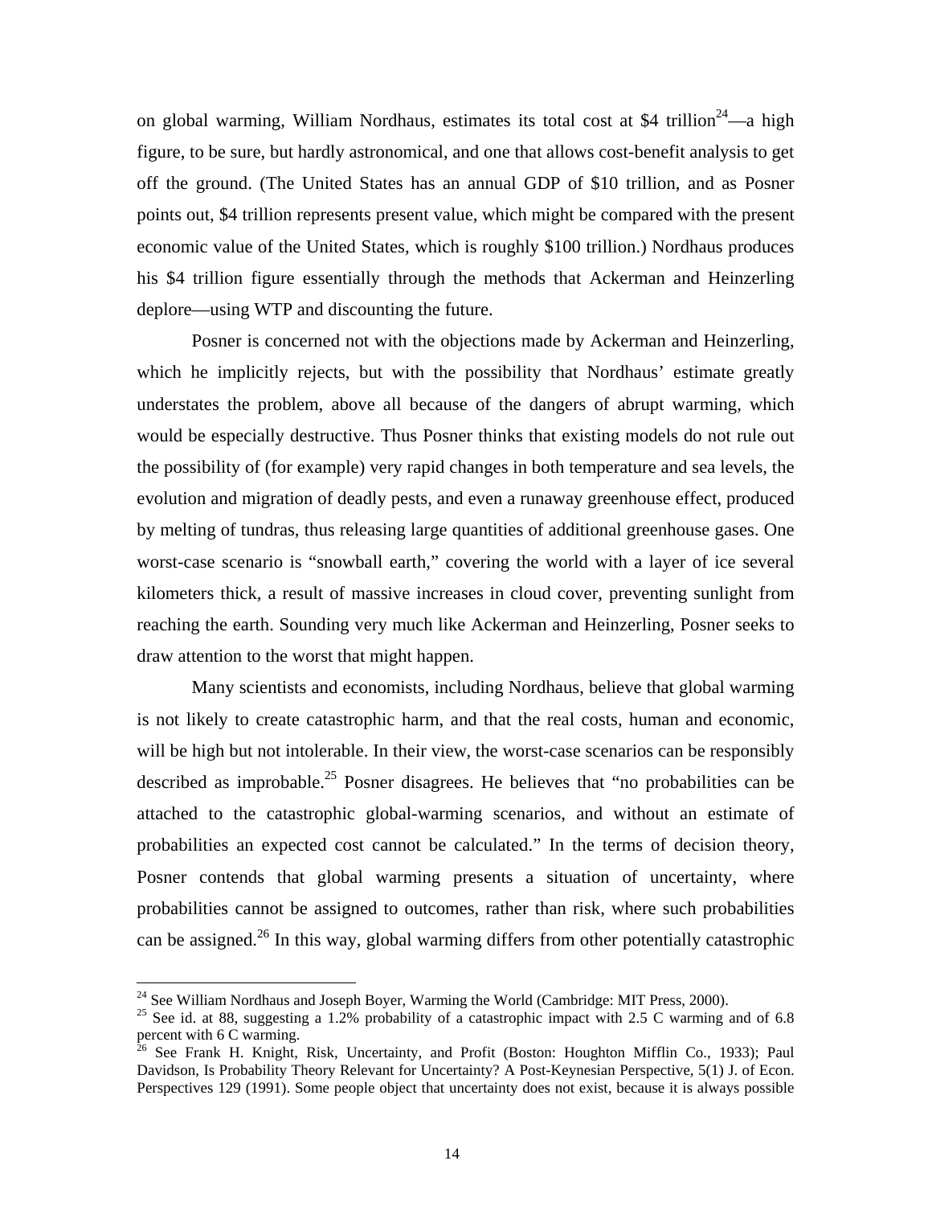on global warming, William Nordhaus, estimates its total cost at $4 trillion[24]—a high figure, to be sure, but hardly astronomical, and one that allows cost-benefit analysis to get off the ground. (The United States has an annual GDP of $10 trillion, and as Posner points out, $4 trillion represents present value, which might be compared with the present economic value of the United States, which is roughly $100 trillion.) Nordhaus produces his $4 trillion figure essentially through the methods that Ackerman and Heinzerling deplore—using WTP and discounting the future.

Posner is concerned not with the objections made by Ackerman and Heinzerling, which he implicitly rejects, but with the possibility that Nordhaus' estimate greatly understates the problem, above all because of the dangers of abrupt warming, which would be especially destructive. Thus Posner thinks that existing models do not rule out the possibility of (for example) very rapid changes in both temperature and sea levels, the evolution and migration of deadly pests, and even a runaway greenhouse effect, produced by melting of tundras, thus releasing large quantities of additional greenhouse gases. One worst-case scenario is "snowball earth," covering the world with a layer of ice several kilometers thick, a result of massive increases in cloud cover, preventing sunlight from reaching the earth. Sounding very much like Ackerman and Heinzerling, Posner seeks to draw attention to the worst that might happen.

Many scientists and economists, including Nordhaus, believe that global warming is not likely to create catastrophic harm, and that the real costs, human and economic, will be high but not intolerable. In their view, the worst-case scenarios can be responsibly described as improbable.[25] Posner disagrees. He believes that "no probabilities can be attached to the catastrophic global-warming scenarios, and without an estimate of probabilities an expected cost cannot be calculated." In the terms of decision theory, Posner contends that global warming presents a situation of uncertainty, where probabilities cannot be assigned to outcomes, rather than risk, where such probabilities can be assigned.[26] In this way, global warming differs from other potentially catastrophic

---

[24] See William Nordhaus and Joseph Boyer, Warming the World (Cambridge: MIT Press, 2000).

[25] See id. at 88, suggesting a 1.2% probability of a catastrophic impact with 2.5 C warming and of 6.8 percent with 6 C warming.

[26] See Frank H. Knight, Risk, Uncertainty, and Profit (Boston: Houghton Mifflin Co., 1933); Paul Davidson, Is Probability Theory Relevant for Uncertainty? A Post-Keynesian Perspective, 5(1) J. of Econ. Perspectives 129 (1991). Some people object that uncertainty does not exist, because it is always possible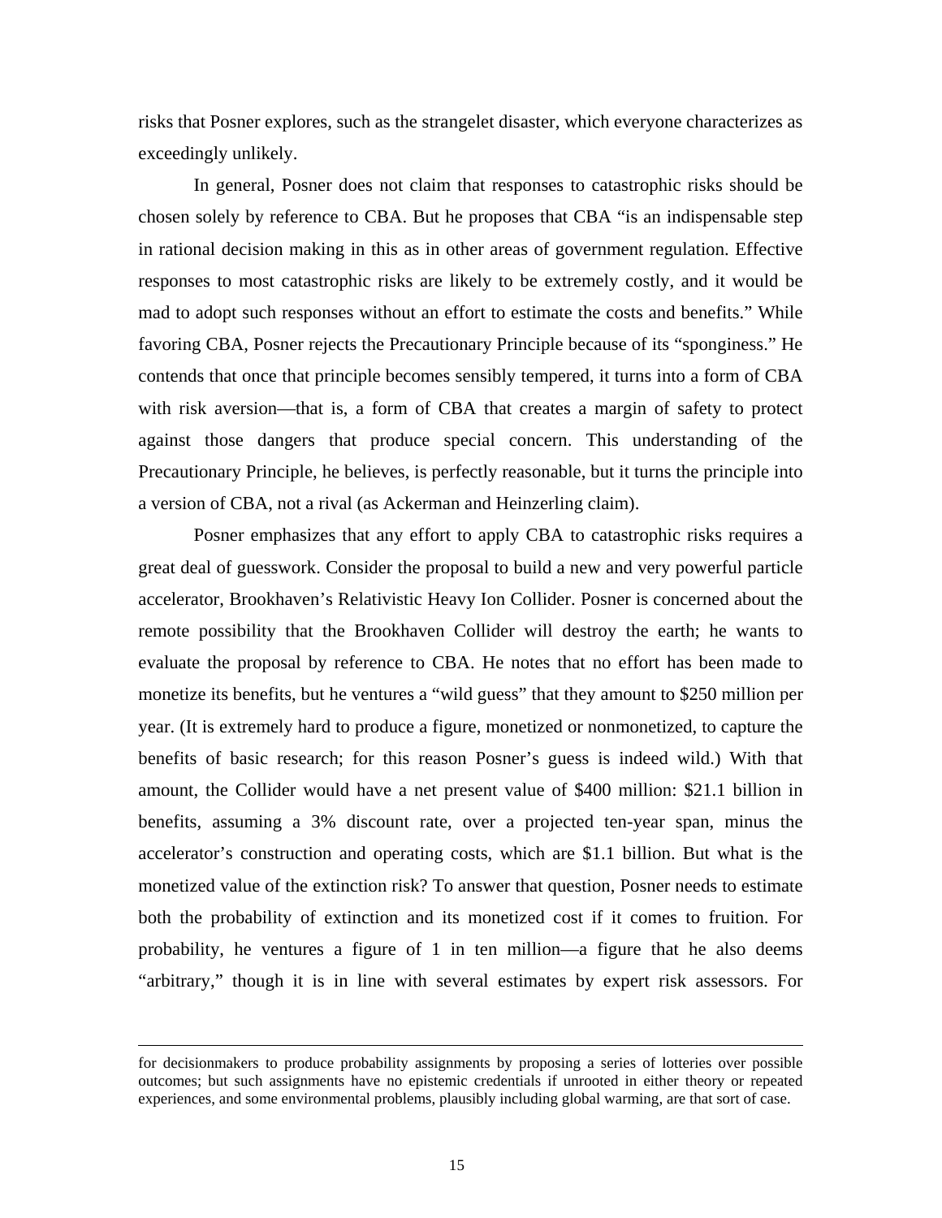risks that Posner explores, such as the strangelet disaster, which everyone characterizes as exceedingly unlikely.

In general, Posner does not claim that responses to catastrophic risks should be chosen solely by reference to CBA. But he proposes that CBA "is an indispensable step in rational decision making in this as in other areas of government regulation. Effective responses to most catastrophic risks are likely to be extremely costly, and it would be mad to adopt such responses without an effort to estimate the costs and benefits." While favoring CBA, Posner rejects the Precautionary Principle because of its "sponginess." He contends that once that principle becomes sensibly tempered, it turns into a form of CBA with risk aversion—that is, a form of CBA that creates a margin of safety to protect against those dangers that produce special concern. This understanding of the Precautionary Principle, he believes, is perfectly reasonable, but it turns the principle into a version of CBA, not a rival (as Ackerman and Heinzerling claim).

Posner emphasizes that any effort to apply CBA to catastrophic risks requires a great deal of guesswork. Consider the proposal to build a new and very powerful particle accelerator, Brookhaven's Relativistic Heavy Ion Collider. Posner is concerned about the remote possibility that the Brookhaven Collider will destroy the earth; he wants to evaluate the proposal by reference to CBA. He notes that no effort has been made to monetize its benefits, but he ventures a "wild guess" that they amount to $250 million per year. (It is extremely hard to produce a figure, monetized or nonmonetized, to capture the benefits of basic research; for this reason Posner's guess is indeed wild.) With that amount, the Collider would have a net present value of $400 million: $21.1 billion in benefits, assuming a 3% discount rate, over a projected ten-year span, minus the accelerator's construction and operating costs, which are $1.1 billion. But what is the monetized value of the extinction risk? To answer that question, Posner needs to estimate both the probability of extinction and its monetized cost if it comes to fruition. For probability, he ventures a figure of 1 in ten million—a figure that he also deems "arbitrary," though it is in line with several estimates by expert risk assessors. For

---

for decisionmakers to produce probability assignments by proposing a series of lotteries over possible outcomes; but such assignments have no epistemic credentials if unrooted in either theory or repeated experiences, and some environmental problems, plausibly including global warming, are that sort of case.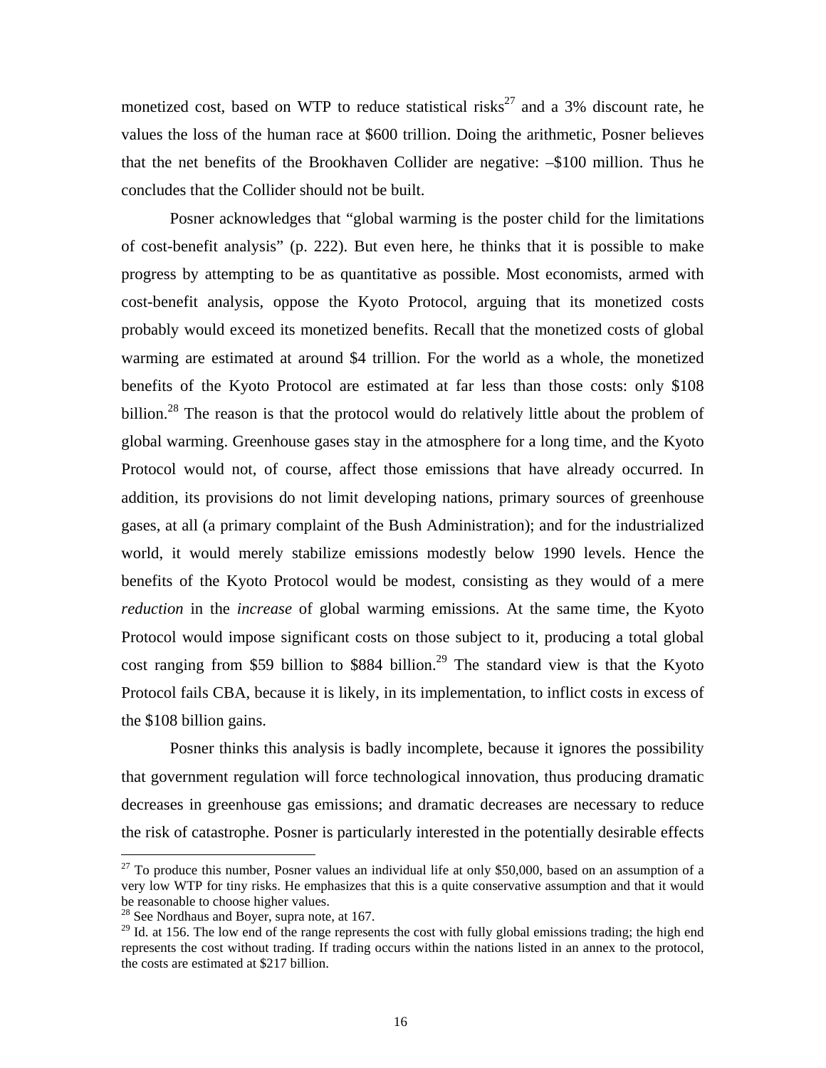monetized cost, based on WTP to reduce statistical risks[27] and a 3% discount rate, he values the loss of the human race at $600 trillion. Doing the arithmetic, Posner believes that the net benefits of the Brookhaven Collider are negative: –$100 million. Thus he concludes that the Collider should not be built.

Posner acknowledges that "global warming is the poster child for the limitations of cost-benefit analysis" (p. 222). But even here, he thinks that it is possible to make progress by attempting to be as quantitative as possible. Most economists, armed with cost-benefit analysis, oppose the Kyoto Protocol, arguing that its monetized costs probably would exceed its monetized benefits. Recall that the monetized costs of global warming are estimated at around $4 trillion. For the world as a whole, the monetized benefits of the Kyoto Protocol are estimated at far less than those costs: only $108 billion.[28] The reason is that the protocol would do relatively little about the problem of global warming. Greenhouse gases stay in the atmosphere for a long time, and the Kyoto Protocol would not, of course, affect those emissions that have already occurred. In addition, its provisions do not limit developing nations, primary sources of greenhouse gases, at all (a primary complaint of the Bush Administration); and for the industrialized world, it would merely stabilize emissions modestly below 1990 levels. Hence the benefits of the Kyoto Protocol would be modest, consisting as they would of a mere *reduction* in the *increase* of global warming emissions. At the same time, the Kyoto Protocol would impose significant costs on those subject to it, producing a total global cost ranging from $59 billion to $884 billion.[29] The standard view is that the Kyoto Protocol fails CBA, because it is likely, in its implementation, to inflict costs in excess of the $108 billion gains.

Posner thinks this analysis is badly incomplete, because it ignores the possibility that government regulation will force technological innovation, thus producing dramatic decreases in greenhouse gas emissions; and dramatic decreases are necessary to reduce the risk of catastrophe. Posner is particularly interested in the potentially desirable effects

---

[27] To produce this number, Posner values an individual life at only $50,000, based on an assumption of a very low WTP for tiny risks. He emphasizes that this is a quite conservative assumption and that it would be reasonable to choose higher values.

[28] See Nordhaus and Boyer, supra note, at 167.

[29] Id. at 156. The low end of the range represents the cost with fully global emissions trading; the high end represents the cost without trading. If trading occurs within the nations listed in an annex to the protocol, the costs are estimated at $217 billion.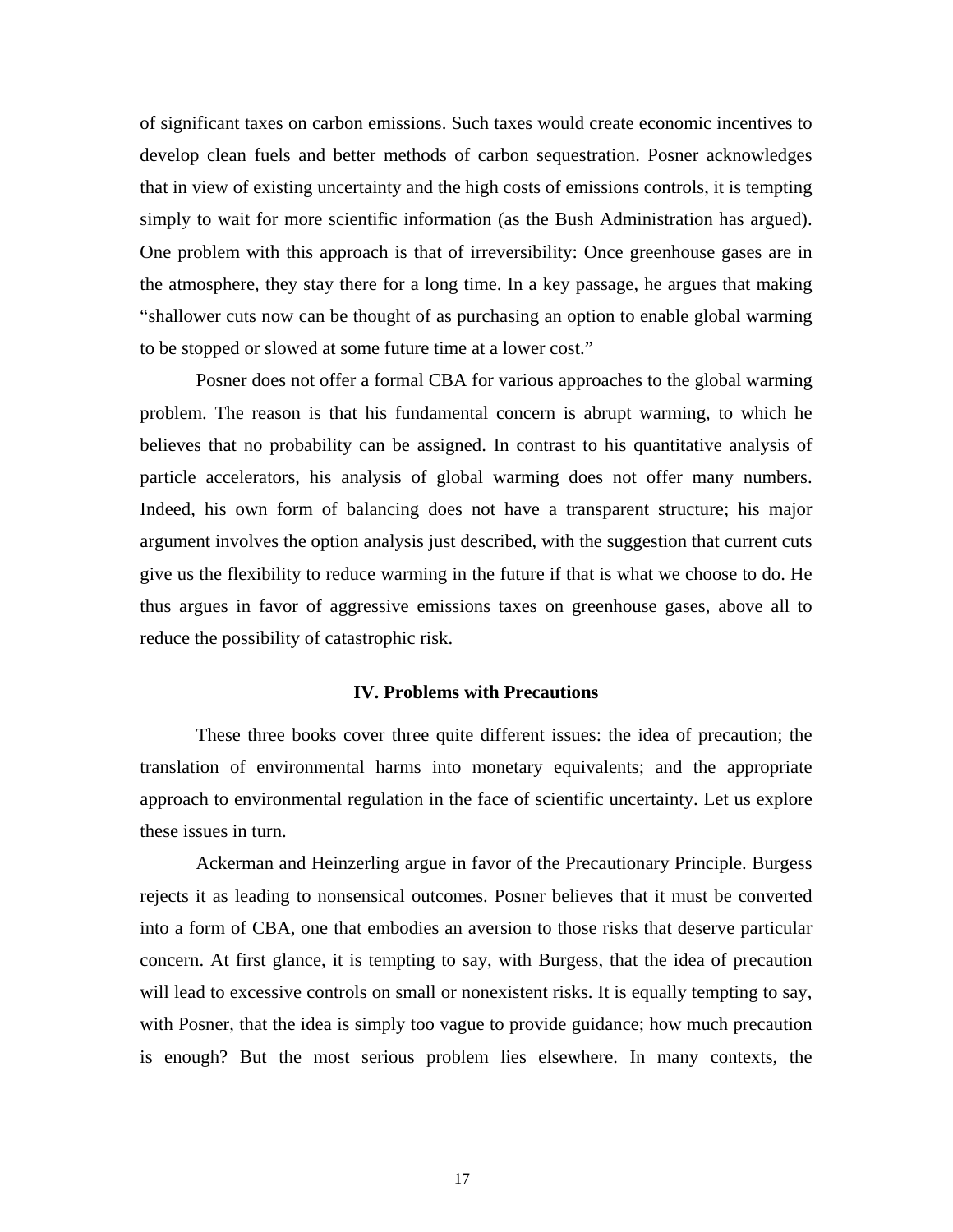of significant taxes on carbon emissions. Such taxes would create economic incentives to develop clean fuels and better methods of carbon sequestration. Posner acknowledges that in view of existing uncertainty and the high costs of emissions controls, it is tempting simply to wait for more scientific information (as the Bush Administration has argued). One problem with this approach is that of irreversibility: Once greenhouse gases are in the atmosphere, they stay there for a long time. In a key passage, he argues that making "shallower cuts now can be thought of as purchasing an option to enable global warming to be stopped or slowed at some future time at a lower cost."

Posner does not offer a formal CBA for various approaches to the global warming problem. The reason is that his fundamental concern is abrupt warming, to which he believes that no probability can be assigned. In contrast to his quantitative analysis of particle accelerators, his analysis of global warming does not offer many numbers. Indeed, his own form of balancing does not have a transparent structure; his major argument involves the option analysis just described, with the suggestion that current cuts give us the flexibility to reduce warming in the future if that is what we choose to do. He thus argues in favor of aggressive emissions taxes on greenhouse gases, above all to reduce the possibility of catastrophic risk.

## IV. Problems with Precautions

These three books cover three quite different issues: the idea of precaution; the translation of environmental harms into monetary equivalents; and the appropriate approach to environmental regulation in the face of scientific uncertainty. Let us explore these issues in turn.

Ackerman and Heinzerling argue in favor of the Precautionary Principle. Burgess rejects it as leading to nonsensical outcomes. Posner believes that it must be converted into a form of CBA, one that embodies an aversion to those risks that deserve particular concern. At first glance, it is tempting to say, with Burgess, that the idea of precaution will lead to excessive controls on small or nonexistent risks. It is equally tempting to say, with Posner, that the idea is simply too vague to provide guidance; how much precaution is enough? But the most serious problem lies elsewhere. In many contexts, the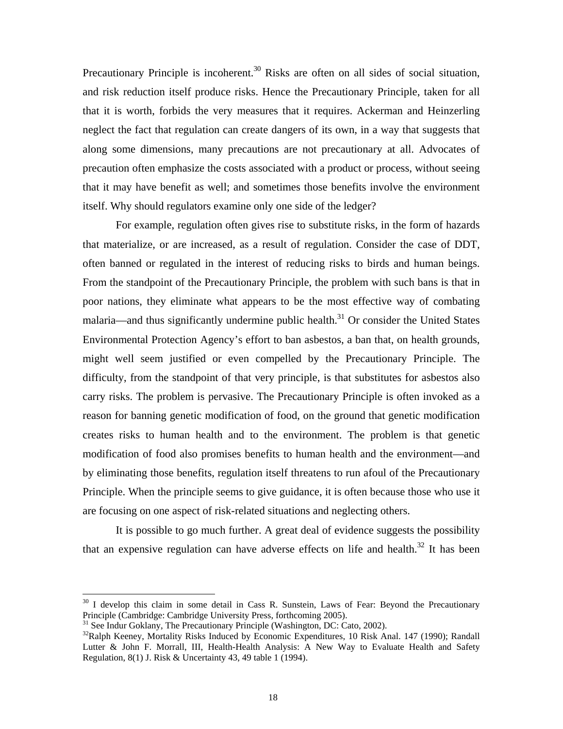Precautionary Principle is incoherent.[30] Risks are often on all sides of social situation, and risk reduction itself produce risks. Hence the Precautionary Principle, taken for all that it is worth, forbids the very measures that it requires. Ackerman and Heinzerling neglect the fact that regulation can create dangers of its own, in a way that suggests that along some dimensions, many precautions are not precautionary at all. Advocates of precaution often emphasize the costs associated with a product or process, without seeing that it may have benefit as well; and sometimes those benefits involve the environment itself. Why should regulators examine only one side of the ledger?

For example, regulation often gives rise to substitute risks, in the form of hazards that materialize, or are increased, as a result of regulation. Consider the case of DDT, often banned or regulated in the interest of reducing risks to birds and human beings. From the standpoint of the Precautionary Principle, the problem with such bans is that in poor nations, they eliminate what appears to be the most effective way of combating malaria—and thus significantly undermine public health.[31] Or consider the United States Environmental Protection Agency's effort to ban asbestos, a ban that, on health grounds, might well seem justified or even compelled by the Precautionary Principle. The difficulty, from the standpoint of that very principle, is that substitutes for asbestos also carry risks. The problem is pervasive. The Precautionary Principle is often invoked as a reason for banning genetic modification of food, on the ground that genetic modification creates risks to human health and to the environment. The problem is that genetic modification of food also promises benefits to human health and the environment—and by eliminating those benefits, regulation itself threatens to run afoul of the Precautionary Principle. When the principle seems to give guidance, it is often because those who use it are focusing on one aspect of risk-related situations and neglecting others.

It is possible to go much further. A great deal of evidence suggests the possibility that an expensive regulation can have adverse effects on life and health.[32] It has been

---

[30] I develop this claim in some detail in Cass R. Sunstein, Laws of Fear: Beyond the Precautionary Principle (Cambridge: Cambridge University Press, forthcoming 2005).

[31] See Indur Goklany, The Precautionary Principle (Washington, DC: Cato, 2002).

[32] Ralph Keeney, Mortality Risks Induced by Economic Expenditures, 10 Risk Anal. 147 (1990); Randall Lutter & John F. Morrall, III, Health-Health Analysis: A New Way to Evaluate Health and Safety Regulation, 8(1) J. Risk & Uncertainty 43, 49 table 1 (1994).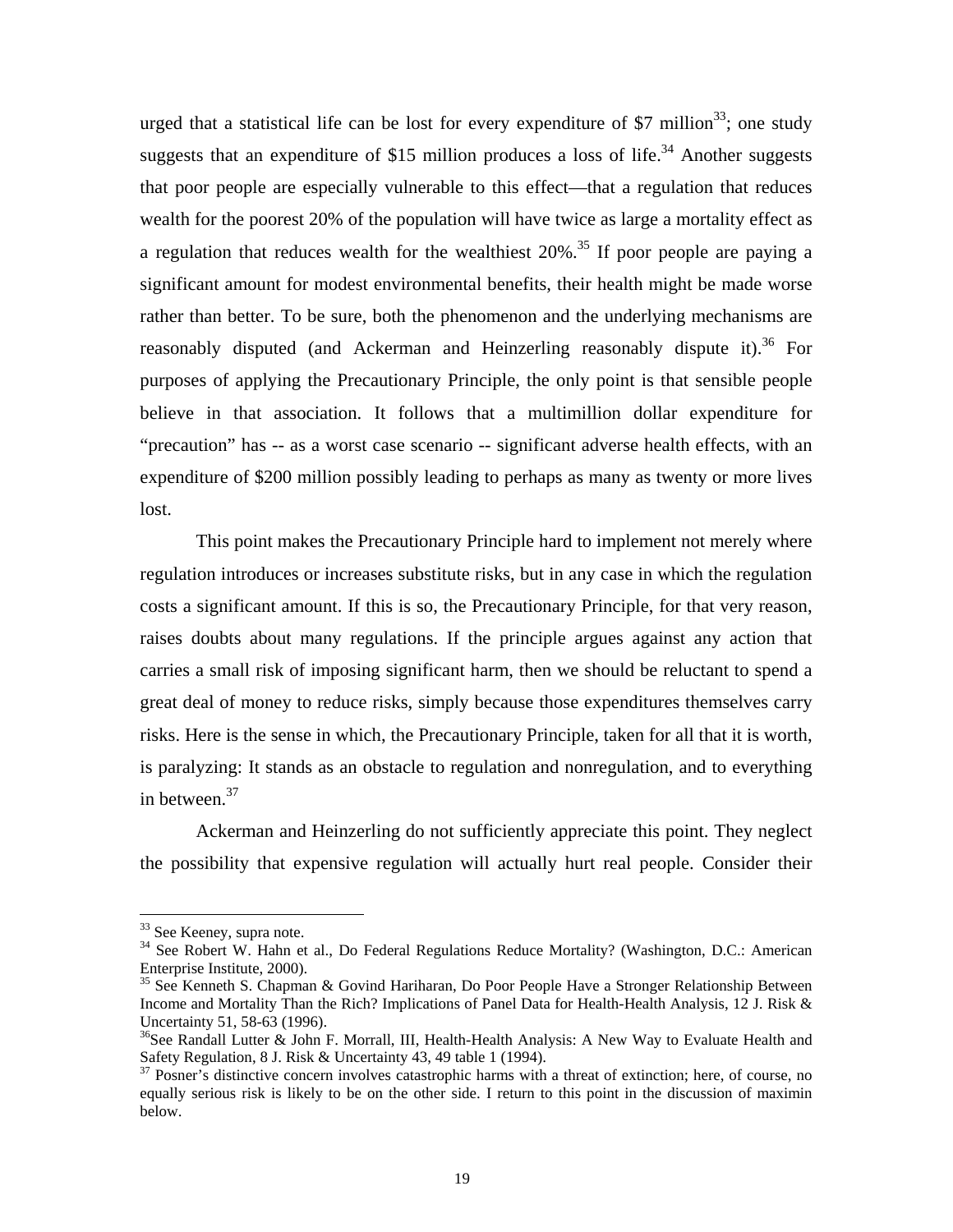urged that a statistical life can be lost for every expenditure of $7 million[33]; one study suggests that an expenditure of $15 million produces a loss of life.[34] Another suggests that poor people are especially vulnerable to this effect—that a regulation that reduces wealth for the poorest 20% of the population will have twice as large a mortality effect as a regulation that reduces wealth for the wealthiest 20%.[35] If poor people are paying a significant amount for modest environmental benefits, their health might be made worse rather than better. To be sure, both the phenomenon and the underlying mechanisms are reasonably disputed (and Ackerman and Heinzerling reasonably dispute it).[36] For purposes of applying the Precautionary Principle, the only point is that sensible people believe in that association. It follows that a multimillion dollar expenditure for "precaution" has -- as a worst case scenario -- significant adverse health effects, with an expenditure of $200 million possibly leading to perhaps as many as twenty or more lives lost.

This point makes the Precautionary Principle hard to implement not merely where regulation introduces or increases substitute risks, but in any case in which the regulation costs a significant amount. If this is so, the Precautionary Principle, for that very reason, raises doubts about many regulations. If the principle argues against any action that carries a small risk of imposing significant harm, then we should be reluctant to spend a great deal of money to reduce risks, simply because those expenditures themselves carry risks. Here is the sense in which, the Precautionary Principle, taken for all that it is worth, is paralyzing: It stands as an obstacle to regulation and nonregulation, and to everything in between.[37]

Ackerman and Heinzerling do not sufficiently appreciate this point. They neglect the possibility that expensive regulation will actually hurt real people. Consider their

---

[33] See Keeney, supra note.

[34] See Robert W. Hahn et al., Do Federal Regulations Reduce Mortality? (Washington, D.C.: American Enterprise Institute, 2000).

[35] See Kenneth S. Chapman & Govind Hariharan, Do Poor People Have a Stronger Relationship Between Income and Mortality Than the Rich? Implications of Panel Data for Health-Health Analysis, 12 J. Risk & Uncertainty 51, 58-63 (1996).

[36] See Randall Lutter & John F. Morrall, III, Health-Health Analysis: A New Way to Evaluate Health and Safety Regulation, 8 J. Risk & Uncertainty 43, 49 table 1 (1994).

[37] Posner's distinctive concern involves catastrophic harms with a threat of extinction; here, of course, no equally serious risk is likely to be on the other side. I return to this point in the discussion of maximin below.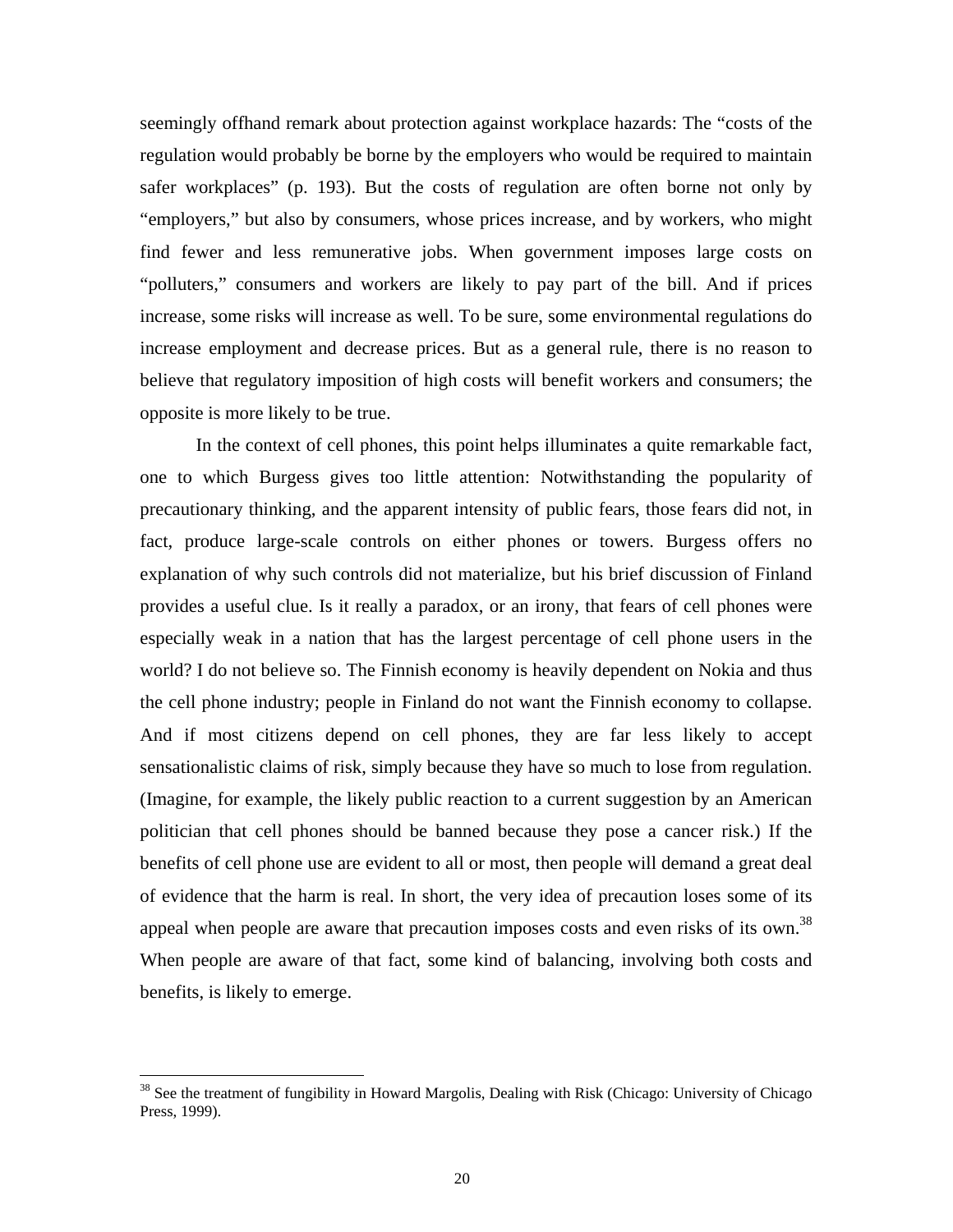seemingly offhand remark about protection against workplace hazards: The "costs of the regulation would probably be borne by the employers who would be required to maintain safer workplaces" (p. 193). But the costs of regulation are often borne not only by "employers," but also by consumers, whose prices increase, and by workers, who might find fewer and less remunerative jobs. When government imposes large costs on "polluters," consumers and workers are likely to pay part of the bill. And if prices increase, some risks will increase as well. To be sure, some environmental regulations do increase employment and decrease prices. But as a general rule, there is no reason to believe that regulatory imposition of high costs will benefit workers and consumers; the opposite is more likely to be true.

In the context of cell phones, this point helps illuminates a quite remarkable fact, one to which Burgess gives too little attention: Notwithstanding the popularity of precautionary thinking, and the apparent intensity of public fears, those fears did not, in fact, produce large-scale controls on either phones or towers. Burgess offers no explanation of why such controls did not materialize, but his brief discussion of Finland provides a useful clue. Is it really a paradox, or an irony, that fears of cell phones were especially weak in a nation that has the largest percentage of cell phone users in the world? I do not believe so. The Finnish economy is heavily dependent on Nokia and thus the cell phone industry; people in Finland do not want the Finnish economy to collapse. And if most citizens depend on cell phones, they are far less likely to accept sensationalistic claims of risk, simply because they have so much to lose from regulation. (Imagine, for example, the likely public reaction to a current suggestion by an American politician that cell phones should be banned because they pose a cancer risk.) If the benefits of cell phone use are evident to all or most, then people will demand a great deal of evidence that the harm is real. In short, the very idea of precaution loses some of its appeal when people are aware that precaution imposes costs and even risks of its own.[38] When people are aware of that fact, some kind of balancing, involving both costs and benefits, is likely to emerge.

---

[38] See the treatment of fungibility in Howard Margolis, Dealing with Risk (Chicago: University of Chicago Press, 1999).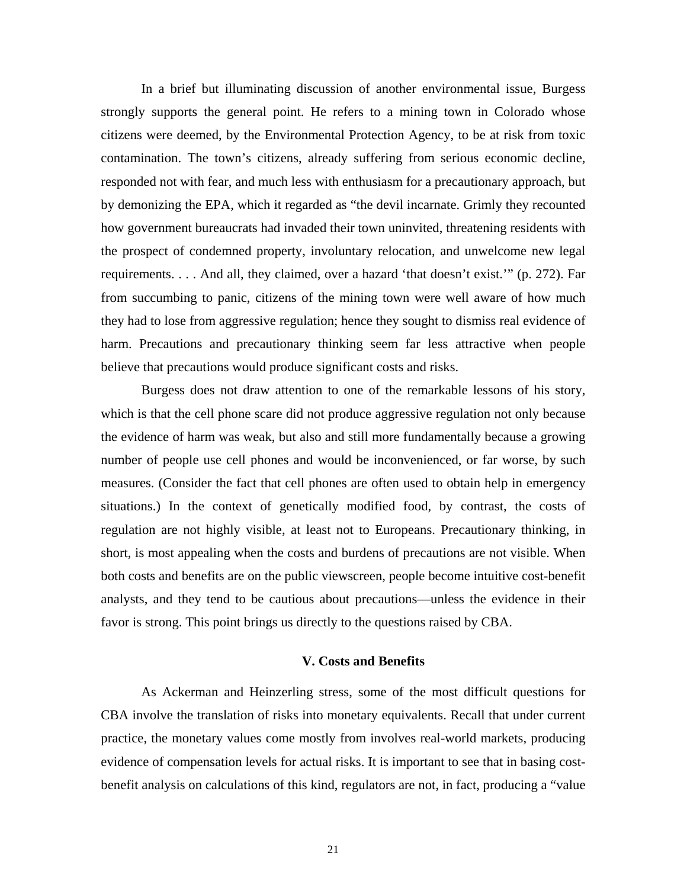In a brief but illuminating discussion of another environmental issue, Burgess strongly supports the general point. He refers to a mining town in Colorado whose citizens were deemed, by the Environmental Protection Agency, to be at risk from toxic contamination. The town's citizens, already suffering from serious economic decline, responded not with fear, and much less with enthusiasm for a precautionary approach, but by demonizing the EPA, which it regarded as "the devil incarnate. Grimly they recounted how government bureaucrats had invaded their town uninvited, threatening residents with the prospect of condemned property, involuntary relocation, and unwelcome new legal requirements. . . . And all, they claimed, over a hazard 'that doesn't exist.'" (p. 272). Far from succumbing to panic, citizens of the mining town were well aware of how much they had to lose from aggressive regulation; hence they sought to dismiss real evidence of harm. Precautions and precautionary thinking seem far less attractive when people believe that precautions would produce significant costs and risks.

Burgess does not draw attention to one of the remarkable lessons of his story, which is that the cell phone scare did not produce aggressive regulation not only because the evidence of harm was weak, but also and still more fundamentally because a growing number of people use cell phones and would be inconvenienced, or far worse, by such measures. (Consider the fact that cell phones are often used to obtain help in emergency situations.) In the context of genetically modified food, by contrast, the costs of regulation are not highly visible, at least not to Europeans. Precautionary thinking, in short, is most appealing when the costs and burdens of precautions are not visible. When both costs and benefits are on the public viewscreen, people become intuitive cost-benefit analysts, and they tend to be cautious about precautions—unless the evidence in their favor is strong. This point brings us directly to the questions raised by CBA.

## V. Costs and Benefits

As Ackerman and Heinzerling stress, some of the most difficult questions for CBA involve the translation of risks into monetary equivalents. Recall that under current practice, the monetary values come mostly from involves real-world markets, producing evidence of compensation levels for actual risks. It is important to see that in basing cost-benefit analysis on calculations of this kind, regulators are not, in fact, producing a "value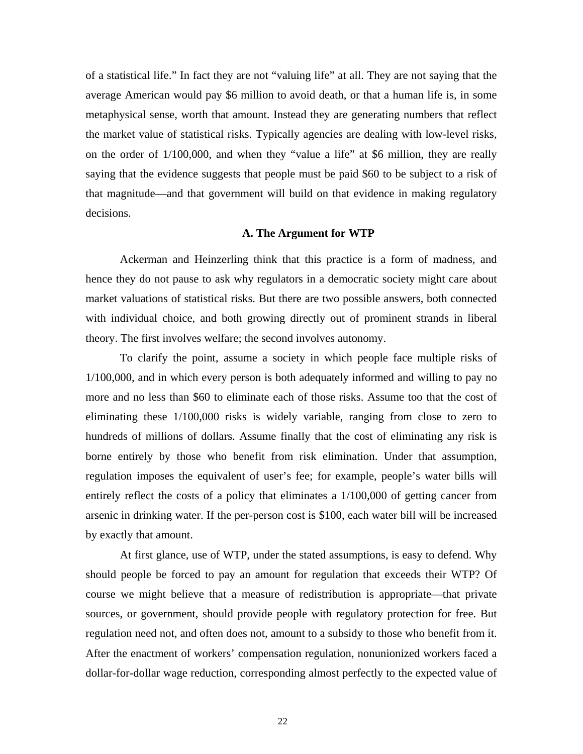of a statistical life." In fact they are not "valuing life" at all. They are not saying that the average American would pay $6 million to avoid death, or that a human life is, in some metaphysical sense, worth that amount. Instead they are generating numbers that reflect the market value of statistical risks. Typically agencies are dealing with low-level risks, on the order of 1/100,000, and when they "value a life" at $6 million, they are really saying that the evidence suggests that people must be paid $60 to be subject to a risk of that magnitude—and that government will build on that evidence in making regulatory decisions.

### A. The Argument for WTP

Ackerman and Heinzerling think that this practice is a form of madness, and hence they do not pause to ask why regulators in a democratic society might care about market valuations of statistical risks. But there are two possible answers, both connected with individual choice, and both growing directly out of prominent strands in liberal theory. The first involves welfare; the second involves autonomy.

To clarify the point, assume a society in which people face multiple risks of 1/100,000, and in which every person is both adequately informed and willing to pay no more and no less than $60 to eliminate each of those risks. Assume too that the cost of eliminating these 1/100,000 risks is widely variable, ranging from close to zero to hundreds of millions of dollars. Assume finally that the cost of eliminating any risk is borne entirely by those who benefit from risk elimination. Under that assumption, regulation imposes the equivalent of user's fee; for example, people's water bills will entirely reflect the costs of a policy that eliminates a 1/100,000 of getting cancer from arsenic in drinking water. If the per-person cost is $100, each water bill will be increased by exactly that amount.

At first glance, use of WTP, under the stated assumptions, is easy to defend. Why should people be forced to pay an amount for regulation that exceeds their WTP? Of course we might believe that a measure of redistribution is appropriate—that private sources, or government, should provide people with regulatory protection for free. But regulation need not, and often does not, amount to a subsidy to those who benefit from it. After the enactment of workers' compensation regulation, nonunionized workers faced a dollar-for-dollar wage reduction, corresponding almost perfectly to the expected value of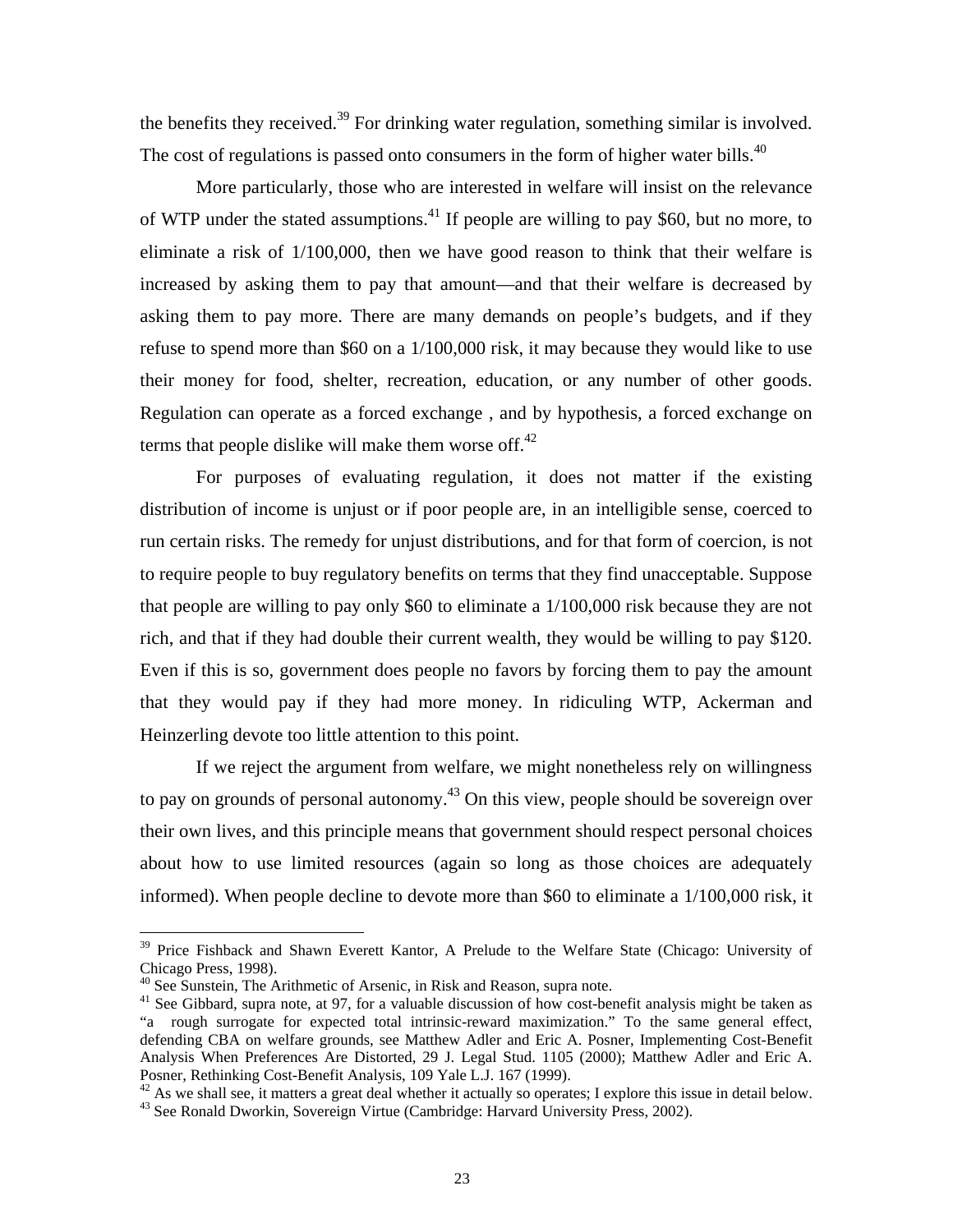the benefits they received.[39] For drinking water regulation, something similar is involved. The cost of regulations is passed onto consumers in the form of higher water bills.[40]

More particularly, those who are interested in welfare will insist on the relevance of WTP under the stated assumptions.[41] If people are willing to pay $60, but no more, to eliminate a risk of 1/100,000, then we have good reason to think that their welfare is increased by asking them to pay that amount—and that their welfare is decreased by asking them to pay more. There are many demands on people's budgets, and if they refuse to spend more than $60 on a 1/100,000 risk, it may because they would like to use their money for food, shelter, recreation, education, or any number of other goods. Regulation can operate as a forced exchange , and by hypothesis, a forced exchange on terms that people dislike will make them worse off.[42]

For purposes of evaluating regulation, it does not matter if the existing distribution of income is unjust or if poor people are, in an intelligible sense, coerced to run certain risks. The remedy for unjust distributions, and for that form of coercion, is not to require people to buy regulatory benefits on terms that they find unacceptable. Suppose that people are willing to pay only $60 to eliminate a 1/100,000 risk because they are not rich, and that if they had double their current wealth, they would be willing to pay $120. Even if this is so, government does people no favors by forcing them to pay the amount that they would pay if they had more money. In ridiculing WTP, Ackerman and Heinzerling devote too little attention to this point.

If we reject the argument from welfare, we might nonetheless rely on willingness to pay on grounds of personal autonomy.[43] On this view, people should be sovereign over their own lives, and this principle means that government should respect personal choices about how to use limited resources (again so long as those choices are adequately informed). When people decline to devote more than $60 to eliminate a 1/100,000 risk, it

---

[39] Price Fishback and Shawn Everett Kantor, A Prelude to the Welfare State (Chicago: University of Chicago Press, 1998).

[40] See Sunstein, The Arithmetic of Arsenic, in Risk and Reason, supra note.

[41] See Gibbard, supra note, at 97, for a valuable discussion of how cost-benefit analysis might be taken as "a rough surrogate for expected total intrinsic-reward maximization." To the same general effect, defending CBA on welfare grounds, see Matthew Adler and Eric A. Posner, Implementing Cost-Benefit Analysis When Preferences Are Distorted, 29 J. Legal Stud. 1105 (2000); Matthew Adler and Eric A. Posner, Rethinking Cost-Benefit Analysis, 109 Yale L.J. 167 (1999).

[42] As we shall see, it matters a great deal whether it actually so operates; I explore this issue in detail below.

[43] See Ronald Dworkin, Sovereign Virtue (Cambridge: Harvard University Press, 2002).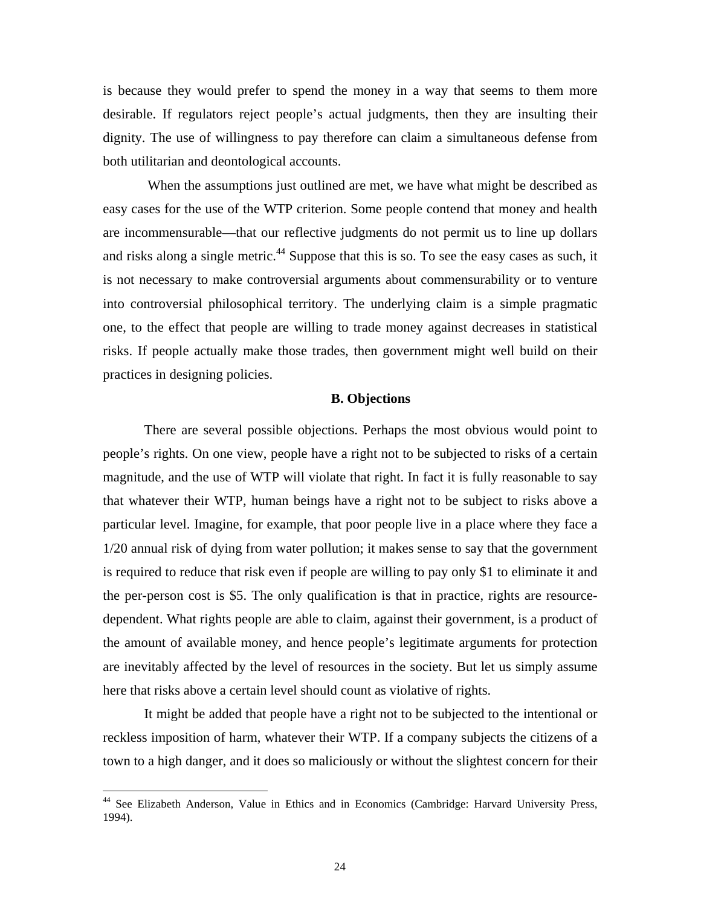is because they would prefer to spend the money in a way that seems to them more desirable. If regulators reject people's actual judgments, then they are insulting their dignity. The use of willingness to pay therefore can claim a simultaneous defense from both utilitarian and deontological accounts.

When the assumptions just outlined are met, we have what might be described as easy cases for the use of the WTP criterion. Some people contend that money and health are incommensurable—that our reflective judgments do not permit us to line up dollars and risks along a single metric.[44] Suppose that this is so. To see the easy cases as such, it is not necessary to make controversial arguments about commensurability or to venture into controversial philosophical territory. The underlying claim is a simple pragmatic one, to the effect that people are willing to trade money against decreases in statistical risks. If people actually make those trades, then government might well build on their practices in designing policies.

### B. Objections

There are several possible objections. Perhaps the most obvious would point to people's rights. On one view, people have a right not to be subjected to risks of a certain magnitude, and the use of WTP will violate that right. In fact it is fully reasonable to say that whatever their WTP, human beings have a right not to be subject to risks above a particular level. Imagine, for example, that poor people live in a place where they face a 1/20 annual risk of dying from water pollution; it makes sense to say that the government is required to reduce that risk even if people are willing to pay only $1 to eliminate it and the per-person cost is $5. The only qualification is that in practice, rights are resource-dependent. What rights people are able to claim, against their government, is a product of the amount of available money, and hence people's legitimate arguments for protection are inevitably affected by the level of resources in the society. But let us simply assume here that risks above a certain level should count as violative of rights.

It might be added that people have a right not to be subjected to the intentional or reckless imposition of harm, whatever their WTP. If a company subjects the citizens of a town to a high danger, and it does so maliciously or without the slightest concern for their

[44] See Elizabeth Anderson, Value in Ethics and in Economics (Cambridge: Harvard University Press, 1994).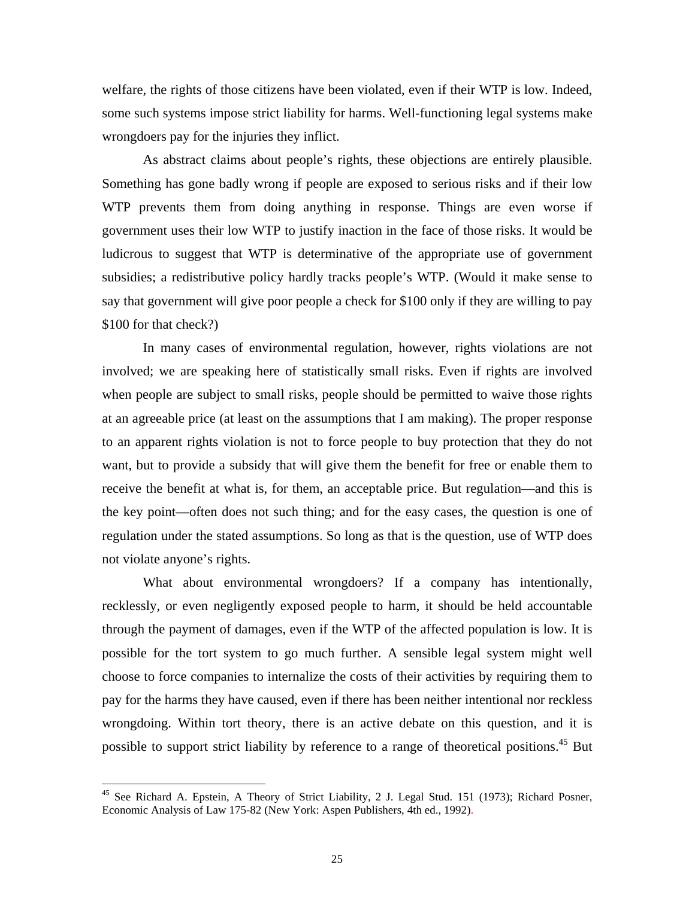welfare, the rights of those citizens have been violated, even if their WTP is low. Indeed, some such systems impose strict liability for harms. Well-functioning legal systems make wrongdoers pay for the injuries they inflict.

As abstract claims about people's rights, these objections are entirely plausible. Something has gone badly wrong if people are exposed to serious risks and if their low WTP prevents them from doing anything in response. Things are even worse if government uses their low WTP to justify inaction in the face of those risks. It would be ludicrous to suggest that WTP is determinative of the appropriate use of government subsidies; a redistributive policy hardly tracks people's WTP. (Would it make sense to say that government will give poor people a check for $100 only if they are willing to pay $100 for that check?)

In many cases of environmental regulation, however, rights violations are not involved; we are speaking here of statistically small risks. Even if rights are involved when people are subject to small risks, people should be permitted to waive those rights at an agreeable price (at least on the assumptions that I am making). The proper response to an apparent rights violation is not to force people to buy protection that they do not want, but to provide a subsidy that will give them the benefit for free or enable them to receive the benefit at what is, for them, an acceptable price. But regulation—and this is the key point—often does not such thing; and for the easy cases, the question is one of regulation under the stated assumptions. So long as that is the question, use of WTP does not violate anyone's rights.

What about environmental wrongdoers? If a company has intentionally, recklessly, or even negligently exposed people to harm, it should be held accountable through the payment of damages, even if the WTP of the affected population is low. It is possible for the tort system to go much further. A sensible legal system might well choose to force companies to internalize the costs of their activities by requiring them to pay for the harms they have caused, even if there has been neither intentional nor reckless wrongdoing. Within tort theory, there is an active debate on this question, and it is possible to support strict liability by reference to a range of theoretical positions.[45] But

[45] See Richard A. Epstein, A Theory of Strict Liability, 2 J. Legal Stud. 151 (1973); Richard Posner, Economic Analysis of Law 175-82 (New York: Aspen Publishers, 4th ed., 1992).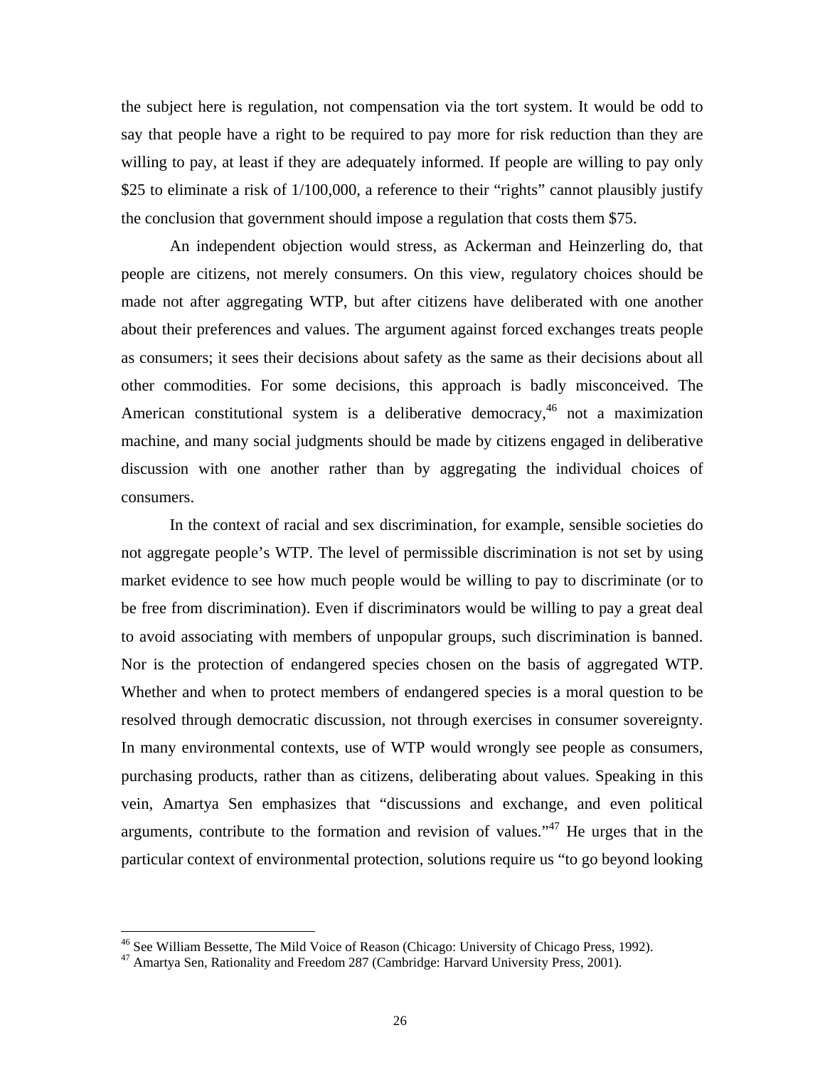the subject here is regulation, not compensation via the tort system. It would be odd to say that people have a right to be required to pay more for risk reduction than they are willing to pay, at least if they are adequately informed. If people are willing to pay only $25 to eliminate a risk of 1/100,000, a reference to their "rights" cannot plausibly justify the conclusion that government should impose a regulation that costs them $75.

An independent objection would stress, as Ackerman and Heinzerling do, that people are citizens, not merely consumers. On this view, regulatory choices should be made not after aggregating WTP, but after citizens have deliberated with one another about their preferences and values. The argument against forced exchanges treats people as consumers; it sees their decisions about safety as the same as their decisions about all other commodities. For some decisions, this approach is badly misconceived. The American constitutional system is a deliberative democracy,[46] not a maximization machine, and many social judgments should be made by citizens engaged in deliberative discussion with one another rather than by aggregating the individual choices of consumers.

In the context of racial and sex discrimination, for example, sensible societies do not aggregate people's WTP. The level of permissible discrimination is not set by using market evidence to see how much people would be willing to pay to discriminate (or to be free from discrimination). Even if discriminators would be willing to pay a great deal to avoid associating with members of unpopular groups, such discrimination is banned. Nor is the protection of endangered species chosen on the basis of aggregated WTP. Whether and when to protect members of endangered species is a moral question to be resolved through democratic discussion, not through exercises in consumer sovereignty. In many environmental contexts, use of WTP would wrongly see people as consumers, purchasing products, rather than as citizens, deliberating about values. Speaking in this vein, Amartya Sen emphasizes that "discussions and exchange, and even political arguments, contribute to the formation and revision of values."[47] He urges that in the particular context of environmental protection, solutions require us "to go beyond looking

---

[46] See William Bessette, The Mild Voice of Reason (Chicago: University of Chicago Press, 1992).

[47] Amartya Sen, Rationality and Freedom 287 (Cambridge: Harvard University Press, 2001).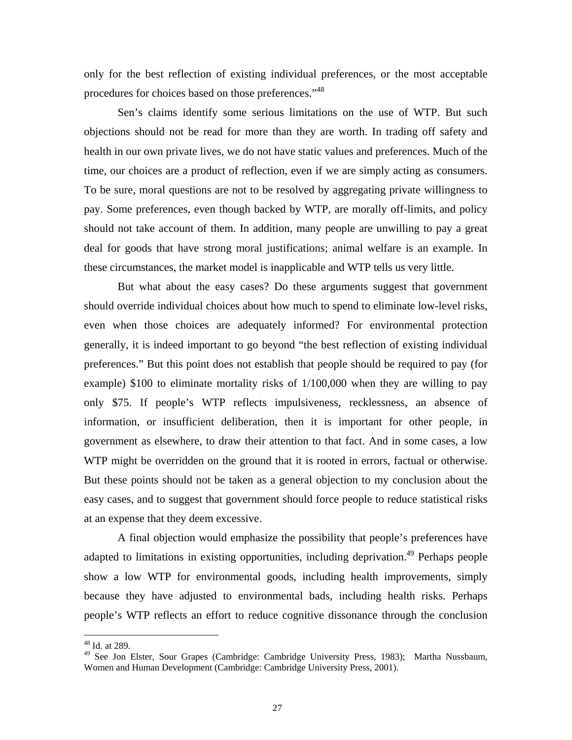only for the best reflection of existing individual preferences, or the most acceptable procedures for choices based on those preferences."[48]

Sen's claims identify some serious limitations on the use of WTP. But such objections should not be read for more than they are worth. In trading off safety and health in our own private lives, we do not have static values and preferences. Much of the time, our choices are a product of reflection, even if we are simply acting as consumers. To be sure, moral questions are not to be resolved by aggregating private willingness to pay. Some preferences, even though backed by WTP, are morally off-limits, and policy should not take account of them. In addition, many people are unwilling to pay a great deal for goods that have strong moral justifications; animal welfare is an example. In these circumstances, the market model is inapplicable and WTP tells us very little.

But what about the easy cases? Do these arguments suggest that government should override individual choices about how much to spend to eliminate low-level risks, even when those choices are adequately informed? For environmental protection generally, it is indeed important to go beyond "the best reflection of existing individual preferences." But this point does not establish that people should be required to pay (for example) \$100 to eliminate mortality risks of 1/100,000 when they are willing to pay only \$75. If people's WTP reflects impulsiveness, recklessness, an absence of information, or insufficient deliberation, then it is important for other people, in government as elsewhere, to draw their attention to that fact. And in some cases, a low WTP might be overridden on the ground that it is rooted in errors, factual or otherwise. But these points should not be taken as a general objection to my conclusion about the easy cases, and to suggest that government should force people to reduce statistical risks at an expense that they deem excessive.

A final objection would emphasize the possibility that people's preferences have adapted to limitations in existing opportunities, including deprivation.[49] Perhaps people show a low WTP for environmental goods, including health improvements, simply because they have adjusted to environmental bads, including health risks. Perhaps people's WTP reflects an effort to reduce cognitive dissonance through the conclusion

---

[48] Id. at 289.

[49] See Jon Elster, Sour Grapes (Cambridge: Cambridge University Press, 1983); Martha Nussbaum, Women and Human Development (Cambridge: Cambridge University Press, 2001).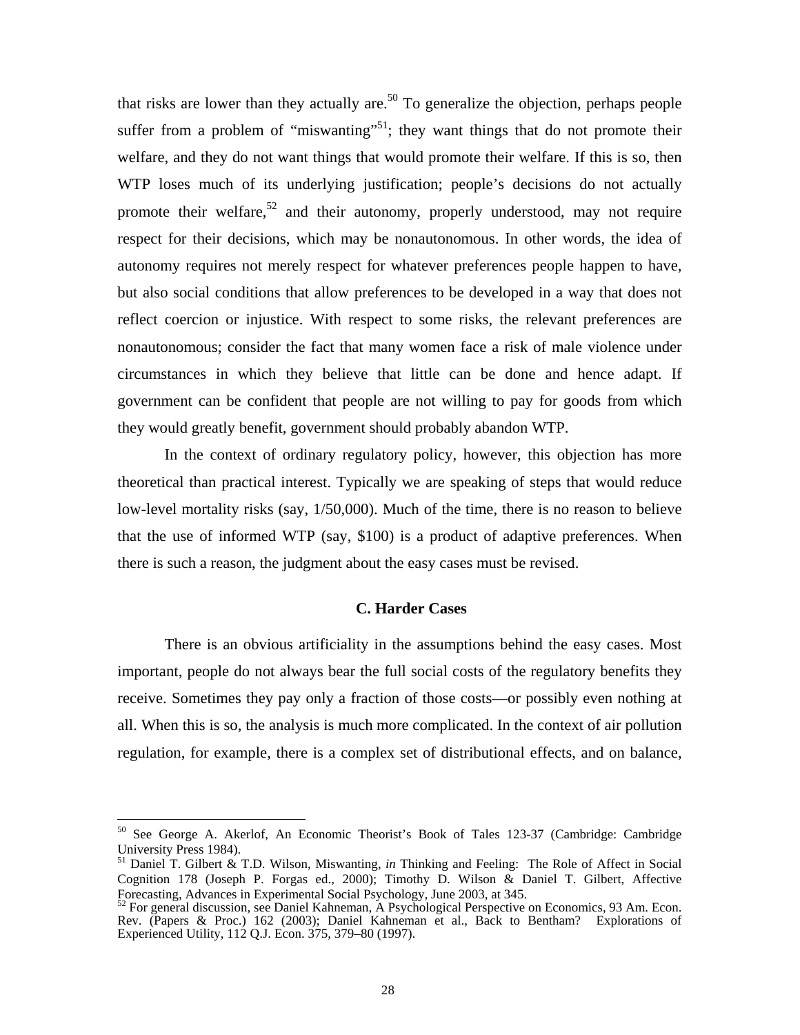that risks are lower than they actually are.[50] To generalize the objection, perhaps people suffer from a problem of "miswanting"[51]; they want things that do not promote their welfare, and they do not want things that would promote their welfare. If this is so, then WTP loses much of its underlying justification; people's decisions do not actually promote their welfare,[52] and their autonomy, properly understood, may not require respect for their decisions, which may be nonautonomous. In other words, the idea of autonomy requires not merely respect for whatever preferences people happen to have, but also social conditions that allow preferences to be developed in a way that does not reflect coercion or injustice. With respect to some risks, the relevant preferences are nonautonomous; consider the fact that many women face a risk of male violence under circumstances in which they believe that little can be done and hence adapt. If government can be confident that people are not willing to pay for goods from which they would greatly benefit, government should probably abandon WTP.

In the context of ordinary regulatory policy, however, this objection has more theoretical than practical interest. Typically we are speaking of steps that would reduce low-level mortality risks (say, 1/50,000). Much of the time, there is no reason to believe that the use of informed WTP (say, $100) is a product of adaptive preferences. When there is such a reason, the judgment about the easy cases must be revised.

### C. Harder Cases

There is an obvious artificiality in the assumptions behind the easy cases. Most important, people do not always bear the full social costs of the regulatory benefits they receive. Sometimes they pay only a fraction of those costs—or possibly even nothing at all. When this is so, the analysis is much more complicated. In the context of air pollution regulation, for example, there is a complex set of distributional effects, and on balance,

---

[50] See George A. Akerlof, An Economic Theorist's Book of Tales 123-37 (Cambridge: Cambridge University Press 1984).

[51] Daniel T. Gilbert & T.D. Wilson, Miswanting, *in* Thinking and Feeling: The Role of Affect in Social Cognition 178 (Joseph P. Forgas ed., 2000); Timothy D. Wilson & Daniel T. Gilbert, Affective Forecasting, Advances in Experimental Social Psychology, June 2003, at 345.

[52] For general discussion, see Daniel Kahneman, A Psychological Perspective on Economics, 93 Am. Econ. Rev. (Papers & Proc.) 162 (2003); Daniel Kahneman et al., Back to Bentham? Explorations of Experienced Utility, 112 Q.J. Econ. 375, 379–80 (1997).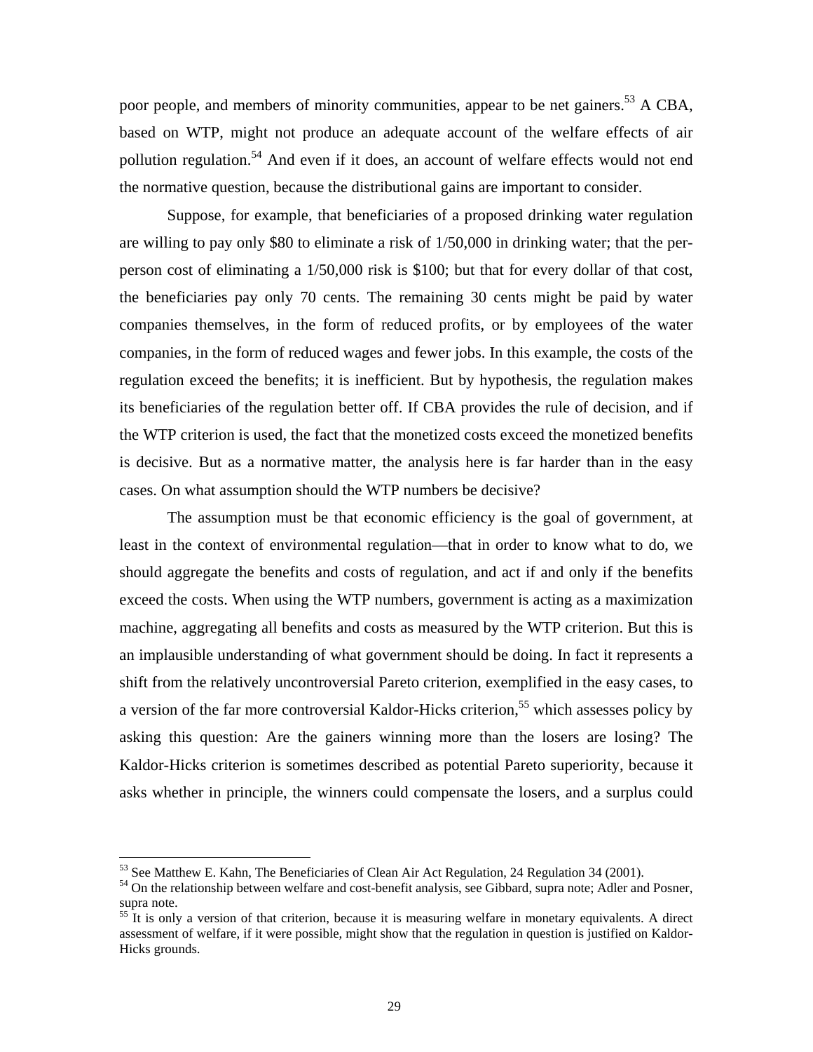poor people, and members of minority communities, appear to be net gainers.[53] A CBA, based on WTP, might not produce an adequate account of the welfare effects of air pollution regulation.[54] And even if it does, an account of welfare effects would not end the normative question, because the distributional gains are important to consider.

Suppose, for example, that beneficiaries of a proposed drinking water regulation are willing to pay only $80 to eliminate a risk of 1/50,000 in drinking water; that the per-person cost of eliminating a 1/50,000 risk is $100; but that for every dollar of that cost, the beneficiaries pay only 70 cents. The remaining 30 cents might be paid by water companies themselves, in the form of reduced profits, or by employees of the water companies, in the form of reduced wages and fewer jobs. In this example, the costs of the regulation exceed the benefits; it is inefficient. But by hypothesis, the regulation makes its beneficiaries of the regulation better off. If CBA provides the rule of decision, and if the WTP criterion is used, the fact that the monetized costs exceed the monetized benefits is decisive. But as a normative matter, the analysis here is far harder than in the easy cases. On what assumption should the WTP numbers be decisive?

The assumption must be that economic efficiency is the goal of government, at least in the context of environmental regulation—that in order to know what to do, we should aggregate the benefits and costs of regulation, and act if and only if the benefits exceed the costs. When using the WTP numbers, government is acting as a maximization machine, aggregating all benefits and costs as measured by the WTP criterion. But this is an implausible understanding of what government should be doing. In fact it represents a shift from the relatively uncontroversial Pareto criterion, exemplified in the easy cases, to a version of the far more controversial Kaldor-Hicks criterion,[55] which assesses policy by asking this question: Are the gainers winning more than the losers are losing? The Kaldor-Hicks criterion is sometimes described as potential Pareto superiority, because it asks whether in principle, the winners could compensate the losers, and a surplus could

---

[53] See Matthew E. Kahn, The Beneficiaries of Clean Air Act Regulation, 24 Regulation 34 (2001).

[54] On the relationship between welfare and cost-benefit analysis, see Gibbard, supra note; Adler and Posner, supra note.

[55] It is only a version of that criterion, because it is measuring welfare in monetary equivalents. A direct assessment of welfare, if it were possible, might show that the regulation in question is justified on Kaldor-Hicks grounds.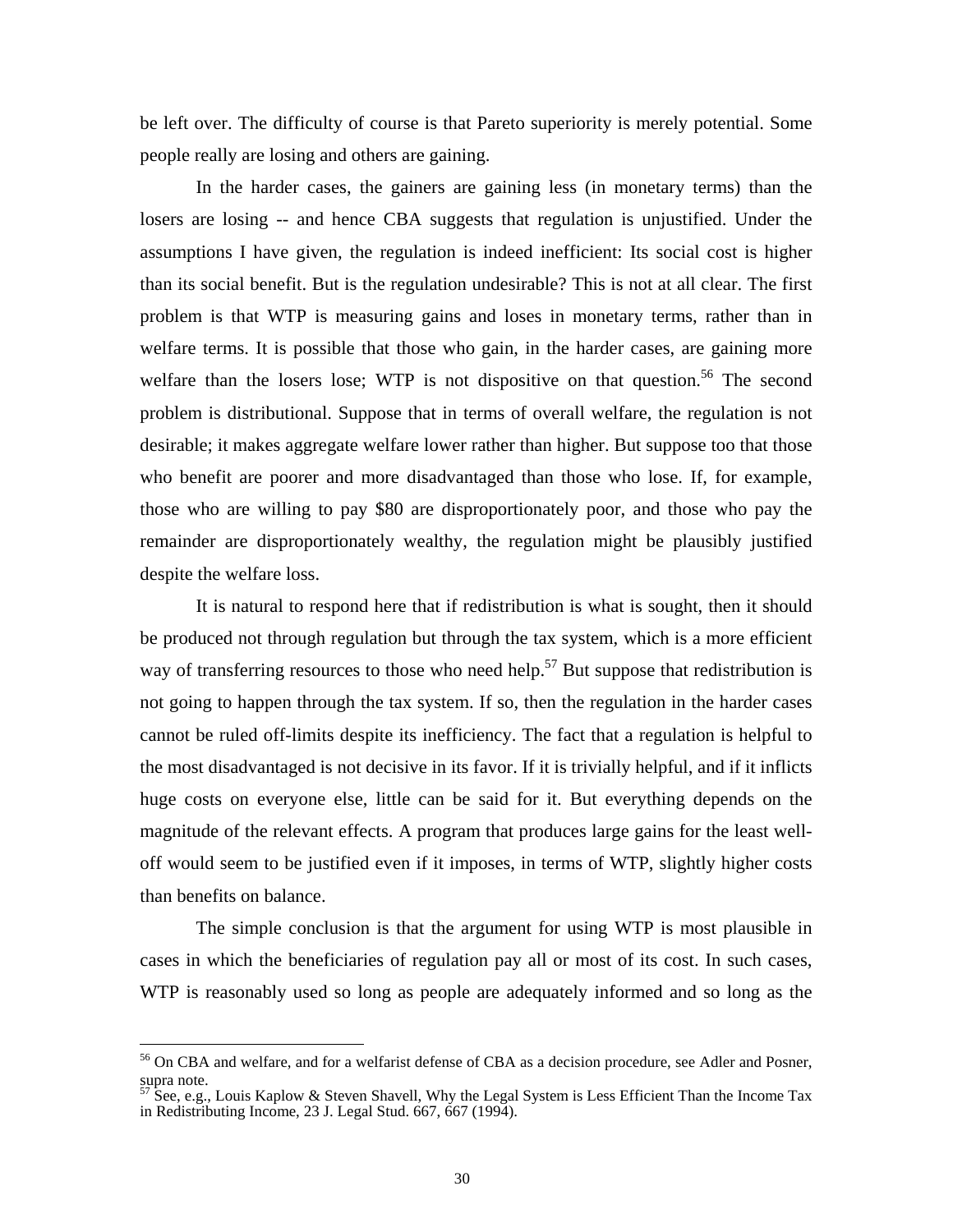be left over. The difficulty of course is that Pareto superiority is merely potential. Some people really are losing and others are gaining.

In the harder cases, the gainers are gaining less (in monetary terms) than the losers are losing -- and hence CBA suggests that regulation is unjustified. Under the assumptions I have given, the regulation is indeed inefficient: Its social cost is higher than its social benefit. But is the regulation undesirable? This is not at all clear. The first problem is that WTP is measuring gains and loses in monetary terms, rather than in welfare terms. It is possible that those who gain, in the harder cases, are gaining more welfare than the losers lose; WTP is not dispositive on that question.[56] The second problem is distributional. Suppose that in terms of overall welfare, the regulation is not desirable; it makes aggregate welfare lower rather than higher. But suppose too that those who benefit are poorer and more disadvantaged than those who lose. If, for example, those who are willing to pay $80 are disproportionately poor, and those who pay the remainder are disproportionately wealthy, the regulation might be plausibly justified despite the welfare loss.

It is natural to respond here that if redistribution is what is sought, then it should be produced not through regulation but through the tax system, which is a more efficient way of transferring resources to those who need help.[57] But suppose that redistribution is not going to happen through the tax system. If so, then the regulation in the harder cases cannot be ruled off-limits despite its inefficiency. The fact that a regulation is helpful to the most disadvantaged is not decisive in its favor. If it is trivially helpful, and if it inflicts huge costs on everyone else, little can be said for it. But everything depends on the magnitude of the relevant effects. A program that produces large gains for the least well-off would seem to be justified even if it imposes, in terms of WTP, slightly higher costs than benefits on balance.

The simple conclusion is that the argument for using WTP is most plausible in cases in which the beneficiaries of regulation pay all or most of its cost. In such cases, WTP is reasonably used so long as people are adequately informed and so long as the

---

[56] On CBA and welfare, and for a welfarist defense of CBA as a decision procedure, see Adler and Posner, supra note.

[57] See, e.g., Louis Kaplow & Steven Shavell, Why the Legal System is Less Efficient Than the Income Tax in Redistributing Income, 23 J. Legal Stud. 667, 667 (1994).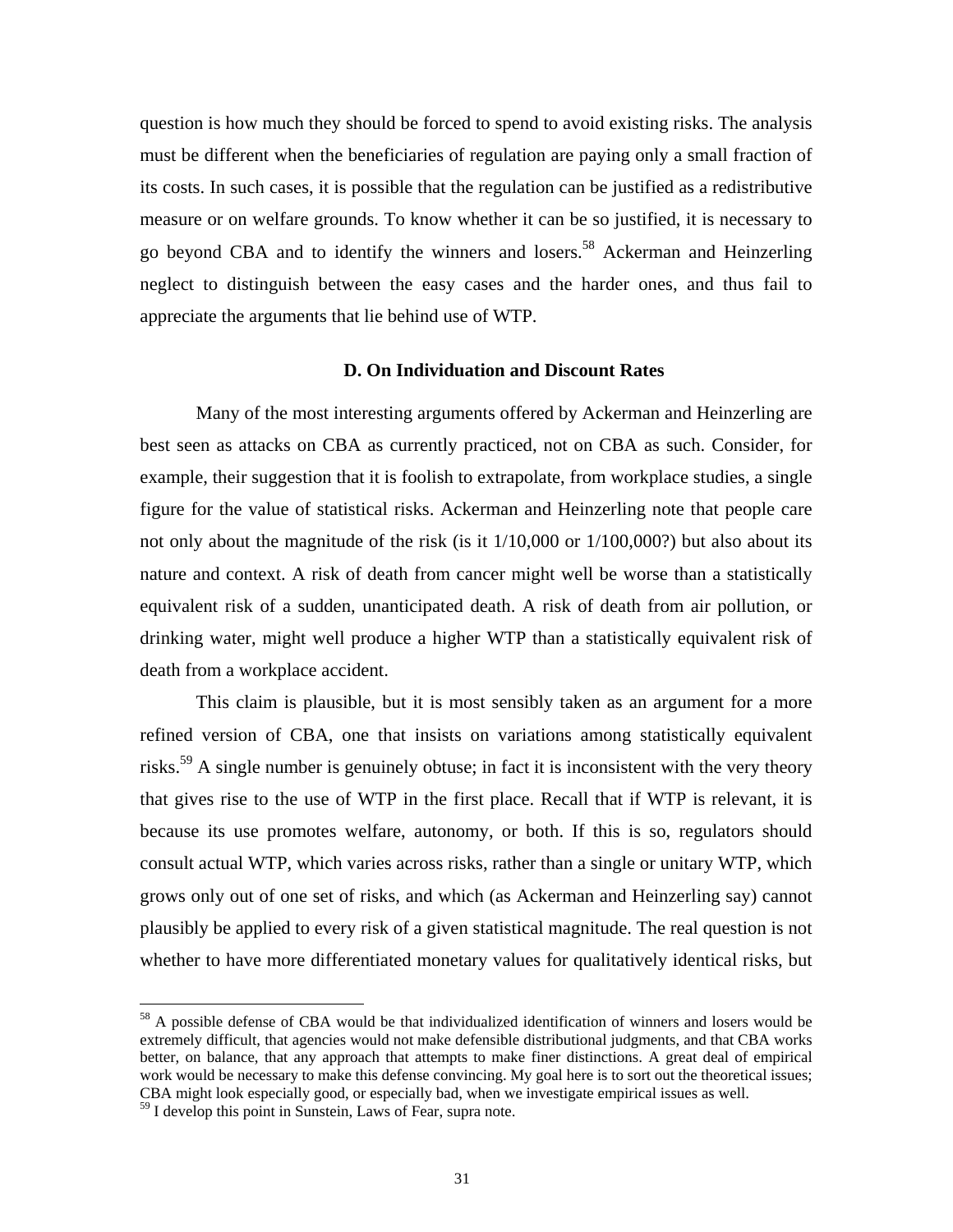question is how much they should be forced to spend to avoid existing risks. The analysis must be different when the beneficiaries of regulation are paying only a small fraction of its costs. In such cases, it is possible that the regulation can be justified as a redistributive measure or on welfare grounds. To know whether it can be so justified, it is necessary to go beyond CBA and to identify the winners and losers.[58] Ackerman and Heinzerling neglect to distinguish between the easy cases and the harder ones, and thus fail to appreciate the arguments that lie behind use of WTP.

### D. On Individuation and Discount Rates

Many of the most interesting arguments offered by Ackerman and Heinzerling are best seen as attacks on CBA as currently practiced, not on CBA as such. Consider, for example, their suggestion that it is foolish to extrapolate, from workplace studies, a single figure for the value of statistical risks. Ackerman and Heinzerling note that people care not only about the magnitude of the risk (is it 1/10,000 or 1/100,000?) but also about its nature and context. A risk of death from cancer might well be worse than a statistically equivalent risk of a sudden, unanticipated death. A risk of death from air pollution, or drinking water, might well produce a higher WTP than a statistically equivalent risk of death from a workplace accident.

This claim is plausible, but it is most sensibly taken as an argument for a more refined version of CBA, one that insists on variations among statistically equivalent risks.[59] A single number is genuinely obtuse; in fact it is inconsistent with the very theory that gives rise to the use of WTP in the first place. Recall that if WTP is relevant, it is because its use promotes welfare, autonomy, or both. If this is so, regulators should consult actual WTP, which varies across risks, rather than a single or unitary WTP, which grows only out of one set of risks, and which (as Ackerman and Heinzerling say) cannot plausibly be applied to every risk of a given statistical magnitude. The real question is not whether to have more differentiated monetary values for qualitatively identical risks, but

---

[58] A possible defense of CBA would be that individualized identification of winners and losers would be extremely difficult, that agencies would not make defensible distributional judgments, and that CBA works better, on balance, that any approach that attempts to make finer distinctions. A great deal of empirical work would be necessary to make this defense convincing. My goal here is to sort out the theoretical issues; CBA might look especially good, or especially bad, when we investigate empirical issues as well.

[59] I develop this point in Sunstein, Laws of Fear, supra note.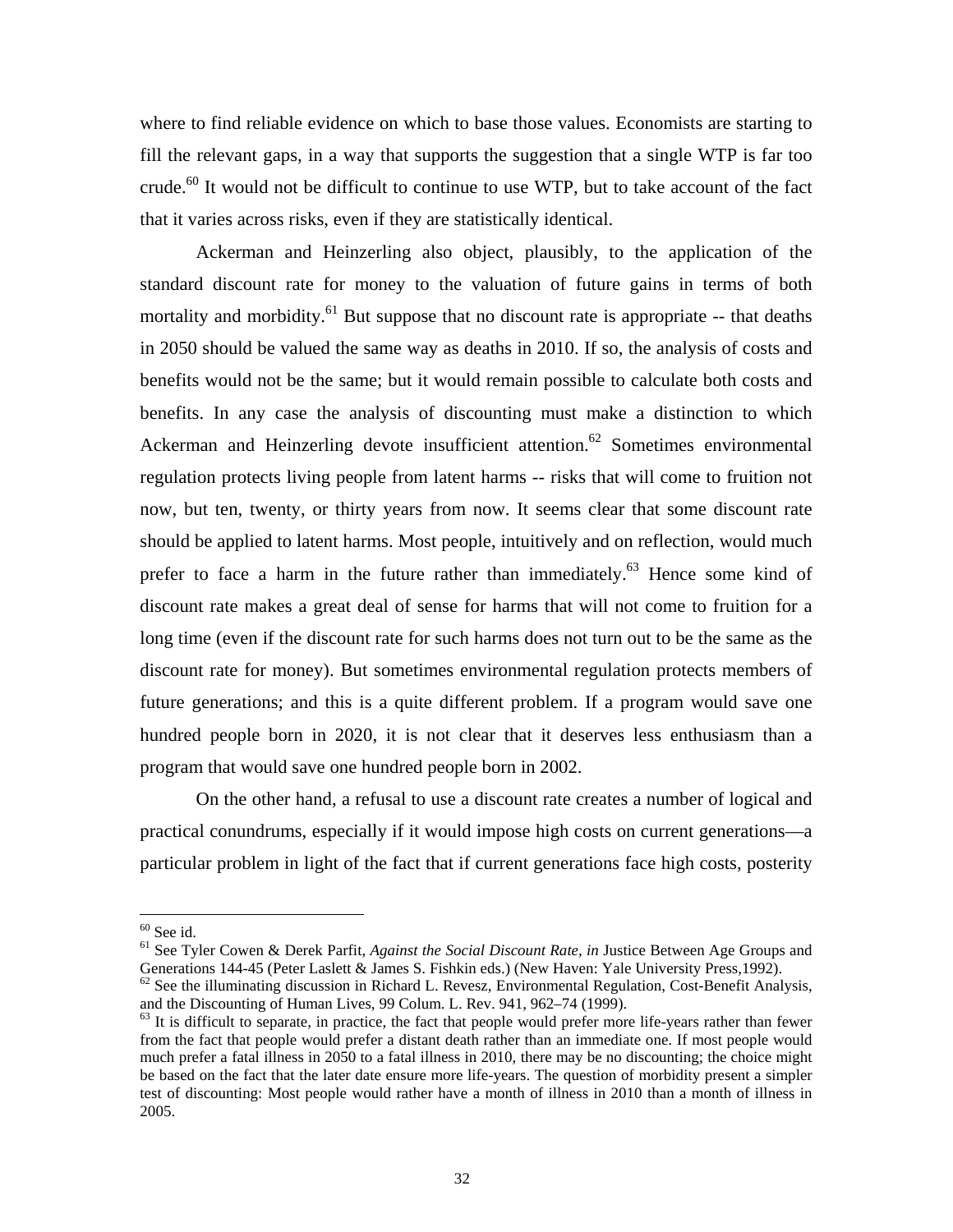where to find reliable evidence on which to base those values. Economists are starting to fill the relevant gaps, in a way that supports the suggestion that a single WTP is far too crude.[60] It would not be difficult to continue to use WTP, but to take account of the fact that it varies across risks, even if they are statistically identical.

Ackerman and Heinzerling also object, plausibly, to the application of the standard discount rate for money to the valuation of future gains in terms of both mortality and morbidity.[61] But suppose that no discount rate is appropriate -- that deaths in 2050 should be valued the same way as deaths in 2010. If so, the analysis of costs and benefits would not be the same; but it would remain possible to calculate both costs and benefits. In any case the analysis of discounting must make a distinction to which Ackerman and Heinzerling devote insufficient attention.[62] Sometimes environmental regulation protects living people from latent harms -- risks that will come to fruition not now, but ten, twenty, or thirty years from now. It seems clear that some discount rate should be applied to latent harms. Most people, intuitively and on reflection, would much prefer to face a harm in the future rather than immediately.[63] Hence some kind of discount rate makes a great deal of sense for harms that will not come to fruition for a long time (even if the discount rate for such harms does not turn out to be the same as the discount rate for money). But sometimes environmental regulation protects members of future generations; and this is a quite different problem. If a program would save one hundred people born in 2020, it is not clear that it deserves less enthusiasm than a program that would save one hundred people born in 2002.

On the other hand, a refusal to use a discount rate creates a number of logical and practical conundrums, especially if it would impose high costs on current generations—a particular problem in light of the fact that if current generations face high costs, posterity

---

[60] See id.

[61] See Tyler Cowen & Derek Parfit, *Against the Social Discount Rate*, *in* Justice Between Age Groups and Generations 144-45 (Peter Laslett & James S. Fishkin eds.) (New Haven: Yale University Press,1992).

[62] See the illuminating discussion in Richard L. Revesz, Environmental Regulation, Cost-Benefit Analysis, and the Discounting of Human Lives, 99 Colum. L. Rev. 941, 962–74 (1999).

[63] It is difficult to separate, in practice, the fact that people would prefer more life-years rather than fewer from the fact that people would prefer a distant death rather than an immediate one. If most people would much prefer a fatal illness in 2050 to a fatal illness in 2010, there may be no discounting; the choice might be based on the fact that the later date ensure more life-years. The question of morbidity present a simpler test of discounting: Most people would rather have a month of illness in 2010 than a month of illness in 2005.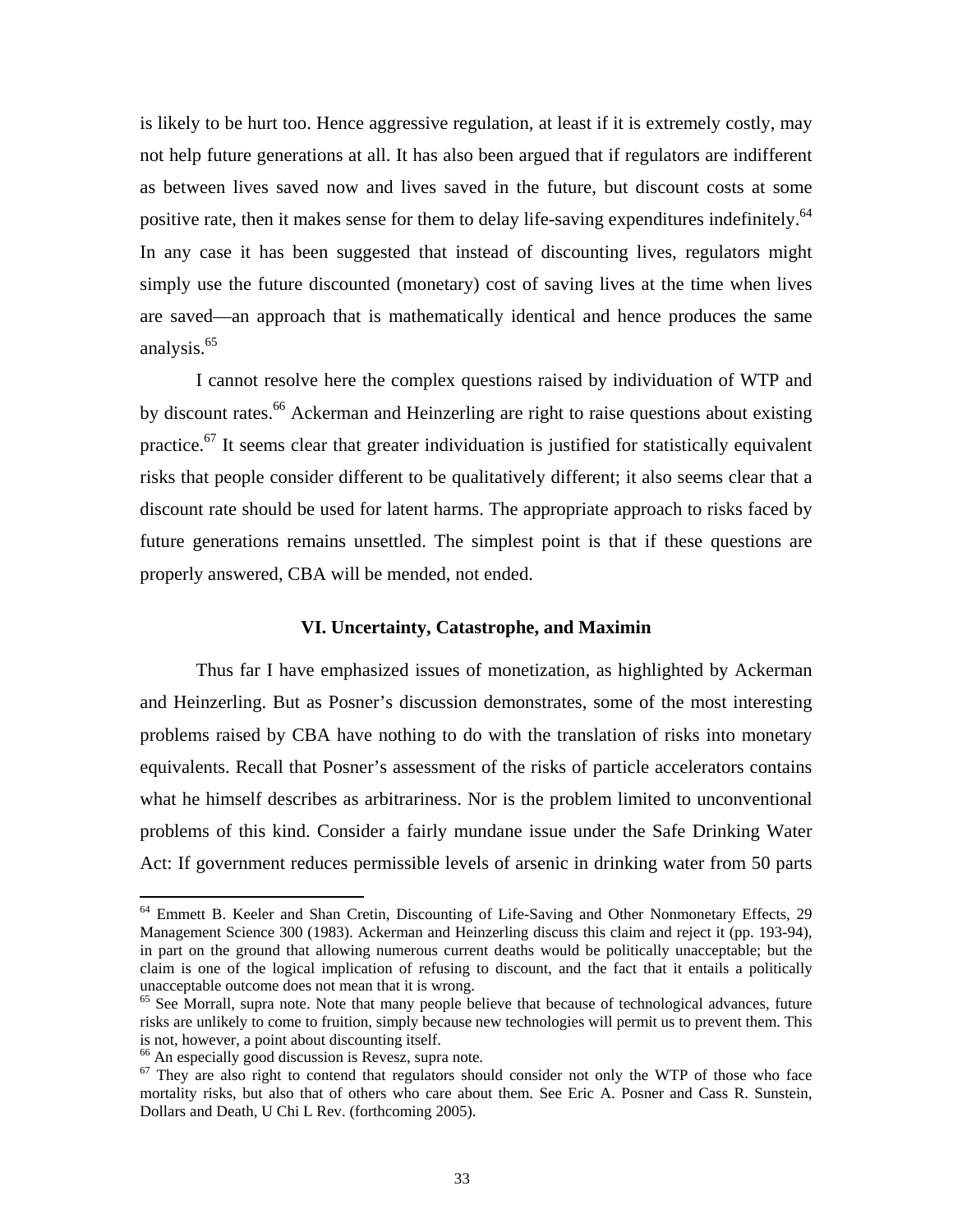is likely to be hurt too. Hence aggressive regulation, at least if it is extremely costly, may not help future generations at all. It has also been argued that if regulators are indifferent as between lives saved now and lives saved in the future, but discount costs at some positive rate, then it makes sense for them to delay life-saving expenditures indefinitely.[64] In any case it has been suggested that instead of discounting lives, regulators might simply use the future discounted (monetary) cost of saving lives at the time when lives are saved—an approach that is mathematically identical and hence produces the same analysis.[65]

I cannot resolve here the complex questions raised by individuation of WTP and by discount rates.[66] Ackerman and Heinzerling are right to raise questions about existing practice.[67] It seems clear that greater individuation is justified for statistically equivalent risks that people consider different to be qualitatively different; it also seems clear that a discount rate should be used for latent harms. The appropriate approach to risks faced by future generations remains unsettled. The simplest point is that if these questions are properly answered, CBA will be mended, not ended.

### VI. Uncertainty, Catastrophe, and Maximin

Thus far I have emphasized issues of monetization, as highlighted by Ackerman and Heinzerling. But as Posner's discussion demonstrates, some of the most interesting problems raised by CBA have nothing to do with the translation of risks into monetary equivalents. Recall that Posner's assessment of the risks of particle accelerators contains what he himself describes as arbitrariness. Nor is the problem limited to unconventional problems of this kind. Consider a fairly mundane issue under the Safe Drinking Water Act: If government reduces permissible levels of arsenic in drinking water from 50 parts

---

[64] Emmett B. Keeler and Shan Cretin, Discounting of Life-Saving and Other Nonmonetary Effects, 29 Management Science 300 (1983). Ackerman and Heinzerling discuss this claim and reject it (pp. 193-94), in part on the ground that allowing numerous current deaths would be politically unacceptable; but the claim is one of the logical implication of refusing to discount, and the fact that it entails a politically unacceptable outcome does not mean that it is wrong.

[65] See Morrall, supra note. Note that many people believe that because of technological advances, future risks are unlikely to come to fruition, simply because new technologies will permit us to prevent them. This is not, however, a point about discounting itself.

[66] An especially good discussion is Revesz, supra note.

[67] They are also right to contend that regulators should consider not only the WTP of those who face mortality risks, but also that of others who care about them. See Eric A. Posner and Cass R. Sunstein, Dollars and Death, U Chi L Rev. (forthcoming 2005).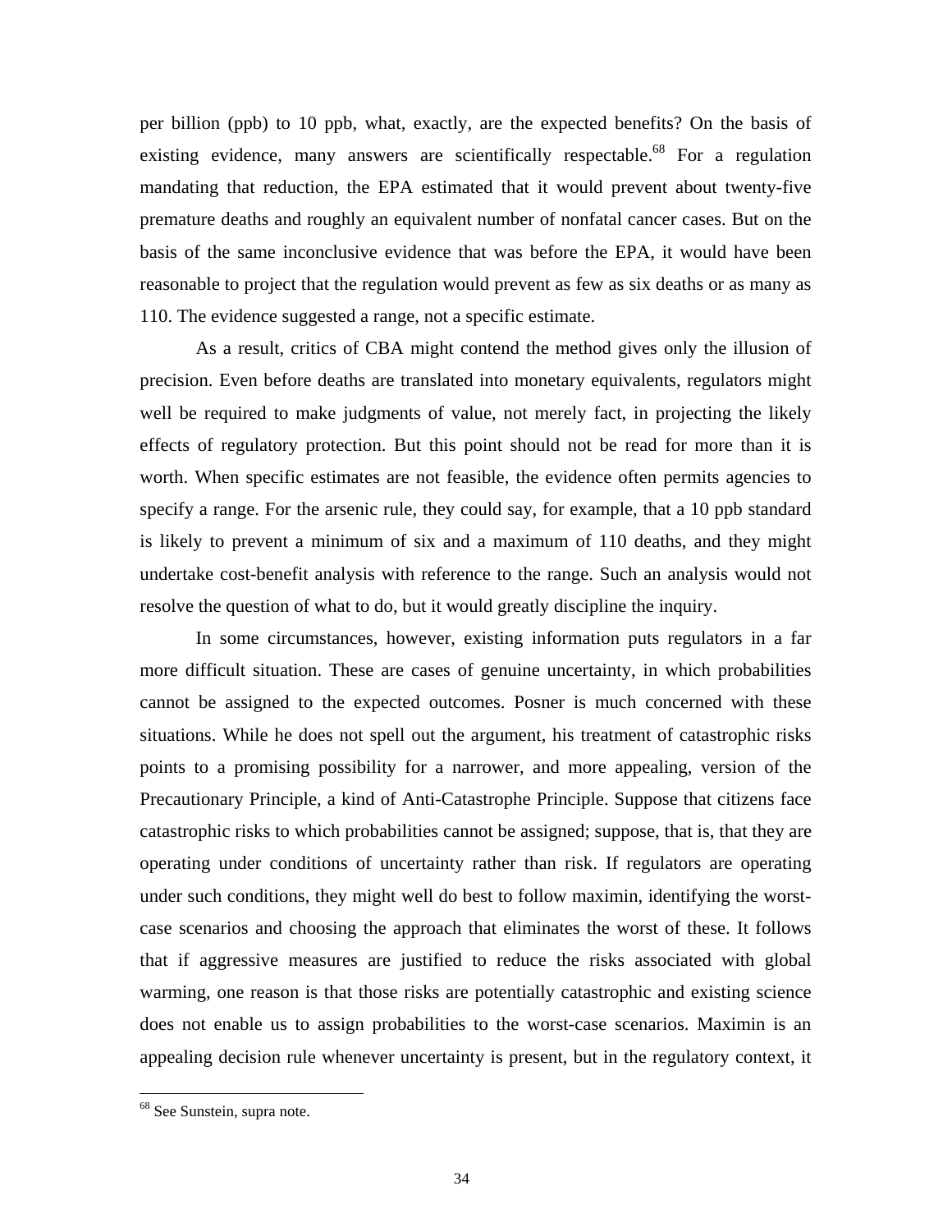per billion (ppb) to 10 ppb, what, exactly, are the expected benefits? On the basis of existing evidence, many answers are scientifically respectable.[68] For a regulation mandating that reduction, the EPA estimated that it would prevent about twenty-five premature deaths and roughly an equivalent number of nonfatal cancer cases. But on the basis of the same inconclusive evidence that was before the EPA, it would have been reasonable to project that the regulation would prevent as few as six deaths or as many as 110. The evidence suggested a range, not a specific estimate.

As a result, critics of CBA might contend the method gives only the illusion of precision. Even before deaths are translated into monetary equivalents, regulators might well be required to make judgments of value, not merely fact, in projecting the likely effects of regulatory protection. But this point should not be read for more than it is worth. When specific estimates are not feasible, the evidence often permits agencies to specify a range. For the arsenic rule, they could say, for example, that a 10 ppb standard is likely to prevent a minimum of six and a maximum of 110 deaths, and they might undertake cost-benefit analysis with reference to the range. Such an analysis would not resolve the question of what to do, but it would greatly discipline the inquiry.

In some circumstances, however, existing information puts regulators in a far more difficult situation. These are cases of genuine uncertainty, in which probabilities cannot be assigned to the expected outcomes. Posner is much concerned with these situations. While he does not spell out the argument, his treatment of catastrophic risks points to a promising possibility for a narrower, and more appealing, version of the Precautionary Principle, a kind of Anti-Catastrophe Principle. Suppose that citizens face catastrophic risks to which probabilities cannot be assigned; suppose, that is, that they are operating under conditions of uncertainty rather than risk. If regulators are operating under such conditions, they might well do best to follow maximin, identifying the worst-case scenarios and choosing the approach that eliminates the worst of these. It follows that if aggressive measures are justified to reduce the risks associated with global warming, one reason is that those risks are potentially catastrophic and existing science does not enable us to assign probabilities to the worst-case scenarios. Maximin is an appealing decision rule whenever uncertainty is present, but in the regulatory context, it

[68] See Sunstein, supra note.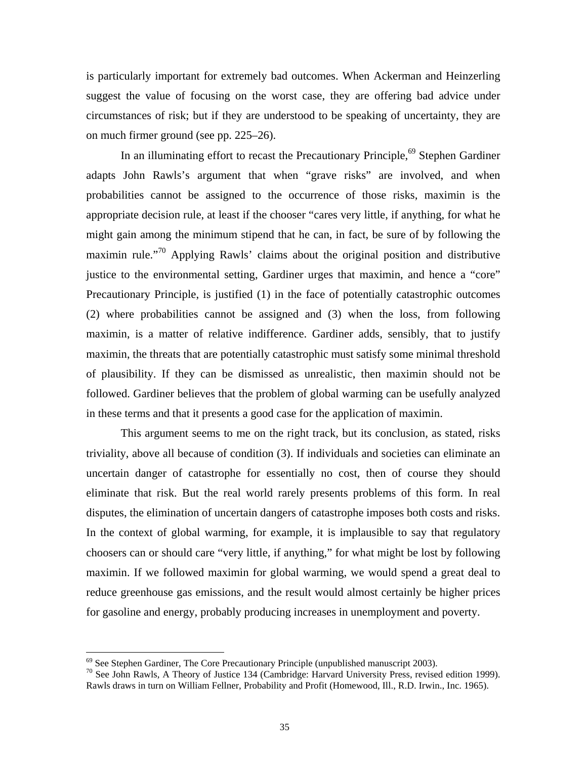is particularly important for extremely bad outcomes. When Ackerman and Heinzerling suggest the value of focusing on the worst case, they are offering bad advice under circumstances of risk; but if they are understood to be speaking of uncertainty, they are on much firmer ground (see pp. 225–26).

In an illuminating effort to recast the Precautionary Principle,[69] Stephen Gardiner adapts John Rawls's argument that when "grave risks" are involved, and when probabilities cannot be assigned to the occurrence of those risks, maximin is the appropriate decision rule, at least if the chooser "cares very little, if anything, for what he might gain among the minimum stipend that he can, in fact, be sure of by following the maximin rule."[70] Applying Rawls' claims about the original position and distributive justice to the environmental setting, Gardiner urges that maximin, and hence a "core" Precautionary Principle, is justified (1) in the face of potentially catastrophic outcomes (2) where probabilities cannot be assigned and (3) when the loss, from following maximin, is a matter of relative indifference. Gardiner adds, sensibly, that to justify maximin, the threats that are potentially catastrophic must satisfy some minimal threshold of plausibility. If they can be dismissed as unrealistic, then maximin should not be followed. Gardiner believes that the problem of global warming can be usefully analyzed in these terms and that it presents a good case for the application of maximin.

This argument seems to me on the right track, but its conclusion, as stated, risks triviality, above all because of condition (3). If individuals and societies can eliminate an uncertain danger of catastrophe for essentially no cost, then of course they should eliminate that risk. But the real world rarely presents problems of this form. In real disputes, the elimination of uncertain dangers of catastrophe imposes both costs and risks. In the context of global warming, for example, it is implausible to say that regulatory choosers can or should care "very little, if anything," for what might be lost by following maximin. If we followed maximin for global warming, we would spend a great deal to reduce greenhouse gas emissions, and the result would almost certainly be higher prices for gasoline and energy, probably producing increases in unemployment and poverty.

---

[69] See Stephen Gardiner, The Core Precautionary Principle (unpublished manuscript 2003).

[70] See John Rawls, A Theory of Justice 134 (Cambridge: Harvard University Press, revised edition 1999). Rawls draws in turn on William Fellner, Probability and Profit (Homewood, Ill., R.D. Irwin., Inc. 1965).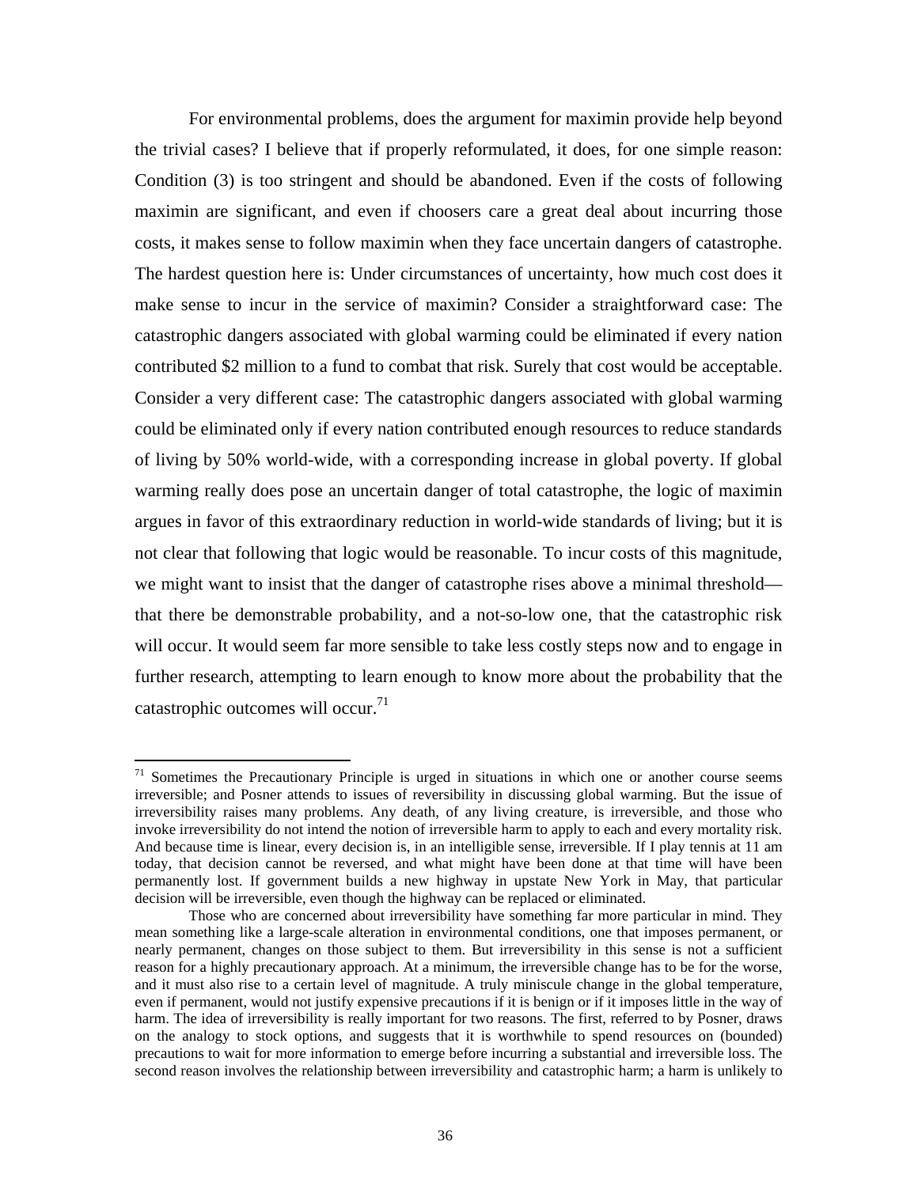For environmental problems, does the argument for maximin provide help beyond the trivial cases? I believe that if properly reformulated, it does, for one simple reason: Condition (3) is too stringent and should be abandoned. Even if the costs of following maximin are significant, and even if choosers care a great deal about incurring those costs, it makes sense to follow maximin when they face uncertain dangers of catastrophe. The hardest question here is: Under circumstances of uncertainty, how much cost does it make sense to incur in the service of maximin? Consider a straightforward case: The catastrophic dangers associated with global warming could be eliminated if every nation contributed $2 million to a fund to combat that risk. Surely that cost would be acceptable. Consider a very different case: The catastrophic dangers associated with global warming could be eliminated only if every nation contributed enough resources to reduce standards of living by 50% world-wide, with a corresponding increase in global poverty. If global warming really does pose an uncertain danger of total catastrophe, the logic of maximin argues in favor of this extraordinary reduction in world-wide standards of living; but it is not clear that following that logic would be reasonable. To incur costs of this magnitude, we might want to insist that the danger of catastrophe rises above a minimal threshold—that there be demonstrable probability, and a not-so-low one, that the catastrophic risk will occur. It would seem far more sensible to take less costly steps now and to engage in further research, attempting to learn enough to know more about the probability that the catastrophic outcomes will occur.[71]

---

[71] Sometimes the Precautionary Principle is urged in situations in which one or another course seems irreversible; and Posner attends to issues of reversibility in discussing global warming. But the issue of irreversibility raises many problems. Any death, of any living creature, is irreversible, and those who invoke irreversibility do not intend the notion of irreversible harm to apply to each and every mortality risk. And because time is linear, every decision is, in an intelligible sense, irreversible. If I play tennis at 11 am today, that decision cannot be reversed, and what might have been done at that time will have been permanently lost. If government builds a new highway in upstate New York in May, that particular decision will be irreversible, even though the highway can be replaced or eliminated.

Those who are concerned about irreversibility have something far more particular in mind. They mean something like a large-scale alteration in environmental conditions, one that imposes permanent, or nearly permanent, changes on those subject to them. But irreversibility in this sense is not a sufficient reason for a highly precautionary approach. At a minimum, the irreversible change has to be for the worse, and it must also rise to a certain level of magnitude. A truly miniscule change in the global temperature, even if permanent, would not justify expensive precautions if it is benign or if it imposes little in the way of harm. The idea of irreversibility is really important for two reasons. The first, referred to by Posner, draws on the analogy to stock options, and suggests that it is worthwhile to spend resources on (bounded) precautions to wait for more information to emerge before incurring a substantial and irreversible loss. The second reason involves the relationship between irreversibility and catastrophic harm; a harm is unlikely to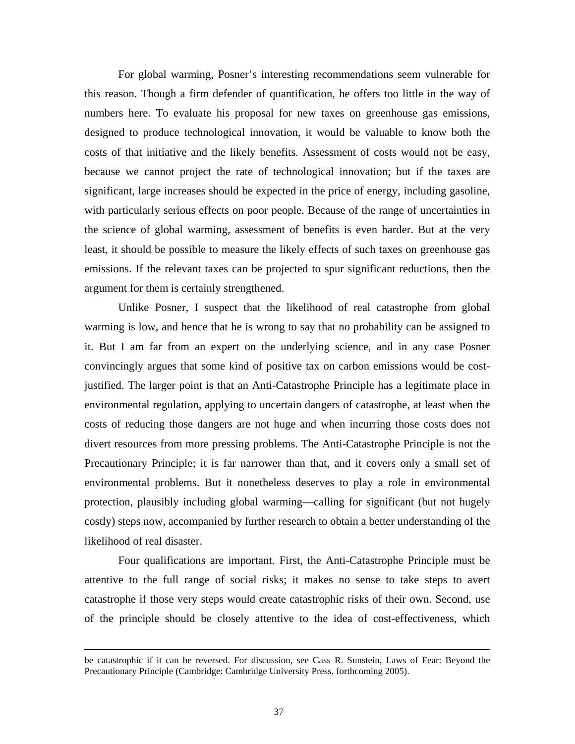For global warming, Posner's interesting recommendations seem vulnerable for this reason. Though a firm defender of quantification, he offers too little in the way of numbers here. To evaluate his proposal for new taxes on greenhouse gas emissions, designed to produce technological innovation, it would be valuable to know both the costs of that initiative and the likely benefits. Assessment of costs would not be easy, because we cannot project the rate of technological innovation; but if the taxes are significant, large increases should be expected in the price of energy, including gasoline, with particularly serious effects on poor people. Because of the range of uncertainties in the science of global warming, assessment of benefits is even harder. But at the very least, it should be possible to measure the likely effects of such taxes on greenhouse gas emissions. If the relevant taxes can be projected to spur significant reductions, then the argument for them is certainly strengthened.

Unlike Posner, I suspect that the likelihood of real catastrophe from global warming is low, and hence that he is wrong to say that no probability can be assigned to it. But I am far from an expert on the underlying science, and in any case Posner convincingly argues that some kind of positive tax on carbon emissions would be cost-justified. The larger point is that an Anti-Catastrophe Principle has a legitimate place in environmental regulation, applying to uncertain dangers of catastrophe, at least when the costs of reducing those dangers are not huge and when incurring those costs does not divert resources from more pressing problems. The Anti-Catastrophe Principle is not the Precautionary Principle; it is far narrower than that, and it covers only a small set of environmental problems. But it nonetheless deserves to play a role in environmental protection, plausibly including global warming—calling for significant (but not hugely costly) steps now, accompanied by further research to obtain a better understanding of the likelihood of real disaster.

Four qualifications are important. First, the Anti-Catastrophe Principle must be attentive to the full range of social risks; it makes no sense to take steps to avert catastrophe if those very steps would create catastrophic risks of their own. Second, use of the principle should be closely attentive to the idea of cost-effectiveness, which

be catastrophic if it can be reversed. For discussion, see Cass R. Sunstein, Laws of Fear: Beyond the Precautionary Principle (Cambridge: Cambridge University Press, forthcoming 2005).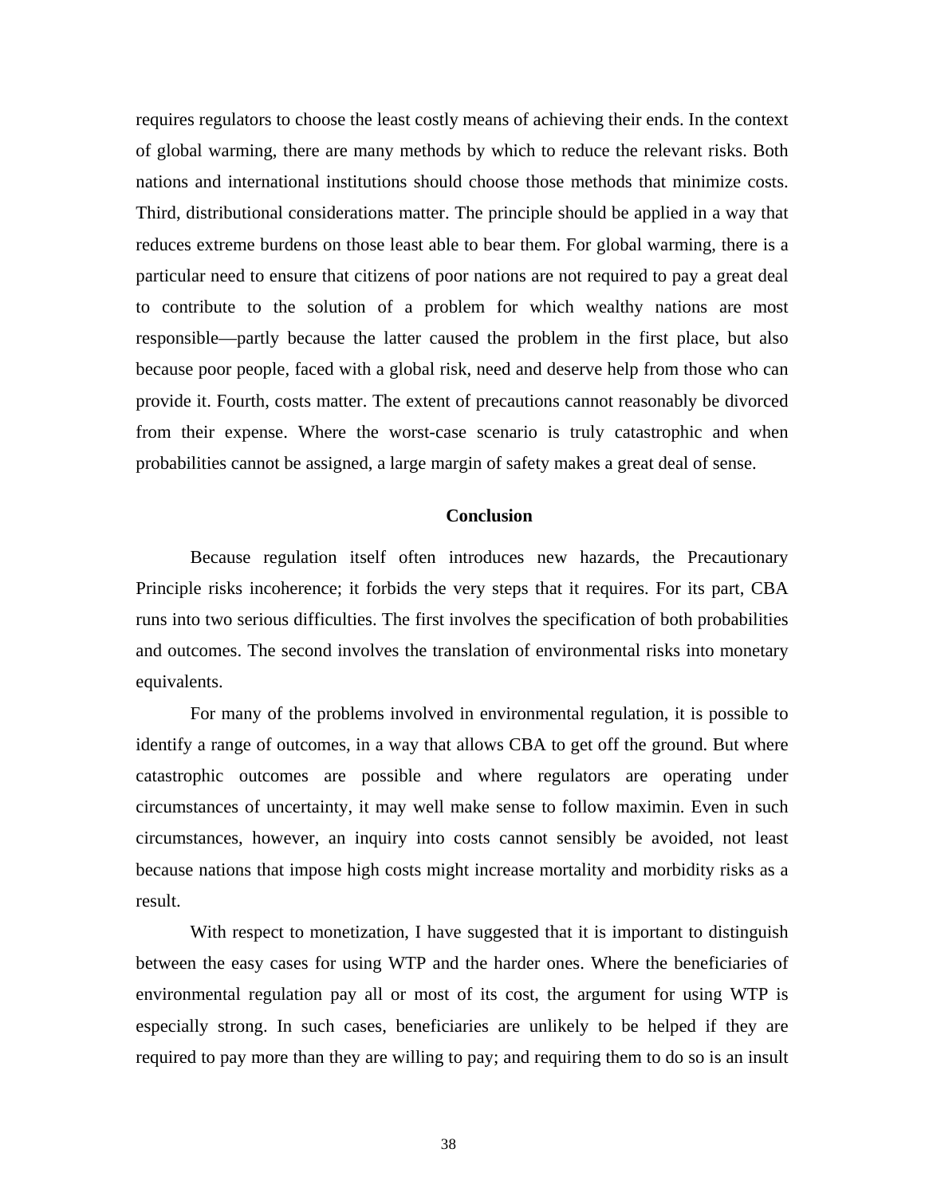requires regulators to choose the least costly means of achieving their ends. In the context of global warming, there are many methods by which to reduce the relevant risks. Both nations and international institutions should choose those methods that minimize costs. Third, distributional considerations matter. The principle should be applied in a way that reduces extreme burdens on those least able to bear them. For global warming, there is a particular need to ensure that citizens of poor nations are not required to pay a great deal to contribute to the solution of a problem for which wealthy nations are most responsible—partly because the latter caused the problem in the first place, but also because poor people, faced with a global risk, need and deserve help from those who can provide it. Fourth, costs matter. The extent of precautions cannot reasonably be divorced from their expense. Where the worst-case scenario is truly catastrophic and when probabilities cannot be assigned, a large margin of safety makes a great deal of sense.

## Conclusion

Because regulation itself often introduces new hazards, the Precautionary Principle risks incoherence; it forbids the very steps that it requires. For its part, CBA runs into two serious difficulties. The first involves the specification of both probabilities and outcomes. The second involves the translation of environmental risks into monetary equivalents.

For many of the problems involved in environmental regulation, it is possible to identify a range of outcomes, in a way that allows CBA to get off the ground. But where catastrophic outcomes are possible and where regulators are operating under circumstances of uncertainty, it may well make sense to follow maximin. Even in such circumstances, however, an inquiry into costs cannot sensibly be avoided, not least because nations that impose high costs might increase mortality and morbidity risks as a result.

With respect to monetization, I have suggested that it is important to distinguish between the easy cases for using WTP and the harder ones. Where the beneficiaries of environmental regulation pay all or most of its cost, the argument for using WTP is especially strong. In such cases, beneficiaries are unlikely to be helped if they are required to pay more than they are willing to pay; and requiring them to do so is an insult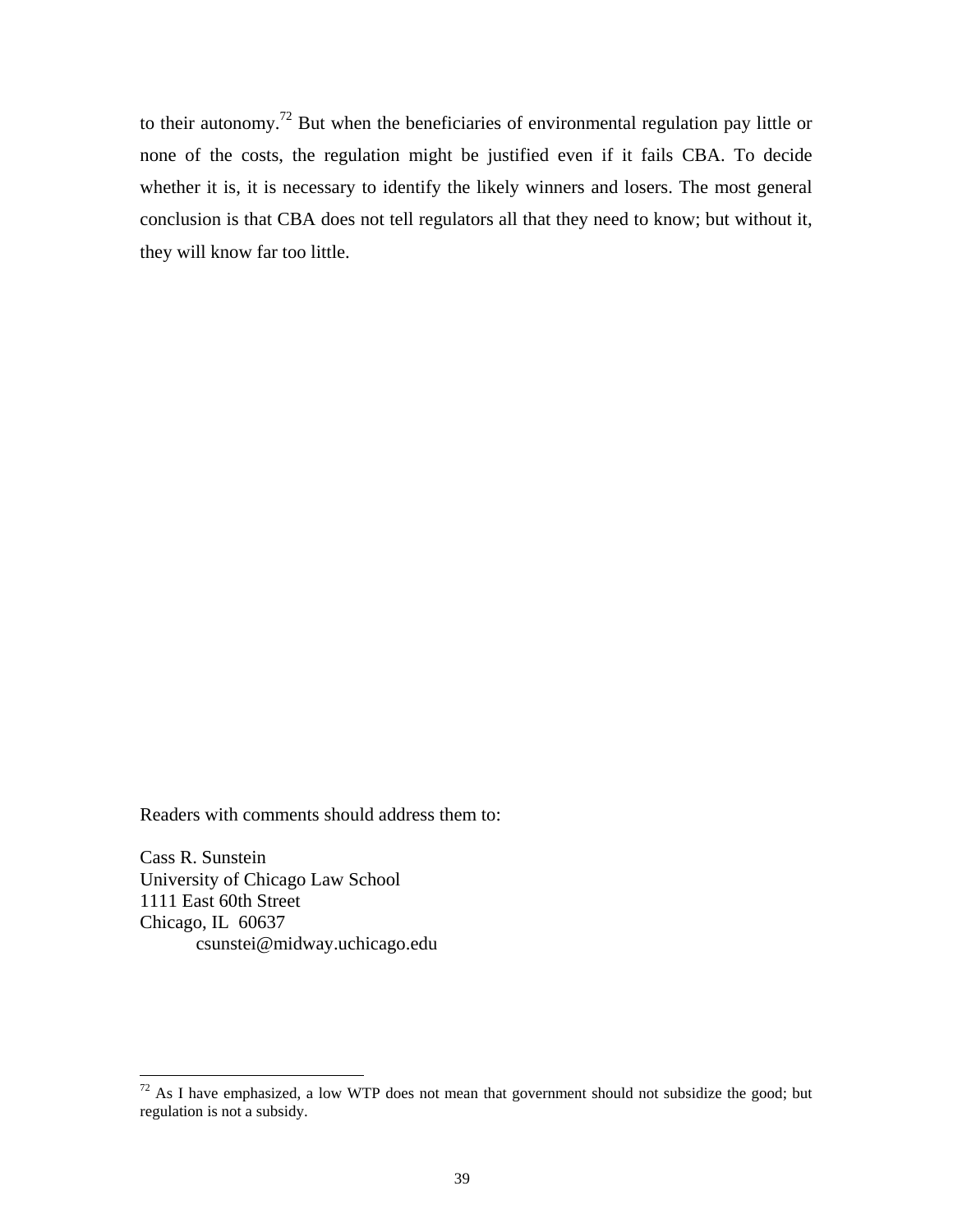to their autonomy.[72] But when the beneficiaries of environmental regulation pay little or none of the costs, the regulation might be justified even if it fails CBA. To decide whether it is, it is necessary to identify the likely winners and losers. The most general conclusion is that CBA does not tell regulators all that they need to know; but without it, they will know far too little.

Readers with comments should address them to:

Cass R. Sunstein
University of Chicago Law School
1111 East 60th Street
Chicago, IL 60637
csunstei@midway.uchicago.edu

[72] As I have emphasized, a low WTP does not mean that government should not subsidize the good; but regulation is not a subsidy.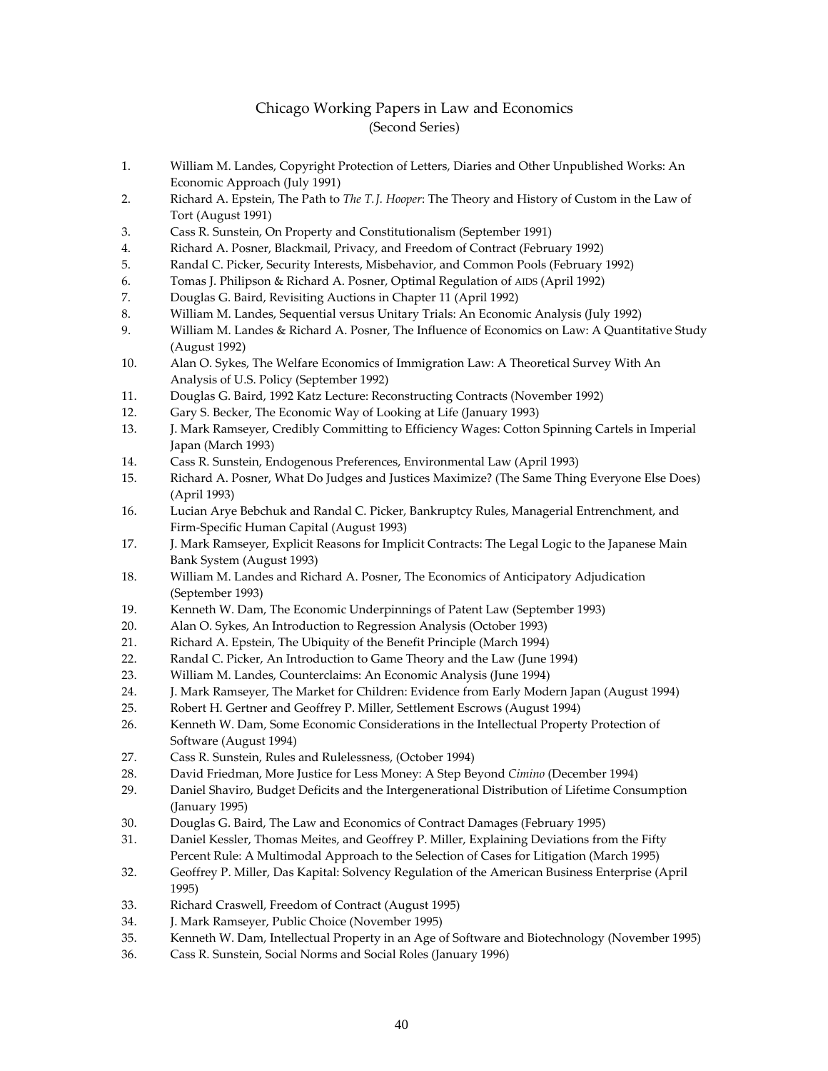# Chicago Working Papers in Law and Economics
(Second Series)

1. William M. Landes, Copyright Protection of Letters, Diaries and Other Unpublished Works: An Economic Approach (July 1991)
2. Richard A. Epstein, The Path to *The T. J. Hooper*: The Theory and History of Custom in the Law of Tort (August 1991)
3. Cass R. Sunstein, On Property and Constitutionalism (September 1991)
4. Richard A. Posner, Blackmail, Privacy, and Freedom of Contract (February 1992)
5. Randal C. Picker, Security Interests, Misbehavior, and Common Pools (February 1992)
6. Tomas J. Philipson & Richard A. Posner, Optimal Regulation of AIDS (April 1992)
7. Douglas G. Baird, Revisiting Auctions in Chapter 11 (April 1992)
8. William M. Landes, Sequential versus Unitary Trials: An Economic Analysis (July 1992)
9. William M. Landes & Richard A. Posner, The Influence of Economics on Law: A Quantitative Study (August 1992)
10. Alan O. Sykes, The Welfare Economics of Immigration Law: A Theoretical Survey With An Analysis of U.S. Policy (September 1992)
11. Douglas G. Baird, 1992 Katz Lecture: Reconstructing Contracts (November 1992)
12. Gary S. Becker, The Economic Way of Looking at Life (January 1993)
13. J. Mark Ramseyer, Credibly Committing to Efficiency Wages: Cotton Spinning Cartels in Imperial Japan (March 1993)
14. Cass R. Sunstein, Endogenous Preferences, Environmental Law (April 1993)
15. Richard A. Posner, What Do Judges and Justices Maximize? (The Same Thing Everyone Else Does) (April 1993)
16. Lucian Arye Bebchuk and Randal C. Picker, Bankruptcy Rules, Managerial Entrenchment, and Firm-Specific Human Capital (August 1993)
17. J. Mark Ramseyer, Explicit Reasons for Implicit Contracts: The Legal Logic to the Japanese Main Bank System (August 1993)
18. William M. Landes and Richard A. Posner, The Economics of Anticipatory Adjudication (September 1993)
19. Kenneth W. Dam, The Economic Underpinnings of Patent Law (September 1993)
20. Alan O. Sykes, An Introduction to Regression Analysis (October 1993)
21. Richard A. Epstein, The Ubiquity of the Benefit Principle (March 1994)
22. Randal C. Picker, An Introduction to Game Theory and the Law (June 1994)
23. William M. Landes, Counterclaims: An Economic Analysis (June 1994)
24. J. Mark Ramseyer, The Market for Children: Evidence from Early Modern Japan (August 1994)
25. Robert H. Gertner and Geoffrey P. Miller, Settlement Escrows (August 1994)
26. Kenneth W. Dam, Some Economic Considerations in the Intellectual Property Protection of Software (August 1994)
27. Cass R. Sunstein, Rules and Rulelessness, (October 1994)
28. David Friedman, More Justice for Less Money: A Step Beyond *Cimino* (December 1994)
29. Daniel Shaviro, Budget Deficits and the Intergenerational Distribution of Lifetime Consumption (January 1995)
30. Douglas G. Baird, The Law and Economics of Contract Damages (February 1995)
31. Daniel Kessler, Thomas Meites, and Geoffrey P. Miller, Explaining Deviations from the Fifty Percent Rule: A Multimodal Approach to the Selection of Cases for Litigation (March 1995)
32. Geoffrey P. Miller, Das Kapital: Solvency Regulation of the American Business Enterprise (April 1995)
33. Richard Craswell, Freedom of Contract (August 1995)
34. J. Mark Ramseyer, Public Choice (November 1995)
35. Kenneth W. Dam, Intellectual Property in an Age of Software and Biotechnology (November 1995)
36. Cass R. Sunstein, Social Norms and Social Roles (January 1996)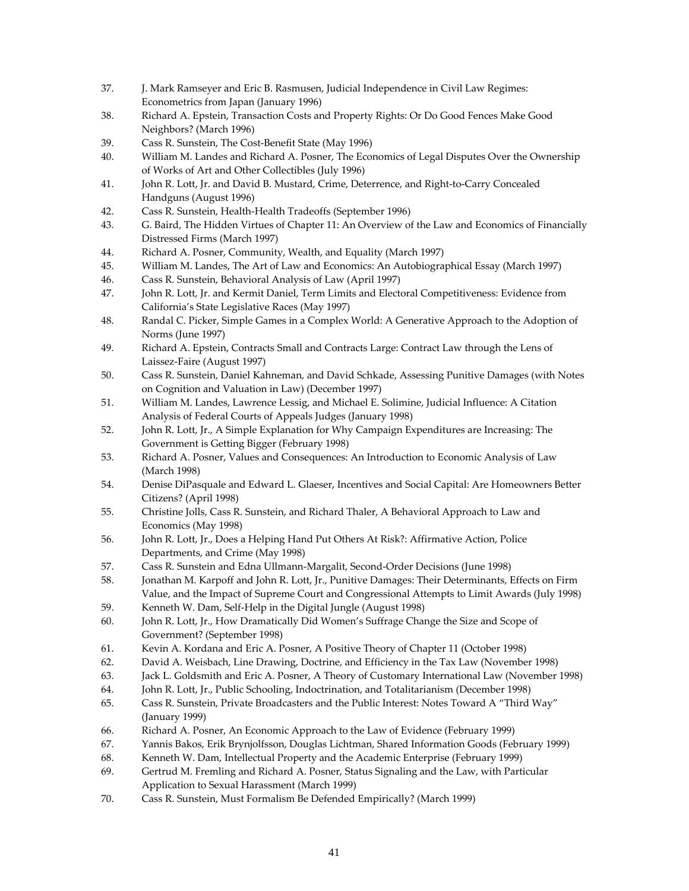37. J. Mark Ramseyer and Eric B. Rasmusen, Judicial Independence in Civil Law Regimes: Econometrics from Japan (January 1996)
38. Richard A. Epstein, Transaction Costs and Property Rights: Or Do Good Fences Make Good Neighbors? (March 1996)
39. Cass R. Sunstein, The Cost-Benefit State (May 1996)
40. William M. Landes and Richard A. Posner, The Economics of Legal Disputes Over the Ownership of Works of Art and Other Collectibles (July 1996)
41. John R. Lott, Jr. and David B. Mustard, Crime, Deterrence, and Right-to-Carry Concealed Handguns (August 1996)
42. Cass R. Sunstein, Health-Health Tradeoffs (September 1996)
43. G. Baird, The Hidden Virtues of Chapter 11: An Overview of the Law and Economics of Financially Distressed Firms (March 1997)
44. Richard A. Posner, Community, Wealth, and Equality (March 1997)
45. William M. Landes, The Art of Law and Economics: An Autobiographical Essay (March 1997)
46. Cass R. Sunstein, Behavioral Analysis of Law (April 1997)
47. John R. Lott, Jr. and Kermit Daniel, Term Limits and Electoral Competitiveness: Evidence from California's State Legislative Races (May 1997)
48. Randal C. Picker, Simple Games in a Complex World: A Generative Approach to the Adoption of Norms (June 1997)
49. Richard A. Epstein, Contracts Small and Contracts Large: Contract Law through the Lens of Laissez-Faire (August 1997)
50. Cass R. Sunstein, Daniel Kahneman, and David Schkade, Assessing Punitive Damages (with Notes on Cognition and Valuation in Law) (December 1997)
51. William M. Landes, Lawrence Lessig, and Michael E. Solimine, Judicial Influence: A Citation Analysis of Federal Courts of Appeals Judges (January 1998)
52. John R. Lott, Jr., A Simple Explanation for Why Campaign Expenditures are Increasing: The Government is Getting Bigger (February 1998)
53. Richard A. Posner, Values and Consequences: An Introduction to Economic Analysis of Law (March 1998)
54. Denise DiPasquale and Edward L. Glaeser, Incentives and Social Capital: Are Homeowners Better Citizens? (April 1998)
55. Christine Jolls, Cass R. Sunstein, and Richard Thaler, A Behavioral Approach to Law and Economics (May 1998)
56. John R. Lott, Jr., Does a Helping Hand Put Others At Risk?: Affirmative Action, Police Departments, and Crime (May 1998)
57. Cass R. Sunstein and Edna Ullmann-Margalit, Second-Order Decisions (June 1998)
58. Jonathan M. Karpoff and John R. Lott, Jr., Punitive Damages: Their Determinants, Effects on Firm Value, and the Impact of Supreme Court and Congressional Attempts to Limit Awards (July 1998)
59. Kenneth W. Dam, Self-Help in the Digital Jungle (August 1998)
60. John R. Lott, Jr., How Dramatically Did Women's Suffrage Change the Size and Scope of Government? (September 1998)
61. Kevin A. Kordana and Eric A. Posner, A Positive Theory of Chapter 11 (October 1998)
62. David A. Weisbach, Line Drawing, Doctrine, and Efficiency in the Tax Law (November 1998)
63. Jack L. Goldsmith and Eric A. Posner, A Theory of Customary International Law (November 1998)
64. John R. Lott, Jr., Public Schooling, Indoctrination, and Totalitarianism (December 1998)
65. Cass R. Sunstein, Private Broadcasters and the Public Interest: Notes Toward A "Third Way" (January 1999)
66. Richard A. Posner, An Economic Approach to the Law of Evidence (February 1999)
67. Yannis Bakos, Erik Brynjolfsson, Douglas Lichtman, Shared Information Goods (February 1999)
68. Kenneth W. Dam, Intellectual Property and the Academic Enterprise (February 1999)
69. Gertrud M. Fremling and Richard A. Posner, Status Signaling and the Law, with Particular Application to Sexual Harassment (March 1999)
70. Cass R. Sunstein, Must Formalism Be Defended Empirically? (March 1999)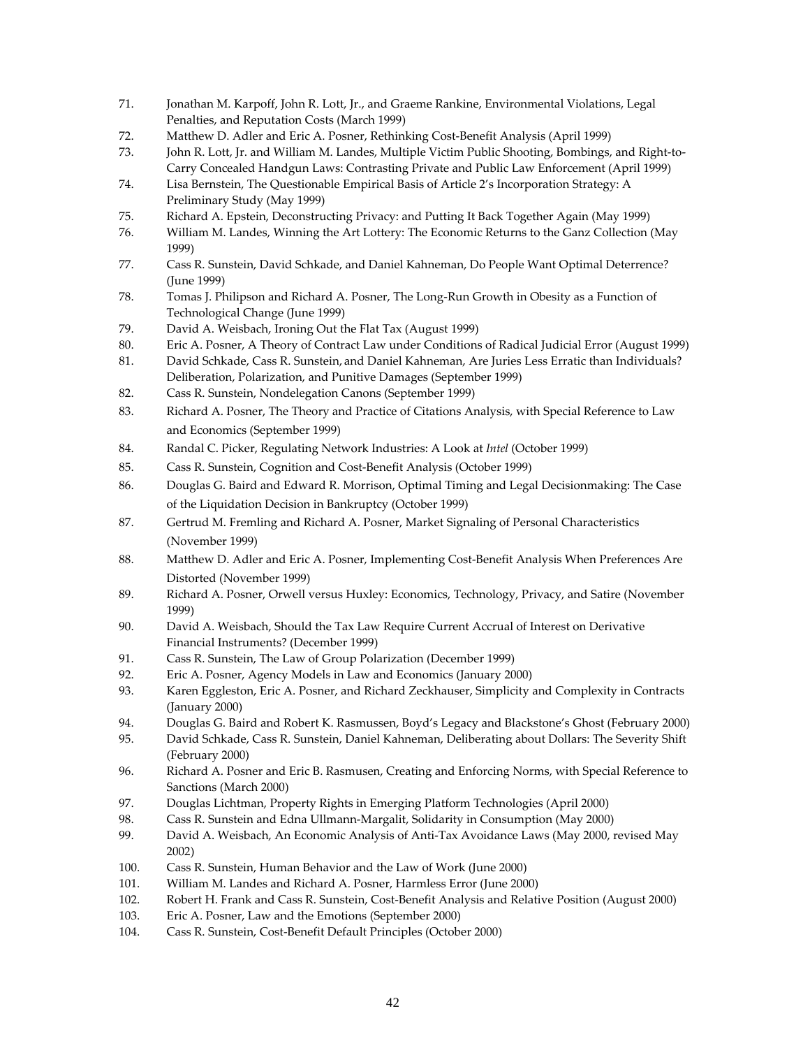71. Jonathan M. Karpoff, John R. Lott, Jr., and Graeme Rankine, Environmental Violations, Legal Penalties, and Reputation Costs (March 1999)
72. Matthew D. Adler and Eric A. Posner, Rethinking Cost-Benefit Analysis (April 1999)
73. John R. Lott, Jr. and William M. Landes, Multiple Victim Public Shooting, Bombings, and Right-to-Carry Concealed Handgun Laws: Contrasting Private and Public Law Enforcement (April 1999)
74. Lisa Bernstein, The Questionable Empirical Basis of Article 2's Incorporation Strategy: A Preliminary Study (May 1999)
75. Richard A. Epstein, Deconstructing Privacy: and Putting It Back Together Again (May 1999)
76. William M. Landes, Winning the Art Lottery: The Economic Returns to the Ganz Collection (May 1999)
77. Cass R. Sunstein, David Schkade, and Daniel Kahneman, Do People Want Optimal Deterrence? (June 1999)
78. Tomas J. Philipson and Richard A. Posner, The Long-Run Growth in Obesity as a Function of Technological Change (June 1999)
79. David A. Weisbach, Ironing Out the Flat Tax (August 1999)
80. Eric A. Posner, A Theory of Contract Law under Conditions of Radical Judicial Error (August 1999)
81. David Schkade, Cass R. Sunstein, and Daniel Kahneman, Are Juries Less Erratic than Individuals? Deliberation, Polarization, and Punitive Damages (September 1999)
82. Cass R. Sunstein, Nondelegation Canons (September 1999)
83. Richard A. Posner, The Theory and Practice of Citations Analysis, with Special Reference to Law and Economics (September 1999)
84. Randal C. Picker, Regulating Network Industries: A Look at *Intel* (October 1999)
85. Cass R. Sunstein, Cognition and Cost-Benefit Analysis (October 1999)
86. Douglas G. Baird and Edward R. Morrison, Optimal Timing and Legal Decisionmaking: The Case of the Liquidation Decision in Bankruptcy (October 1999)
87. Gertrud M. Fremling and Richard A. Posner, Market Signaling of Personal Characteristics (November 1999)
88. Matthew D. Adler and Eric A. Posner, Implementing Cost-Benefit Analysis When Preferences Are Distorted (November 1999)
89. Richard A. Posner, Orwell versus Huxley: Economics, Technology, Privacy, and Satire (November 1999)
90. David A. Weisbach, Should the Tax Law Require Current Accrual of Interest on Derivative Financial Instruments? (December 1999)
91. Cass R. Sunstein, The Law of Group Polarization (December 1999)
92. Eric A. Posner, Agency Models in Law and Economics (January 2000)
93. Karen Eggleston, Eric A. Posner, and Richard Zeckhauser, Simplicity and Complexity in Contracts (January 2000)
94. Douglas G. Baird and Robert K. Rasmussen, Boyd's Legacy and Blackstone's Ghost (February 2000)
95. David Schkade, Cass R. Sunstein, Daniel Kahneman, Deliberating about Dollars: The Severity Shift (February 2000)
96. Richard A. Posner and Eric B. Rasmusen, Creating and Enforcing Norms, with Special Reference to Sanctions (March 2000)
97. Douglas Lichtman, Property Rights in Emerging Platform Technologies (April 2000)
98. Cass R. Sunstein and Edna Ullmann-Margalit, Solidarity in Consumption (May 2000)
99. David A. Weisbach, An Economic Analysis of Anti-Tax Avoidance Laws (May 2000, revised May 2002)
100. Cass R. Sunstein, Human Behavior and the Law of Work (June 2000)
101. William M. Landes and Richard A. Posner, Harmless Error (June 2000)
102. Robert H. Frank and Cass R. Sunstein, Cost-Benefit Analysis and Relative Position (August 2000)
103. Eric A. Posner, Law and the Emotions (September 2000)
104. Cass R. Sunstein, Cost-Benefit Default Principles (October 2000)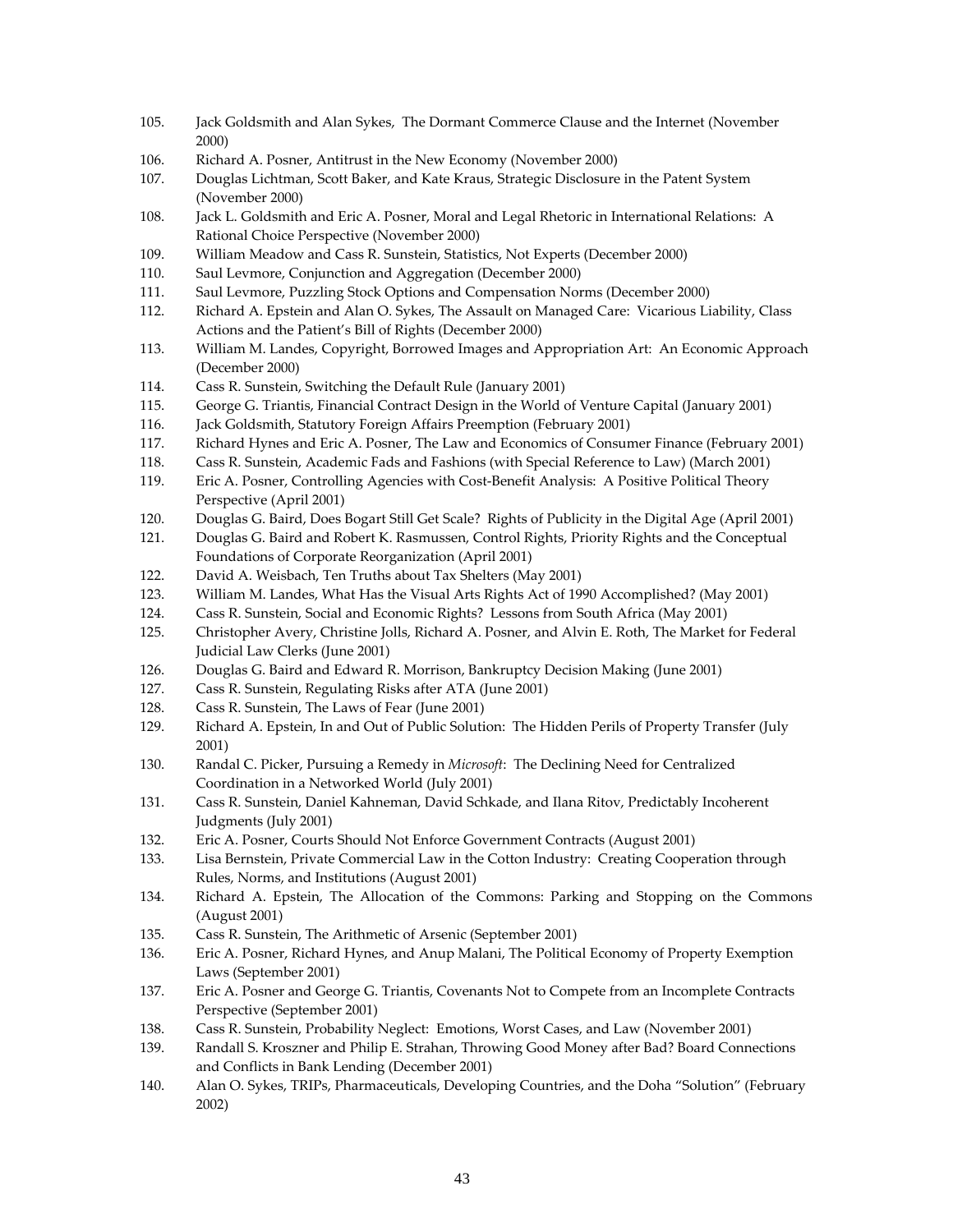105. Jack Goldsmith and Alan Sykes, The Dormant Commerce Clause and the Internet (November 2000)
106. Richard A. Posner, Antitrust in the New Economy (November 2000)
107. Douglas Lichtman, Scott Baker, and Kate Kraus, Strategic Disclosure in the Patent System (November 2000)
108. Jack L. Goldsmith and Eric A. Posner, Moral and Legal Rhetoric in International Relations: A Rational Choice Perspective (November 2000)
109. William Meadow and Cass R. Sunstein, Statistics, Not Experts (December 2000)
110. Saul Levmore, Conjunction and Aggregation (December 2000)
111. Saul Levmore, Puzzling Stock Options and Compensation Norms (December 2000)
112. Richard A. Epstein and Alan O. Sykes, The Assault on Managed Care: Vicarious Liability, Class Actions and the Patient's Bill of Rights (December 2000)
113. William M. Landes, Copyright, Borrowed Images and Appropriation Art: An Economic Approach (December 2000)
114. Cass R. Sunstein, Switching the Default Rule (January 2001)
115. George G. Triantis, Financial Contract Design in the World of Venture Capital (January 2001)
116. Jack Goldsmith, Statutory Foreign Affairs Preemption (February 2001)
117. Richard Hynes and Eric A. Posner, The Law and Economics of Consumer Finance (February 2001)
118. Cass R. Sunstein, Academic Fads and Fashions (with Special Reference to Law) (March 2001)
119. Eric A. Posner, Controlling Agencies with Cost-Benefit Analysis: A Positive Political Theory Perspective (April 2001)
120. Douglas G. Baird, Does Bogart Still Get Scale? Rights of Publicity in the Digital Age (April 2001)
121. Douglas G. Baird and Robert K. Rasmussen, Control Rights, Priority Rights and the Conceptual Foundations of Corporate Reorganization (April 2001)
122. David A. Weisbach, Ten Truths about Tax Shelters (May 2001)
123. William M. Landes, What Has the Visual Arts Rights Act of 1990 Accomplished? (May 2001)
124. Cass R. Sunstein, Social and Economic Rights? Lessons from South Africa (May 2001)
125. Christopher Avery, Christine Jolls, Richard A. Posner, and Alvin E. Roth, The Market for Federal Judicial Law Clerks (June 2001)
126. Douglas G. Baird and Edward R. Morrison, Bankruptcy Decision Making (June 2001)
127. Cass R. Sunstein, Regulating Risks after ATA (June 2001)
128. Cass R. Sunstein, The Laws of Fear (June 2001)
129. Richard A. Epstein, In and Out of Public Solution: The Hidden Perils of Property Transfer (July 2001)
130. Randal C. Picker, Pursuing a Remedy in *Microsoft*: The Declining Need for Centralized Coordination in a Networked World (July 2001)
131. Cass R. Sunstein, Daniel Kahneman, David Schkade, and Ilana Ritov, Predictably Incoherent Judgments (July 2001)
132. Eric A. Posner, Courts Should Not Enforce Government Contracts (August 2001)
133. Lisa Bernstein, Private Commercial Law in the Cotton Industry: Creating Cooperation through Rules, Norms, and Institutions (August 2001)
134. Richard A. Epstein, The Allocation of the Commons: Parking and Stopping on the Commons (August 2001)
135. Cass R. Sunstein, The Arithmetic of Arsenic (September 2001)
136. Eric A. Posner, Richard Hynes, and Anup Malani, The Political Economy of Property Exemption Laws (September 2001)
137. Eric A. Posner and George G. Triantis, Covenants Not to Compete from an Incomplete Contracts Perspective (September 2001)
138. Cass R. Sunstein, Probability Neglect: Emotions, Worst Cases, and Law (November 2001)
139. Randall S. Kroszner and Philip E. Strahan, Throwing Good Money after Bad? Board Connections and Conflicts in Bank Lending (December 2001)
140. Alan O. Sykes, TRIPs, Pharmaceuticals, Developing Countries, and the Doha "Solution" (February 2002)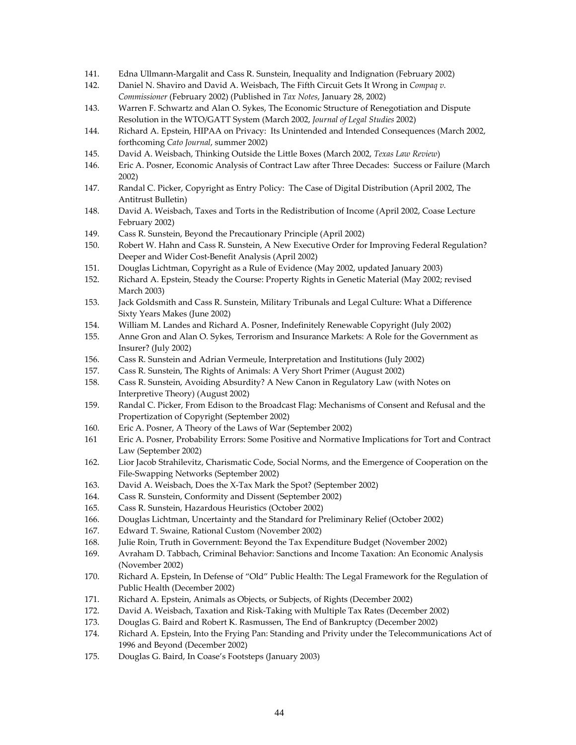141. Edna Ullmann-Margalit and Cass R. Sunstein, Inequality and Indignation (February 2002)
142. Daniel N. Shaviro and David A. Weisbach, The Fifth Circuit Gets It Wrong in *Compaq v. Commissioner* (February 2002) (Published in *Tax Notes*, January 28, 2002)
143. Warren F. Schwartz and Alan O. Sykes, The Economic Structure of Renegotiation and Dispute Resolution in the WTO/GATT System (March 2002, *Journal of Legal Studies* 2002)
144. Richard A. Epstein, HIPAA on Privacy: Its Unintended and Intended Consequences (March 2002, forthcoming *Cato Journal*, summer 2002)
145. David A. Weisbach, Thinking Outside the Little Boxes (March 2002, *Texas Law Review*)
146. Eric A. Posner, Economic Analysis of Contract Law after Three Decades: Success or Failure (March 2002)
147. Randal C. Picker, Copyright as Entry Policy: The Case of Digital Distribution (April 2002, The Antitrust Bulletin)
148. David A. Weisbach, Taxes and Torts in the Redistribution of Income (April 2002, Coase Lecture February 2002)
149. Cass R. Sunstein, Beyond the Precautionary Principle (April 2002)
150. Robert W. Hahn and Cass R. Sunstein, A New Executive Order for Improving Federal Regulation? Deeper and Wider Cost-Benefit Analysis (April 2002)
151. Douglas Lichtman, Copyright as a Rule of Evidence (May 2002, updated January 2003)
152. Richard A. Epstein, Steady the Course: Property Rights in Genetic Material (May 2002; revised March 2003)
153. Jack Goldsmith and Cass R. Sunstein, Military Tribunals and Legal Culture: What a Difference Sixty Years Makes (June 2002)
154. William M. Landes and Richard A. Posner, Indefinitely Renewable Copyright (July 2002)
155. Anne Gron and Alan O. Sykes, Terrorism and Insurance Markets: A Role for the Government as Insurer? (July 2002)
156. Cass R. Sunstein and Adrian Vermeule, Interpretation and Institutions (July 2002)
157. Cass R. Sunstein, The Rights of Animals: A Very Short Primer (August 2002)
158. Cass R. Sunstein, Avoiding Absurdity? A New Canon in Regulatory Law (with Notes on Interpretive Theory) (August 2002)
159. Randal C. Picker, From Edison to the Broadcast Flag: Mechanisms of Consent and Refusal and the Propertization of Copyright (September 2002)
160. Eric A. Posner, A Theory of the Laws of War (September 2002)
161 Eric A. Posner, Probability Errors: Some Positive and Normative Implications for Tort and Contract Law (September 2002)
162. Lior Jacob Strahilevitz, Charismatic Code, Social Norms, and the Emergence of Cooperation on the File-Swapping Networks (September 2002)
163. David A. Weisbach, Does the X-Tax Mark the Spot? (September 2002)
164. Cass R. Sunstein, Conformity and Dissent (September 2002)
165. Cass R. Sunstein, Hazardous Heuristics (October 2002)
166. Douglas Lichtman, Uncertainty and the Standard for Preliminary Relief (October 2002)
167. Edward T. Swaine, Rational Custom (November 2002)
168. Julie Roin, Truth in Government: Beyond the Tax Expenditure Budget (November 2002)
169. Avraham D. Tabbach, Criminal Behavior: Sanctions and Income Taxation: An Economic Analysis (November 2002)
170. Richard A. Epstein, In Defense of "Old" Public Health: The Legal Framework for the Regulation of Public Health (December 2002)
171. Richard A. Epstein, Animals as Objects, or Subjects, of Rights (December 2002)
172. David A. Weisbach, Taxation and Risk-Taking with Multiple Tax Rates (December 2002)
173. Douglas G. Baird and Robert K. Rasmussen, The End of Bankruptcy (December 2002)
174. Richard A. Epstein, Into the Frying Pan: Standing and Privity under the Telecommunications Act of 1996 and Beyond (December 2002)
175. Douglas G. Baird, In Coase's Footsteps (January 2003)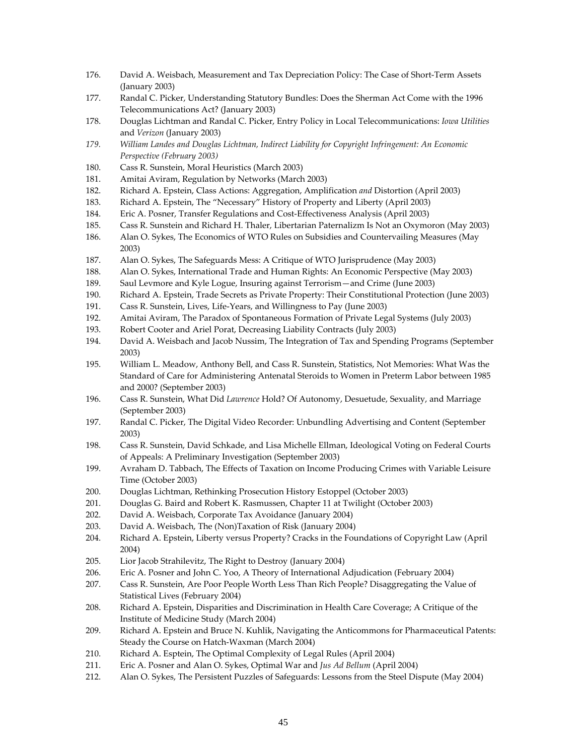176. David A. Weisbach, Measurement and Tax Depreciation Policy: The Case of Short-Term Assets (January 2003)
177. Randal C. Picker, Understanding Statutory Bundles: Does the Sherman Act Come with the 1996 Telecommunications Act? (January 2003)
178. Douglas Lichtman and Randal C. Picker, Entry Policy in Local Telecommunications: *Iowa Utilities* and *Verizon* (January 2003)
179. *William Landes and Douglas Lichtman, Indirect Liability for Copyright Infringement: An Economic Perspective (February 2003)*
180. Cass R. Sunstein, Moral Heuristics (March 2003)
181. Amitai Aviram, Regulation by Networks (March 2003)
182. Richard A. Epstein, Class Actions: Aggregation, Amplification *and* Distortion (April 2003)
183. Richard A. Epstein, The "Necessary" History of Property and Liberty (April 2003)
184. Eric A. Posner, Transfer Regulations and Cost-Effectiveness Analysis (April 2003)
185. Cass R. Sunstein and Richard H. Thaler, Libertarian Paternalizm Is Not an Oxymoron (May 2003)
186. Alan O. Sykes, The Economics of WTO Rules on Subsidies and Countervailing Measures (May 2003)
187. Alan O. Sykes, The Safeguards Mess: A Critique of WTO Jurisprudence (May 2003)
188. Alan O. Sykes, International Trade and Human Rights: An Economic Perspective (May 2003)
189. Saul Levmore and Kyle Logue, Insuring against Terrorism—and Crime (June 2003)
190. Richard A. Epstein, Trade Secrets as Private Property: Their Constitutional Protection (June 2003)
191. Cass R. Sunstein, Lives, Life-Years, and Willingness to Pay (June 2003)
192. Amitai Aviram, The Paradox of Spontaneous Formation of Private Legal Systems (July 2003)
193. Robert Cooter and Ariel Porat, Decreasing Liability Contracts (July 2003)
194. David A. Weisbach and Jacob Nussim, The Integration of Tax and Spending Programs (September 2003)
195. William L. Meadow, Anthony Bell, and Cass R. Sunstein, Statistics, Not Memories: What Was the Standard of Care for Administering Antenatal Steroids to Women in Preterm Labor between 1985 and 2000? (September 2003)
196. Cass R. Sunstein, What Did *Lawrence* Hold? Of Autonomy, Desuetude, Sexuality, and Marriage (September 2003)
197. Randal C. Picker, The Digital Video Recorder: Unbundling Advertising and Content (September 2003)
198. Cass R. Sunstein, David Schkade, and Lisa Michelle Ellman, Ideological Voting on Federal Courts of Appeals: A Preliminary Investigation (September 2003)
199. Avraham D. Tabbach, The Effects of Taxation on Income Producing Crimes with Variable Leisure Time (October 2003)
200. Douglas Lichtman, Rethinking Prosecution History Estoppel (October 2003)
201. Douglas G. Baird and Robert K. Rasmussen, Chapter 11 at Twilight (October 2003)
202. David A. Weisbach, Corporate Tax Avoidance (January 2004)
203. David A. Weisbach, The (Non)Taxation of Risk (January 2004)
204. Richard A. Epstein, Liberty versus Property? Cracks in the Foundations of Copyright Law (April 2004)
205. Lior Jacob Strahilevitz, The Right to Destroy (January 2004)
206. Eric A. Posner and John C. Yoo, A Theory of International Adjudication (February 2004)
207. Cass R. Sunstein, Are Poor People Worth Less Than Rich People? Disaggregating the Value of Statistical Lives (February 2004)
208. Richard A. Epstein, Disparities and Discrimination in Health Care Coverage; A Critique of the Institute of Medicine Study (March 2004)
209. Richard A. Epstein and Bruce N. Kuhlik, Navigating the Anticommons for Pharmaceutical Patents: Steady the Course on Hatch-Waxman (March 2004)
210. Richard A. Esptein, The Optimal Complexity of Legal Rules (April 2004)
211. Eric A. Posner and Alan O. Sykes, Optimal War and *Jus Ad Bellum* (April 2004)
212. Alan O. Sykes, The Persistent Puzzles of Safeguards: Lessons from the Steel Dispute (May 2004)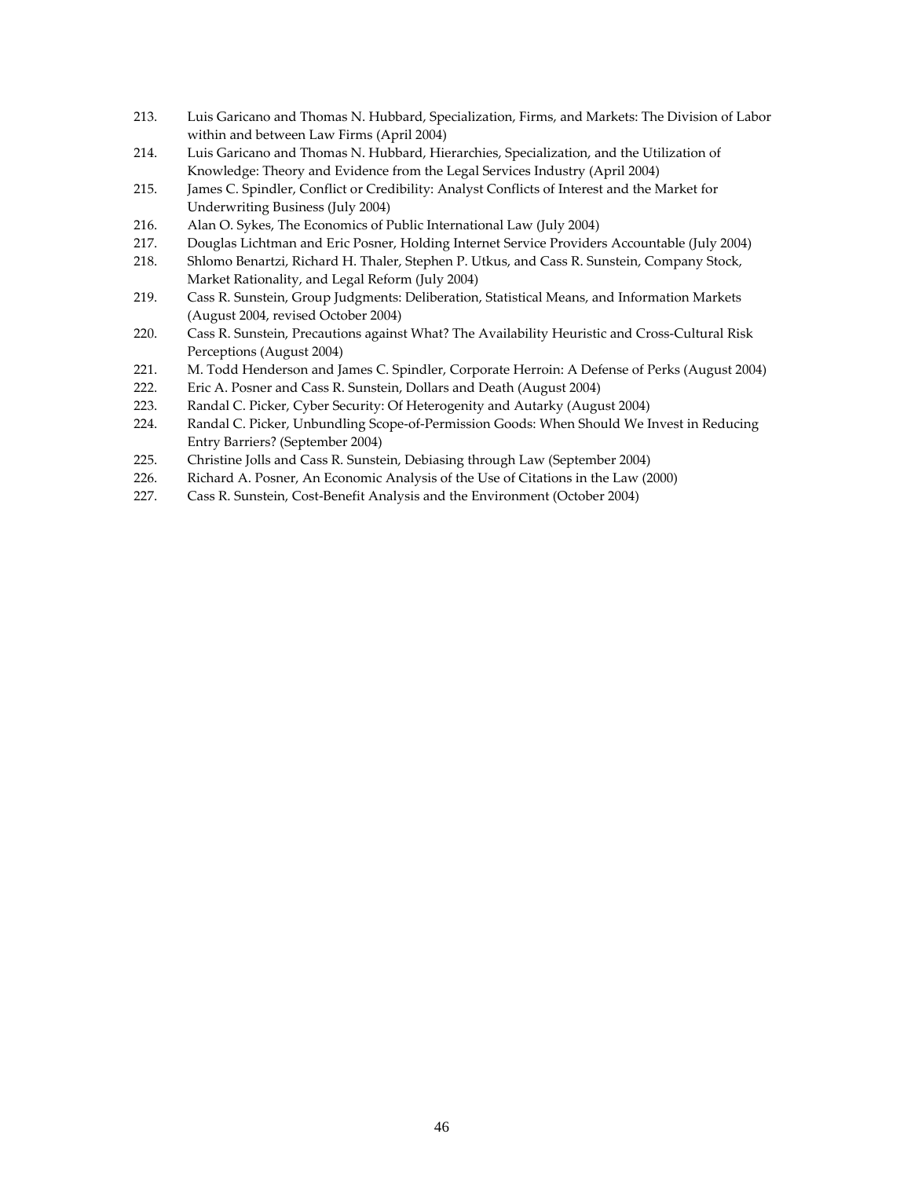213. Luis Garicano and Thomas N. Hubbard, Specialization, Firms, and Markets: The Division of Labor within and between Law Firms (April 2004)
214. Luis Garicano and Thomas N. Hubbard, Hierarchies, Specialization, and the Utilization of Knowledge: Theory and Evidence from the Legal Services Industry (April 2004)
215. James C. Spindler, Conflict or Credibility: Analyst Conflicts of Interest and the Market for Underwriting Business (July 2004)
216. Alan O. Sykes, The Economics of Public International Law (July 2004)
217. Douglas Lichtman and Eric Posner, Holding Internet Service Providers Accountable (July 2004)
218. Shlomo Benartzi, Richard H. Thaler, Stephen P. Utkus, and Cass R. Sunstein, Company Stock, Market Rationality, and Legal Reform (July 2004)
219. Cass R. Sunstein, Group Judgments: Deliberation, Statistical Means, and Information Markets (August 2004, revised October 2004)
220. Cass R. Sunstein, Precautions against What? The Availability Heuristic and Cross-Cultural Risk Perceptions (August 2004)
221. M. Todd Henderson and James C. Spindler, Corporate Herroin: A Defense of Perks (August 2004)
222. Eric A. Posner and Cass R. Sunstein, Dollars and Death (August 2004)
223. Randal C. Picker, Cyber Security: Of Heterogenity and Autarky (August 2004)
224. Randal C. Picker, Unbundling Scope-of-Permission Goods: When Should We Invest in Reducing Entry Barriers? (September 2004)
225. Christine Jolls and Cass R. Sunstein, Debiasing through Law (September 2004)
226. Richard A. Posner, An Economic Analysis of the Use of Citations in the Law (2000)
227. Cass R. Sunstein, Cost-Benefit Analysis and the Environment (October 2004)